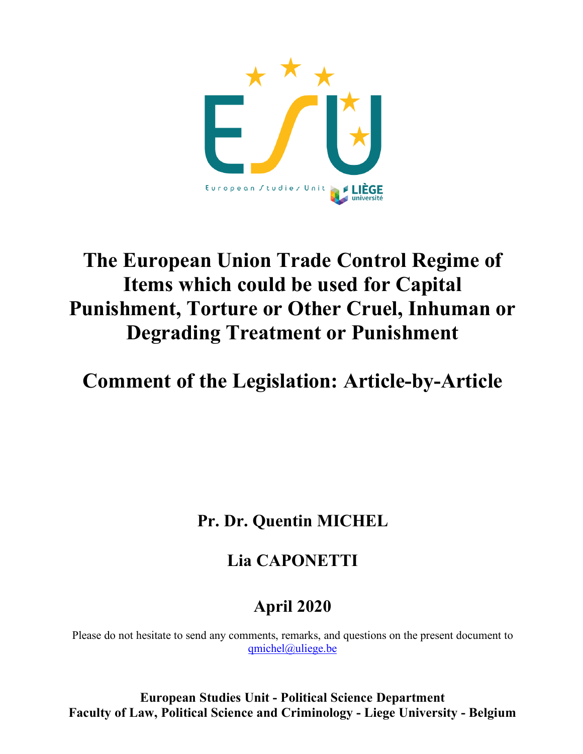European Studies Unit LIÈGE université

# The European Union Trade Control Regime of Items which could be used for Capital Punishment, Torture or Other Cruel, Inhuman or Degrading Treatment or Punishment

# Comment of the Legislation: Article-by-Article

**Pr. Dr. Quentin MICHEL**

**Lia CAPONETTI**

**April 2020**

Please do not hesitate to send any comments, remarks, and questions on the present document to qmichel@uliege.be

**European Studies Unit - Political Science Department**
**Faculty of Law, Political Science and Criminology - Liege University - Belgium**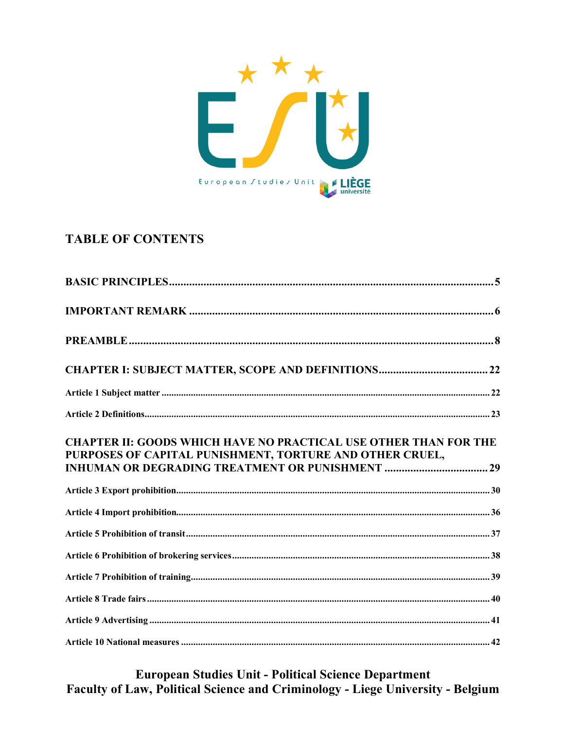## TABLE OF CONTENTS

| | |
|---|---|
| **BASIC PRINCIPLES** | **5** |
| **IMPORTANT REMARK** | **6** |
| **PREAMBLE** | **8** |
| **CHAPTER I: SUBJECT MATTER, SCOPE AND DEFINITIONS** | **22** |
| Article 1 Subject matter | 22 |
| Article 2 Definitions | 23 |
| **CHAPTER II: GOODS WHICH HAVE NO PRACTICAL USE OTHER THAN FOR THE PURPOSES OF CAPITAL PUNISHMENT, TORTURE AND OTHER CRUEL, INHUMAN OR DEGRADING TREATMENT OR PUNISHMENT** | **29** |
| Article 3 Export prohibition | 30 |
| Article 4 Import prohibition | 36 |
| Article 5 Prohibition of transit | 37 |
| Article 6 Prohibition of brokering services | 38 |
| Article 7 Prohibition of training | 39 |
| Article 8 Trade fairs | 40 |
| Article 9 Advertising | 41 |
| Article 10 National measures | 42 |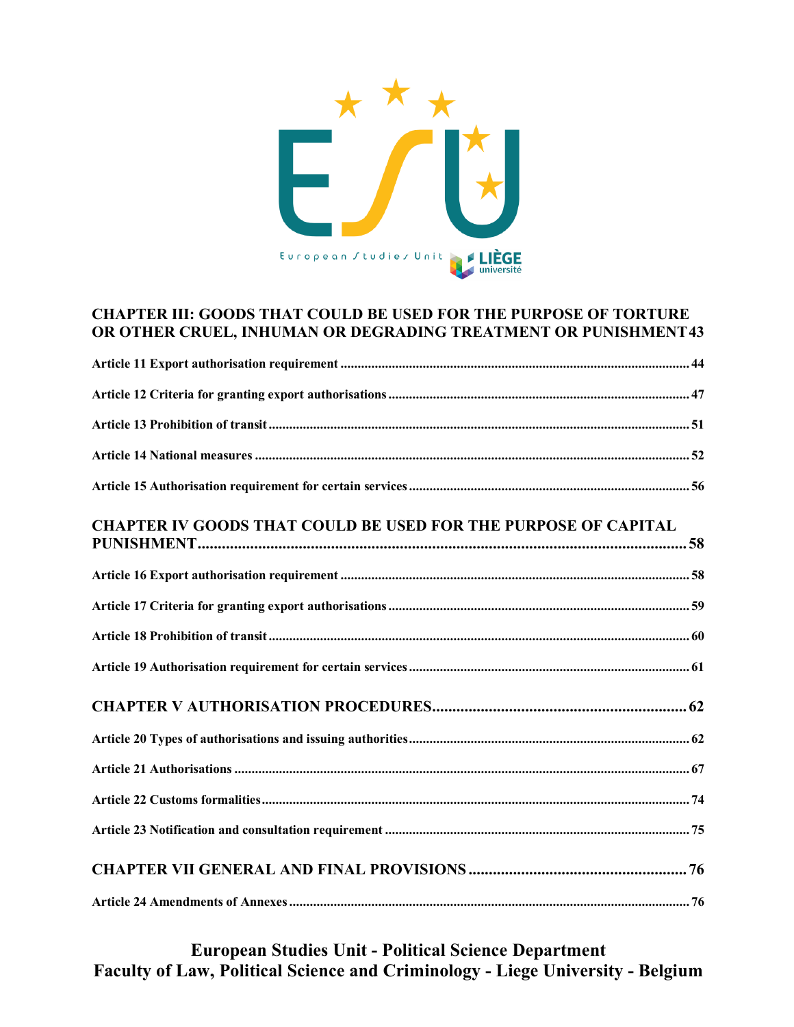**CHAPTER III: GOODS THAT COULD BE USED FOR THE PURPOSE OF TORTURE OR OTHER CRUEL, INHUMAN OR DEGRADING TREATMENT OR PUNISHMENT 43**

**Article 11 Export authorisation requirement ... 44**

**Article 12 Criteria for granting export authorisations ... 47**

**Article 13 Prohibition of transit ... 51**

**Article 14 National measures ... 52**

**Article 15 Authorisation requirement for certain services ... 56**

**CHAPTER IV GOODS THAT COULD BE USED FOR THE PURPOSE OF CAPITAL PUNISHMENT ... 58**

**Article 16 Export authorisation requirement ... 58**

**Article 17 Criteria for granting export authorisations ... 59**

**Article 18 Prohibition of transit ... 60**

**Article 19 Authorisation requirement for certain services ... 61**

**CHAPTER V AUTHORISATION PROCEDURES ... 62**

**Article 20 Types of authorisations and issuing authorities ... 62**

**Article 21 Authorisations ... 67**

**Article 22 Customs formalities ... 74**

**Article 23 Notification and consultation requirement ... 75**

**CHAPTER VII GENERAL AND FINAL PROVISIONS ... 76**

**Article 24 Amendments of Annexes ... 76**

**European Studies Unit - Political Science Department**
**Faculty of Law, Political Science and Criminology - Liege University - Belgium**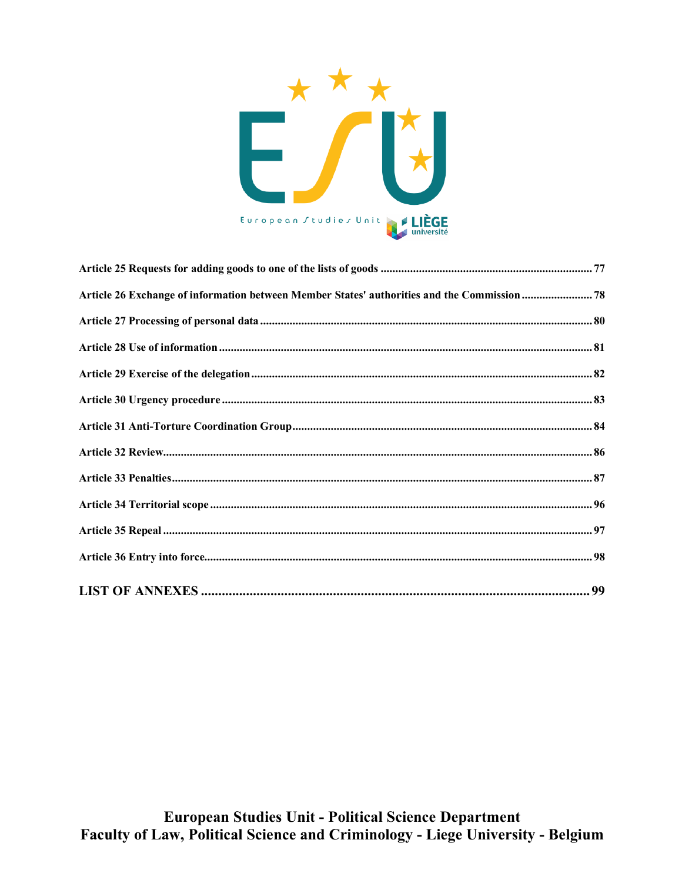Article 25 Requests for adding goods to one of the lists of goods ........................................................................ 77

Article 26 Exchange of information between Member States' authorities and the Commission ........................ 78

Article 27 Processing of personal data ................................................................................................................ 80

Article 28 Use of information .............................................................................................................................. 81

Article 29 Exercise of the delegation .................................................................................................................. 82

Article 30 Urgency procedure ............................................................................................................................. 83

Article 31 Anti-Torture Coordination Group ..................................................................................................... 84

Article 32 Review ................................................................................................................................................ 86

Article 33 Penalties ............................................................................................................................................. 87

Article 34 Territorial scope ................................................................................................................................. 96

Article 35 Repeal ................................................................................................................................................. 97

Article 36 Entry into force ................................................................................................................................... 98

LIST OF ANNEXES ............................................................................................................................................ 99

European Studies Unit - Political Science Department
Faculty of Law, Political Science and Criminology - Liege University - Belgium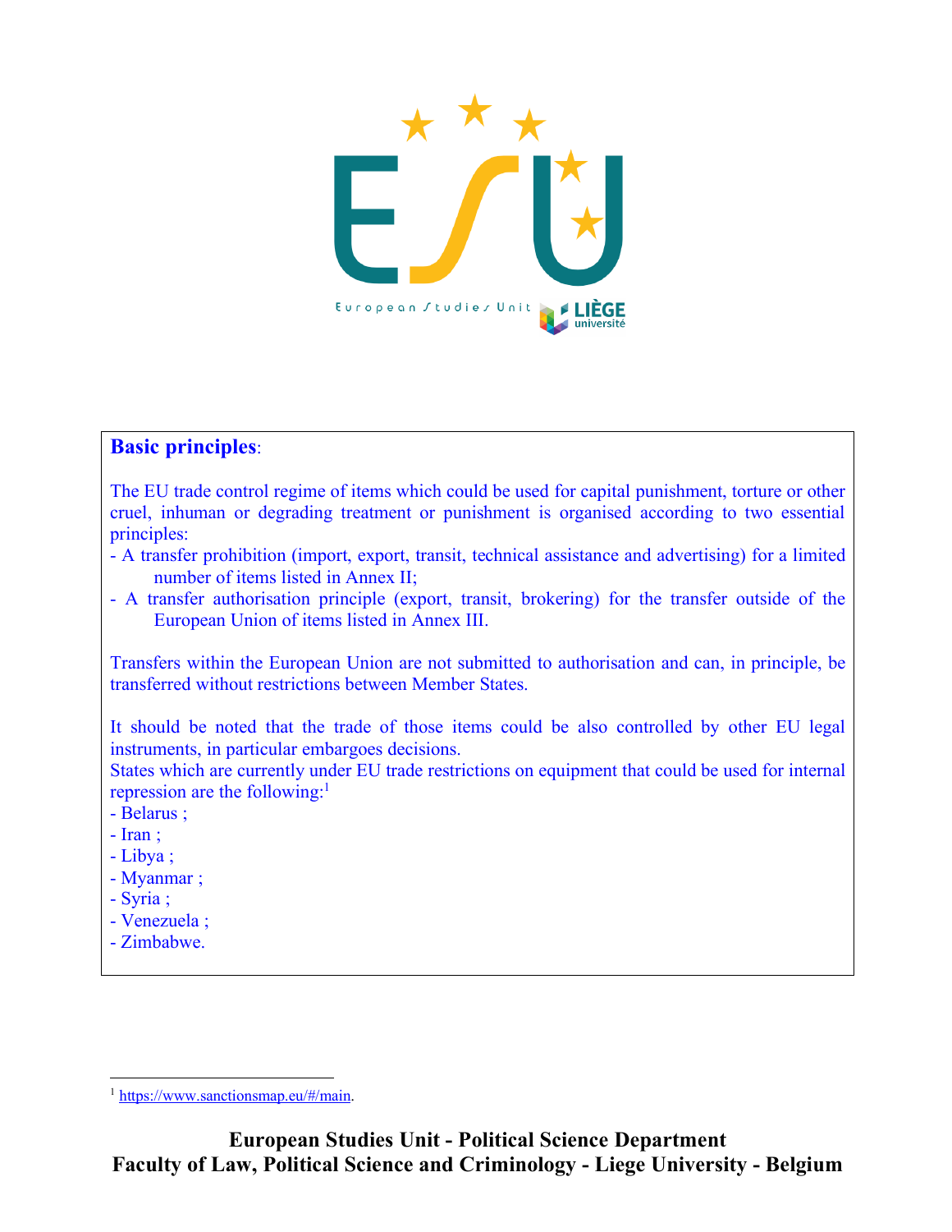**Basic principles**:

The EU trade control regime of items which could be used for capital punishment, torture or other cruel, inhuman or degrading treatment or punishment is organised according to two essential principles:

- A transfer prohibition (import, export, transit, technical assistance and advertising) for a limited number of items listed in Annex II;
- A transfer authorisation principle (export, transit, brokering) for the transfer outside of the European Union of items listed in Annex III.

Transfers within the European Union are not submitted to authorisation and can, in principle, be transferred without restrictions between Member States.

It should be noted that the trade of those items could be also controlled by other EU legal instruments, in particular embargoes decisions.
States which are currently under EU trade restrictions on equipment that could be used for internal repression are the following:[1]

- Belarus ;
- Iran ;
- Libya ;
- Myanmar ;
- Syria ;
- Venezuela ;
- Zimbabwe.

[1] https://www.sanctionsmap.eu/#/main.

**European Studies Unit - Political Science Department**
**Faculty of Law, Political Science and Criminology - Liege University - Belgium**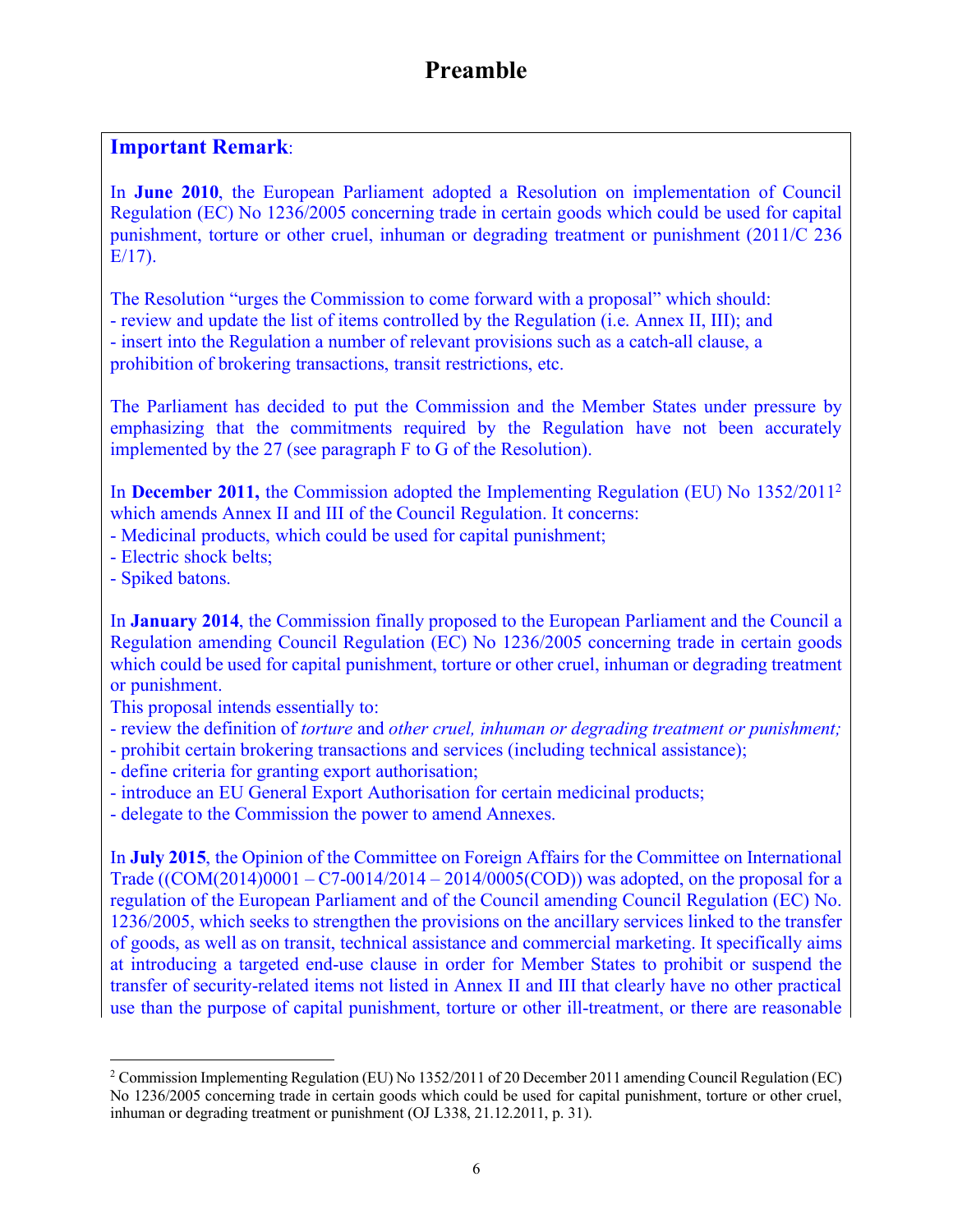# Preamble

**Important Remark**:

In **June 2010**, the European Parliament adopted a Resolution on implementation of Council Regulation (EC) No 1236/2005 concerning trade in certain goods which could be used for capital punishment, torture or other cruel, inhuman or degrading treatment or punishment (2011/C 236 E/17).

The Resolution "urges the Commission to come forward with a proposal" which should:
- review and update the list of items controlled by the Regulation (i.e. Annex II, III); and
- insert into the Regulation a number of relevant provisions such as a catch-all clause, a prohibition of brokering transactions, transit restrictions, etc.

The Parliament has decided to put the Commission and the Member States under pressure by emphasizing that the commitments required by the Regulation have not been accurately implemented by the 27 (see paragraph F to G of the Resolution).

In **December 2011,** the Commission adopted the Implementing Regulation (EU) No 1352/2011[2] which amends Annex II and III of the Council Regulation. It concerns:
- Medicinal products, which could be used for capital punishment;
- Electric shock belts;
- Spiked batons.

In **January 2014**, the Commission finally proposed to the European Parliament and the Council a Regulation amending Council Regulation (EC) No 1236/2005 concerning trade in certain goods which could be used for capital punishment, torture or other cruel, inhuman or degrading treatment or punishment.

This proposal intends essentially to:
- review the definition of *torture* and *other cruel, inhuman or degrading treatment or punishment;*
- prohibit certain brokering transactions and services (including technical assistance);
- define criteria for granting export authorisation;
- introduce an EU General Export Authorisation for certain medicinal products;
- delegate to the Commission the power to amend Annexes.

In **July 2015**, the Opinion of the Committee on Foreign Affairs for the Committee on International Trade ((COM(2014)0001 – C7-0014/2014 – 2014/0005(COD)) was adopted, on the proposal for a regulation of the European Parliament and of the Council amending Council Regulation (EC) No. 1236/2005, which seeks to strengthen the provisions on the ancillary services linked to the transfer of goods, as well as on transit, technical assistance and commercial marketing. It specifically aims at introducing a targeted end-use clause in order for Member States to prohibit or suspend the transfer of security-related items not listed in Annex II and III that clearly have no other practical use than the purpose of capital punishment, torture or other ill-treatment, or there are reasonable

[2] Commission Implementing Regulation (EU) No 1352/2011 of 20 December 2011 amending Council Regulation (EC) No 1236/2005 concerning trade in certain goods which could be used for capital punishment, torture or other cruel, inhuman or degrading treatment or punishment (OJ L338, 21.12.2011, p. 31).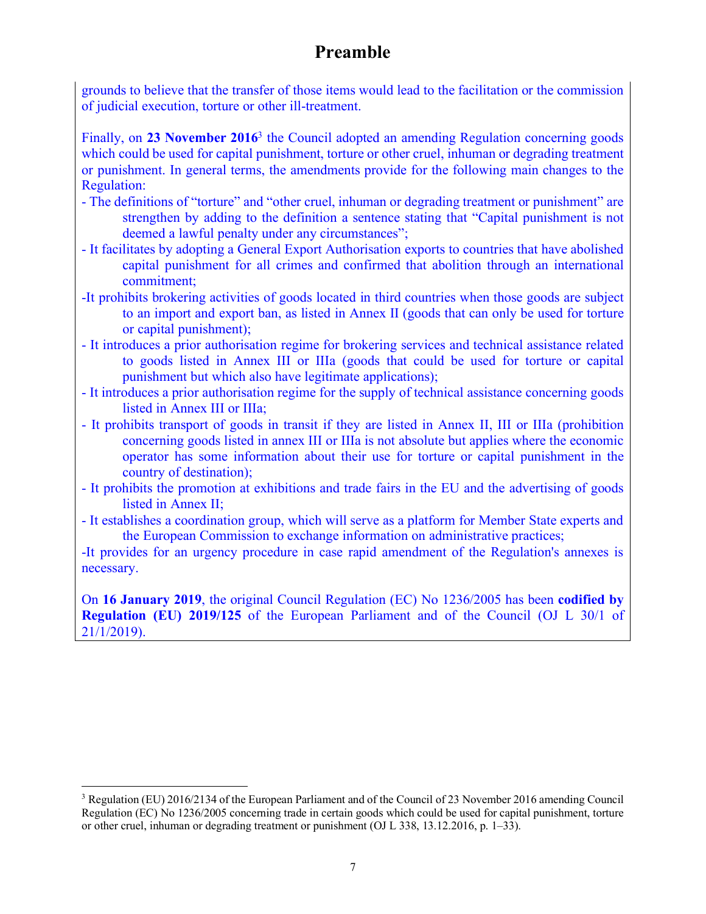# Preamble

grounds to believe that the transfer of those items would lead to the facilitation or the commission of judicial execution, torture or other ill-treatment.

Finally, on **23 November 2016**[3] the Council adopted an amending Regulation concerning goods which could be used for capital punishment, torture or other cruel, inhuman or degrading treatment or punishment. In general terms, the amendments provide for the following main changes to the Regulation:

- The definitions of "torture" and "other cruel, inhuman or degrading treatment or punishment" are strengthen by adding to the definition a sentence stating that "Capital punishment is not deemed a lawful penalty under any circumstances";
- It facilitates by adopting a General Export Authorisation exports to countries that have abolished capital punishment for all crimes and confirmed that abolition through an international commitment;
- It prohibits brokering activities of goods located in third countries when those goods are subject to an import and export ban, as listed in Annex II (goods that can only be used for torture or capital punishment);
- It introduces a prior authorisation regime for brokering services and technical assistance related to goods listed in Annex III or IIIa (goods that could be used for torture or capital punishment but which also have legitimate applications);
- It introduces a prior authorisation regime for the supply of technical assistance concerning goods listed in Annex III or IIIa;
- It prohibits transport of goods in transit if they are listed in Annex II, III or IIIa (prohibition concerning goods listed in annex III or IIIa is not absolute but applies where the economic operator has some information about their use for torture or capital punishment in the country of destination);
- It prohibits the promotion at exhibitions and trade fairs in the EU and the advertising of goods listed in Annex II;
- It establishes a coordination group, which will serve as a platform for Member State experts and the European Commission to exchange information on administrative practices;
- It provides for an urgency procedure in case rapid amendment of the Regulation's annexes is necessary.

On **16 January 2019**, the original Council Regulation (EC) No 1236/2005 has been **codified by Regulation (EU) 2019/125** of the European Parliament and of the Council (OJ L 30/1 of 21/1/2019).

---

[3] Regulation (EU) 2016/2134 of the European Parliament and of the Council of 23 November 2016 amending Council Regulation (EC) No 1236/2005 concerning trade in certain goods which could be used for capital punishment, torture or other cruel, inhuman or degrading treatment or punishment (OJ L 338, 13.12.2016, p. 1–33).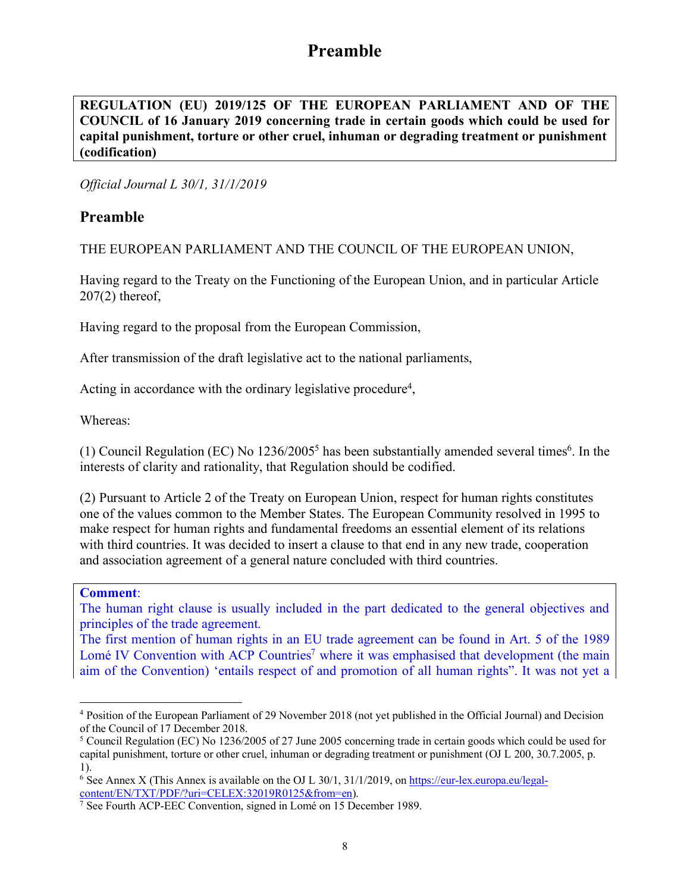# Preamble

**REGULATION (EU) 2019/125 OF THE EUROPEAN PARLIAMENT AND OF THE COUNCIL of 16 January 2019 concerning trade in certain goods which could be used for capital punishment, torture or other cruel, inhuman or degrading treatment or punishment (codification)**

*Official Journal L 30/1, 31/1/2019*

## Preamble

THE EUROPEAN PARLIAMENT AND THE COUNCIL OF THE EUROPEAN UNION,

Having regard to the Treaty on the Functioning of the European Union, and in particular Article 207(2) thereof,

Having regard to the proposal from the European Commission,

After transmission of the draft legislative act to the national parliaments,

Acting in accordance with the ordinary legislative procedure[4],

Whereas:

(1) Council Regulation (EC) No 1236/2005[5] has been substantially amended several times[6]. In the interests of clarity and rationality, that Regulation should be codified.

(2) Pursuant to Article 2 of the Treaty on European Union, respect for human rights constitutes one of the values common to the Member States. The European Community resolved in 1995 to make respect for human rights and fundamental freedoms an essential element of its relations with third countries. It was decided to insert a clause to that end in any new trade, cooperation and association agreement of a general nature concluded with third countries.

**Comment**:
The human right clause is usually included in the part dedicated to the general objectives and principles of the trade agreement.
The first mention of human rights in an EU trade agreement can be found in Art. 5 of the 1989 Lomé IV Convention with ACP Countries[7] where it was emphasised that development (the main aim of the Convention) 'entails respect of and promotion of all human rights". It was not yet a

---

[4] Position of the European Parliament of 29 November 2018 (not yet published in the Official Journal) and Decision of the Council of 17 December 2018.

[5] Council Regulation (EC) No 1236/2005 of 27 June 2005 concerning trade in certain goods which could be used for capital punishment, torture or other cruel, inhuman or degrading treatment or punishment (OJ L 200, 30.7.2005, p. 1).

[6] See Annex X (This Annex is available on the OJ L 30/1, 31/1/2019, on https://eur-lex.europa.eu/legal-content/EN/TXT/PDF/?uri=CELEX:32019R0125&from=en).

[7] See Fourth ACP-EEC Convention, signed in Lomé on 15 December 1989.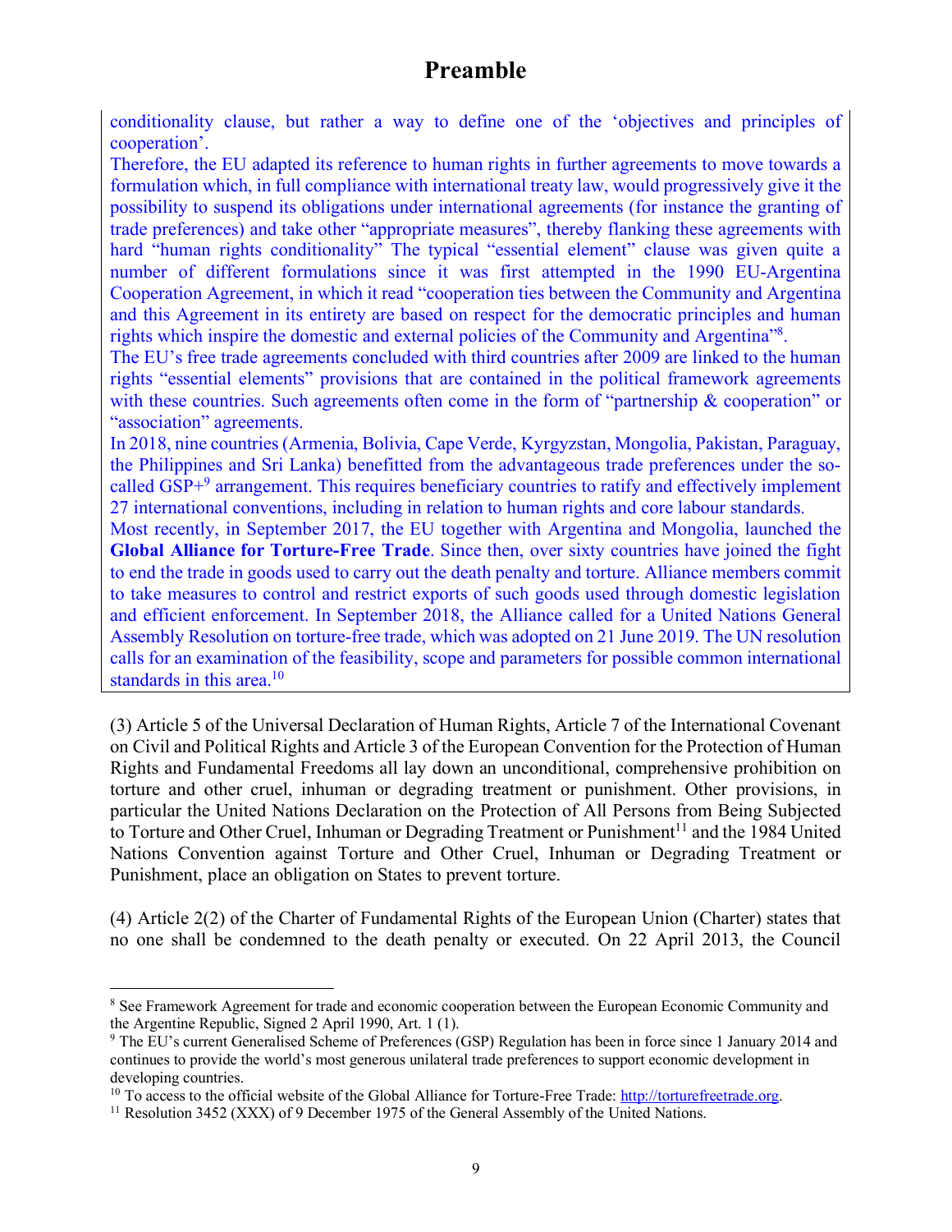conditionality clause, but rather a way to define one of the 'objectives and principles of cooperation'.

Therefore, the EU adapted its reference to human rights in further agreements to move towards a formulation which, in full compliance with international treaty law, would progressively give it the possibility to suspend its obligations under international agreements (for instance the granting of trade preferences) and take other "appropriate measures", thereby flanking these agreements with hard "human rights conditionality" The typical "essential element" clause was given quite a number of different formulations since it was first attempted in the 1990 EU-Argentina Cooperation Agreement, in which it read "cooperation ties between the Community and Argentina and this Agreement in its entirety are based on respect for the democratic principles and human rights which inspire the domestic and external policies of the Community and Argentina"[8].

The EU's free trade agreements concluded with third countries after 2009 are linked to the human rights "essential elements" provisions that are contained in the political framework agreements with these countries. Such agreements often come in the form of "partnership & cooperation" or "association" agreements.

In 2018, nine countries (Armenia, Bolivia, Cape Verde, Kyrgyzstan, Mongolia, Pakistan, Paraguay, the Philippines and Sri Lanka) benefitted from the advantageous trade preferences under the so-called GSP+[9] arrangement. This requires beneficiary countries to ratify and effectively implement 27 international conventions, including in relation to human rights and core labour standards.

Most recently, in September 2017, the EU together with Argentina and Mongolia, launched the **Global Alliance for Torture-Free Trade**. Since then, over sixty countries have joined the fight to end the trade in goods used to carry out the death penalty and torture. Alliance members commit to take measures to control and restrict exports of such goods used through domestic legislation and efficient enforcement. In September 2018, the Alliance called for a United Nations General Assembly Resolution on torture-free trade, which was adopted on 21 June 2019. The UN resolution calls for an examination of the feasibility, scope and parameters for possible common international standards in this area.[10]

(3) Article 5 of the Universal Declaration of Human Rights, Article 7 of the International Covenant on Civil and Political Rights and Article 3 of the European Convention for the Protection of Human Rights and Fundamental Freedoms all lay down an unconditional, comprehensive prohibition on torture and other cruel, inhuman or degrading treatment or punishment. Other provisions, in particular the United Nations Declaration on the Protection of All Persons from Being Subjected to Torture and Other Cruel, Inhuman or Degrading Treatment or Punishment[11] and the 1984 United Nations Convention against Torture and Other Cruel, Inhuman or Degrading Treatment or Punishment, place an obligation on States to prevent torture.

(4) Article 2(2) of the Charter of Fundamental Rights of the European Union (Charter) states that no one shall be condemned to the death penalty or executed. On 22 April 2013, the Council

---

[8] See Framework Agreement for trade and economic cooperation between the European Economic Community and the Argentine Republic, Signed 2 April 1990, Art. 1 (1).

[9] The EU's current Generalised Scheme of Preferences (GSP) Regulation has been in force since 1 January 2014 and continues to provide the world's most generous unilateral trade preferences to support economic development in developing countries.

[10] To access to the official website of the Global Alliance for Torture-Free Trade: http://torturefreetrade.org.

[11] Resolution 3452 (XXX) of 9 December 1975 of the General Assembly of the United Nations.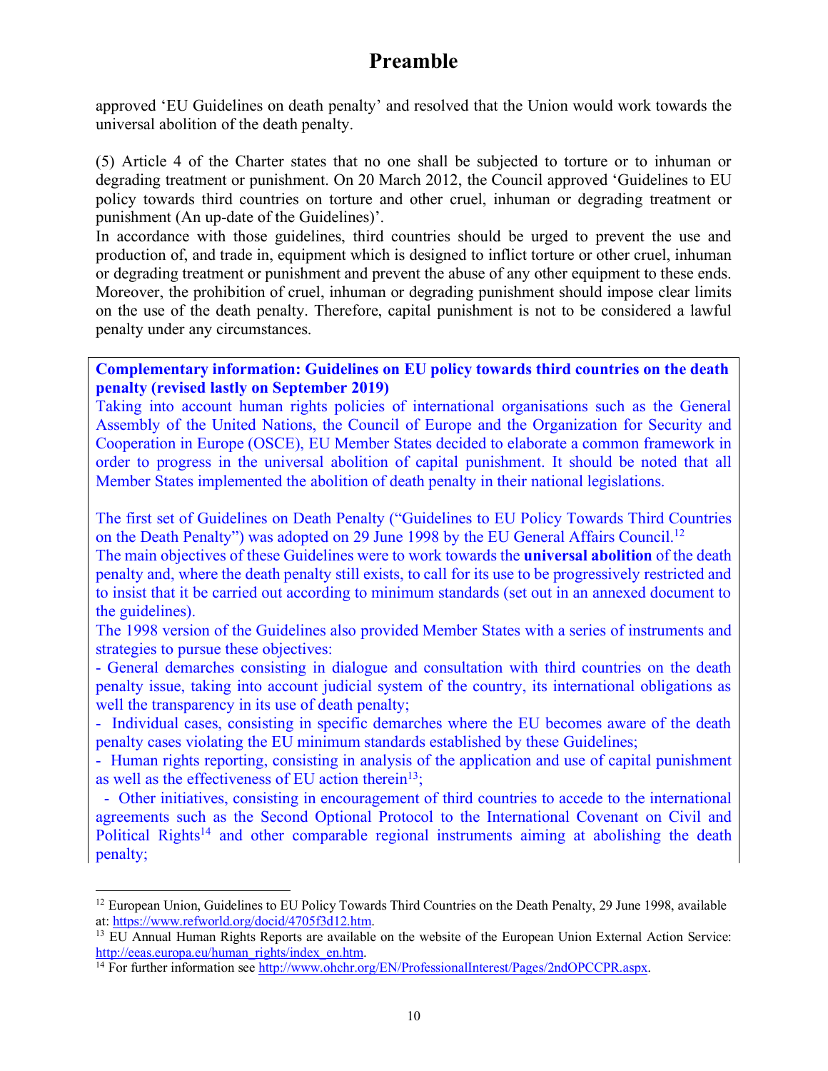# Preamble

approved 'EU Guidelines on death penalty' and resolved that the Union would work towards the universal abolition of the death penalty.

(5) Article 4 of the Charter states that no one shall be subjected to torture or to inhuman or degrading treatment or punishment. On 20 March 2012, the Council approved 'Guidelines to EU policy towards third countries on torture and other cruel, inhuman or degrading treatment or punishment (An up-date of the Guidelines)'.
In accordance with those guidelines, third countries should be urged to prevent the use and production of, and trade in, equipment which is designed to inflict torture or other cruel, inhuman or degrading treatment or punishment and prevent the abuse of any other equipment to these ends. Moreover, the prohibition of cruel, inhuman or degrading punishment should impose clear limits on the use of the death penalty. Therefore, capital punishment is not to be considered a lawful penalty under any circumstances.

**Complementary information: Guidelines on EU policy towards third countries on the death penalty (revised lastly on September 2019)**

Taking into account human rights policies of international organisations such as the General Assembly of the United Nations, the Council of Europe and the Organization for Security and Cooperation in Europe (OSCE), EU Member States decided to elaborate a common framework in order to progress in the universal abolition of capital punishment. It should be noted that all Member States implemented the abolition of death penalty in their national legislations.

The first set of Guidelines on Death Penalty ("Guidelines to EU Policy Towards Third Countries on the Death Penalty") was adopted on 29 June 1998 by the EU General Affairs Council.[12]
The main objectives of these Guidelines were to work towards the **universal abolition** of the death penalty and, where the death penalty still exists, to call for its use to be progressively restricted and to insist that it be carried out according to minimum standards (set out in an annexed document to the guidelines).
The 1998 version of the Guidelines also provided Member States with a series of instruments and strategies to pursue these objectives:

- General demarches consisting in dialogue and consultation with third countries on the death penalty issue, taking into account judicial system of the country, its international obligations as well the transparency in its use of death penalty;
- Individual cases, consisting in specific demarches where the EU becomes aware of the death penalty cases violating the EU minimum standards established by these Guidelines;
- Human rights reporting, consisting in analysis of the application and use of capital punishment as well as the effectiveness of EU action therein[13];
- Other initiatives, consisting in encouragement of third countries to accede to the international agreements such as the Second Optional Protocol to the International Covenant on Civil and Political Rights[14] and other comparable regional instruments aiming at abolishing the death penalty;

[12] European Union, Guidelines to EU Policy Towards Third Countries on the Death Penalty, 29 June 1998, available at: https://www.refworld.org/docid/4705f3d12.htm.
[13] EU Annual Human Rights Reports are available on the website of the European Union External Action Service: http://eeas.europa.eu/human_rights/index_en.htm.
[14] For further information see http://www.ohchr.org/EN/ProfessionalInterest/Pages/2ndOPCCPR.aspx.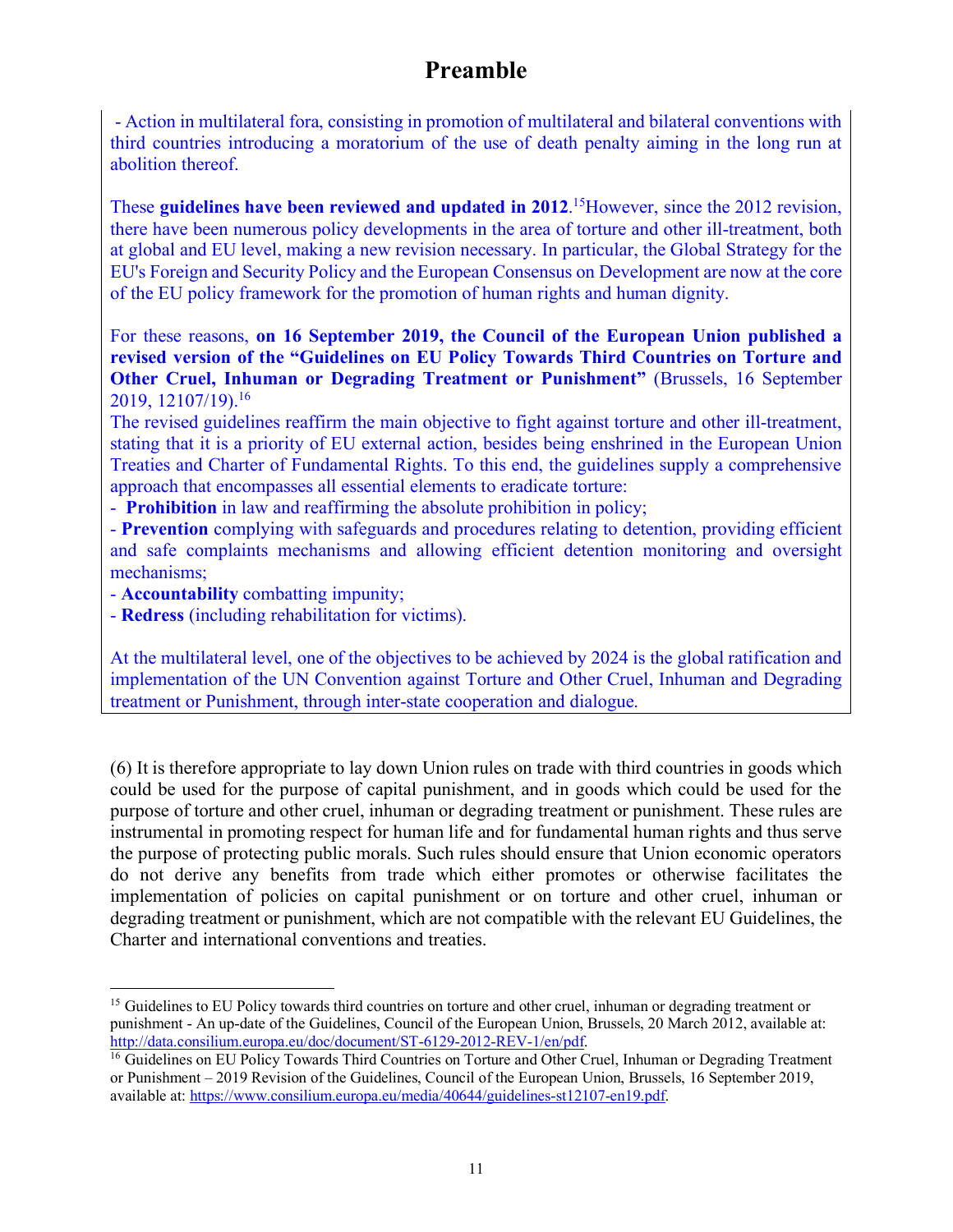# Preamble

- Action in multilateral fora, consisting in promotion of multilateral and bilateral conventions with third countries introducing a moratorium of the use of death penalty aiming in the long run at abolition thereof.

These **guidelines have been reviewed and updated in 2012**.[15] However, since the 2012 revision, there have been numerous policy developments in the area of torture and other ill-treatment, both at global and EU level, making a new revision necessary. In particular, the Global Strategy for the EU's Foreign and Security Policy and the European Consensus on Development are now at the core of the EU policy framework for the promotion of human rights and human dignity.

For these reasons, **on 16 September 2019, the Council of the European Union published a revised version of the "Guidelines on EU Policy Towards Third Countries on Torture and Other Cruel, Inhuman or Degrading Treatment or Punishment"** (Brussels, 16 September 2019, 12107/19).[16]

The revised guidelines reaffirm the main objective to fight against torture and other ill-treatment, stating that it is a priority of EU external action, besides being enshrined in the European Union Treaties and Charter of Fundamental Rights. To this end, the guidelines supply a comprehensive approach that encompasses all essential elements to eradicate torture:

- **Prohibition** in law and reaffirming the absolute prohibition in policy;
- **Prevention** complying with safeguards and procedures relating to detention, providing efficient and safe complaints mechanisms and allowing efficient detention monitoring and oversight mechanisms;
- **Accountability** combatting impunity;
- **Redress** (including rehabilitation for victims).

At the multilateral level, one of the objectives to be achieved by 2024 is the global ratification and implementation of the UN Convention against Torture and Other Cruel, Inhuman and Degrading treatment or Punishment, through inter-state cooperation and dialogue.

(6) It is therefore appropriate to lay down Union rules on trade with third countries in goods which could be used for the purpose of capital punishment, and in goods which could be used for the purpose of torture and other cruel, inhuman or degrading treatment or punishment. These rules are instrumental in promoting respect for human life and for fundamental human rights and thus serve the purpose of protecting public morals. Such rules should ensure that Union economic operators do not derive any benefits from trade which either promotes or otherwise facilitates the implementation of policies on capital punishment or on torture and other cruel, inhuman or degrading treatment or punishment, which are not compatible with the relevant EU Guidelines, the Charter and international conventions and treaties.

---

[15] Guidelines to EU Policy towards third countries on torture and other cruel, inhuman or degrading treatment or punishment - An up-date of the Guidelines, Council of the European Union, Brussels, 20 March 2012, available at: http://data.consilium.europa.eu/doc/document/ST-6129-2012-REV-1/en/pdf.

[16] Guidelines on EU Policy Towards Third Countries on Torture and Other Cruel, Inhuman or Degrading Treatment or Punishment – 2019 Revision of the Guidelines, Council of the European Union, Brussels, 16 September 2019, available at: https://www.consilium.europa.eu/media/40644/guidelines-st12107-en19.pdf.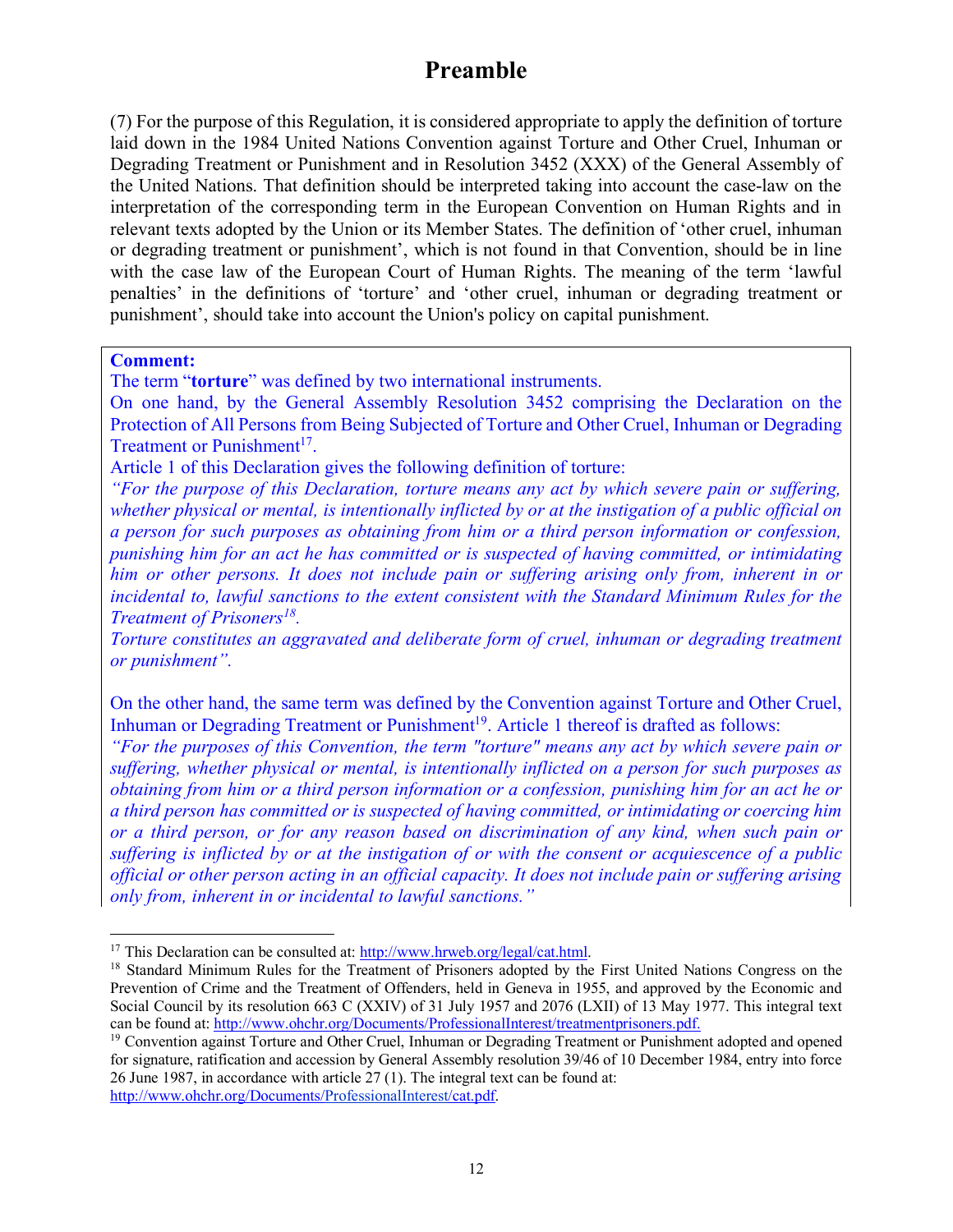# Preamble

(7) For the purpose of this Regulation, it is considered appropriate to apply the definition of torture laid down in the 1984 United Nations Convention against Torture and Other Cruel, Inhuman or Degrading Treatment or Punishment and in Resolution 3452 (XXX) of the General Assembly of the United Nations. That definition should be interpreted taking into account the case-law on the interpretation of the corresponding term in the European Convention on Human Rights and in relevant texts adopted by the Union or its Member States. The definition of 'other cruel, inhuman or degrading treatment or punishment', which is not found in that Convention, should be in line with the case law of the European Court of Human Rights. The meaning of the term 'lawful penalties' in the definitions of 'torture' and 'other cruel, inhuman or degrading treatment or punishment', should take into account the Union's policy on capital punishment.

**Comment:**

The term "**torture**" was defined by two international instruments.

On one hand, by the General Assembly Resolution 3452 comprising the Declaration on the Protection of All Persons from Being Subjected of Torture and Other Cruel, Inhuman or Degrading Treatment or Punishment[17].

Article 1 of this Declaration gives the following definition of torture:

*"For the purpose of this Declaration, torture means any act by which severe pain or suffering, whether physical or mental, is intentionally inflicted by or at the instigation of a public official on a person for such purposes as obtaining from him or a third person information or confession, punishing him for an act he has committed or is suspected of having committed, or intimidating him or other persons. It does not include pain or suffering arising only from, inherent in or incidental to, lawful sanctions to the extent consistent with the Standard Minimum Rules for the Treatment of Prisoners[18].*

*Torture constitutes an aggravated and deliberate form of cruel, inhuman or degrading treatment or punishment".*

On the other hand, the same term was defined by the Convention against Torture and Other Cruel, Inhuman or Degrading Treatment or Punishment[19]. Article 1 thereof is drafted as follows:

*"For the purposes of this Convention, the term "torture" means any act by which severe pain or suffering, whether physical or mental, is intentionally inflicted on a person for such purposes as obtaining from him or a third person information or a confession, punishing him for an act he or a third person has committed or is suspected of having committed, or intimidating or coercing him or a third person, or for any reason based on discrimination of any kind, when such pain or suffering is inflicted by or at the instigation of or with the consent or acquiescence of a public official or other person acting in an official capacity. It does not include pain or suffering arising only from, inherent in or incidental to lawful sanctions."*

---

[17] This Declaration can be consulted at: http://www.hrweb.org/legal/cat.html.

[18] Standard Minimum Rules for the Treatment of Prisoners adopted by the First United Nations Congress on the Prevention of Crime and the Treatment of Offenders, held in Geneva in 1955, and approved by the Economic and Social Council by its resolution 663 C (XXIV) of 31 July 1957 and 2076 (LXII) of 13 May 1977. This integral text can be found at: http://www.ohchr.org/Documents/ProfessionalInterest/treatmentprisoners.pdf.

[19] Convention against Torture and Other Cruel, Inhuman or Degrading Treatment or Punishment adopted and opened for signature, ratification and accession by General Assembly resolution 39/46 of 10 December 1984, entry into force 26 June 1987, in accordance with article 27 (1). The integral text can be found at: http://www.ohchr.org/Documents/ProfessionalInterest/cat.pdf.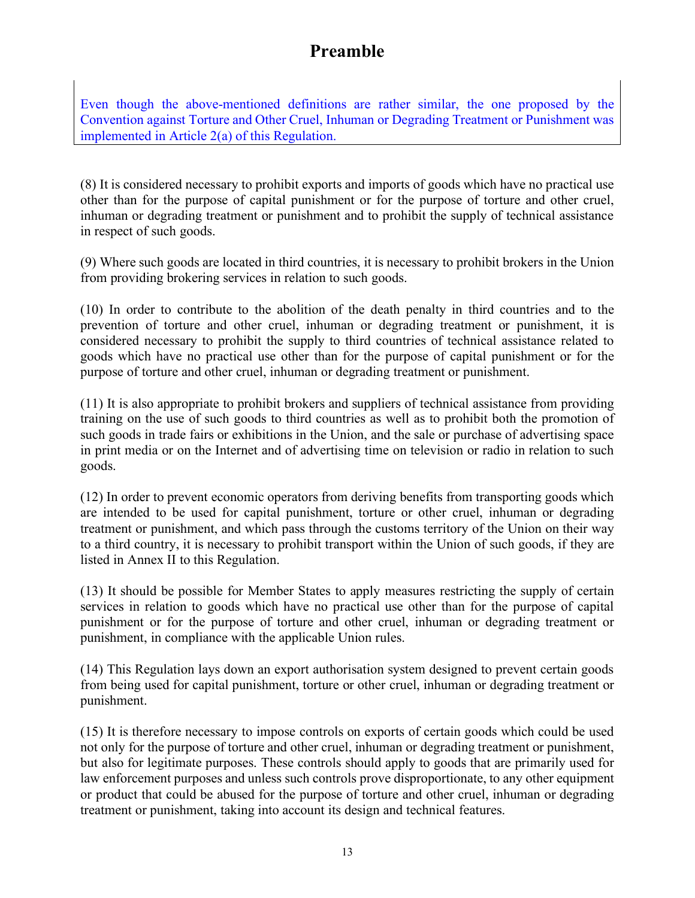# Preamble

> Even though the above-mentioned definitions are rather similar, the one proposed by the Convention against Torture and Other Cruel, Inhuman or Degrading Treatment or Punishment was implemented in Article 2(a) of this Regulation.

(8) It is considered necessary to prohibit exports and imports of goods which have no practical use other than for the purpose of capital punishment or for the purpose of torture and other cruel, inhuman or degrading treatment or punishment and to prohibit the supply of technical assistance in respect of such goods.

(9) Where such goods are located in third countries, it is necessary to prohibit brokers in the Union from providing brokering services in relation to such goods.

(10) In order to contribute to the abolition of the death penalty in third countries and to the prevention of torture and other cruel, inhuman or degrading treatment or punishment, it is considered necessary to prohibit the supply to third countries of technical assistance related to goods which have no practical use other than for the purpose of capital punishment or for the purpose of torture and other cruel, inhuman or degrading treatment or punishment.

(11) It is also appropriate to prohibit brokers and suppliers of technical assistance from providing training on the use of such goods to third countries as well as to prohibit both the promotion of such goods in trade fairs or exhibitions in the Union, and the sale or purchase of advertising space in print media or on the Internet and of advertising time on television or radio in relation to such goods.

(12) In order to prevent economic operators from deriving benefits from transporting goods which are intended to be used for capital punishment, torture or other cruel, inhuman or degrading treatment or punishment, and which pass through the customs territory of the Union on their way to a third country, it is necessary to prohibit transport within the Union of such goods, if they are listed in Annex II to this Regulation.

(13) It should be possible for Member States to apply measures restricting the supply of certain services in relation to goods which have no practical use other than for the purpose of capital punishment or for the purpose of torture and other cruel, inhuman or degrading treatment or punishment, in compliance with the applicable Union rules.

(14) This Regulation lays down an export authorisation system designed to prevent certain goods from being used for capital punishment, torture or other cruel, inhuman or degrading treatment or punishment.

(15) It is therefore necessary to impose controls on exports of certain goods which could be used not only for the purpose of torture and other cruel, inhuman or degrading treatment or punishment, but also for legitimate purposes. These controls should apply to goods that are primarily used for law enforcement purposes and unless such controls prove disproportionate, to any other equipment or product that could be abused for the purpose of torture and other cruel, inhuman or degrading treatment or punishment, taking into account its design and technical features.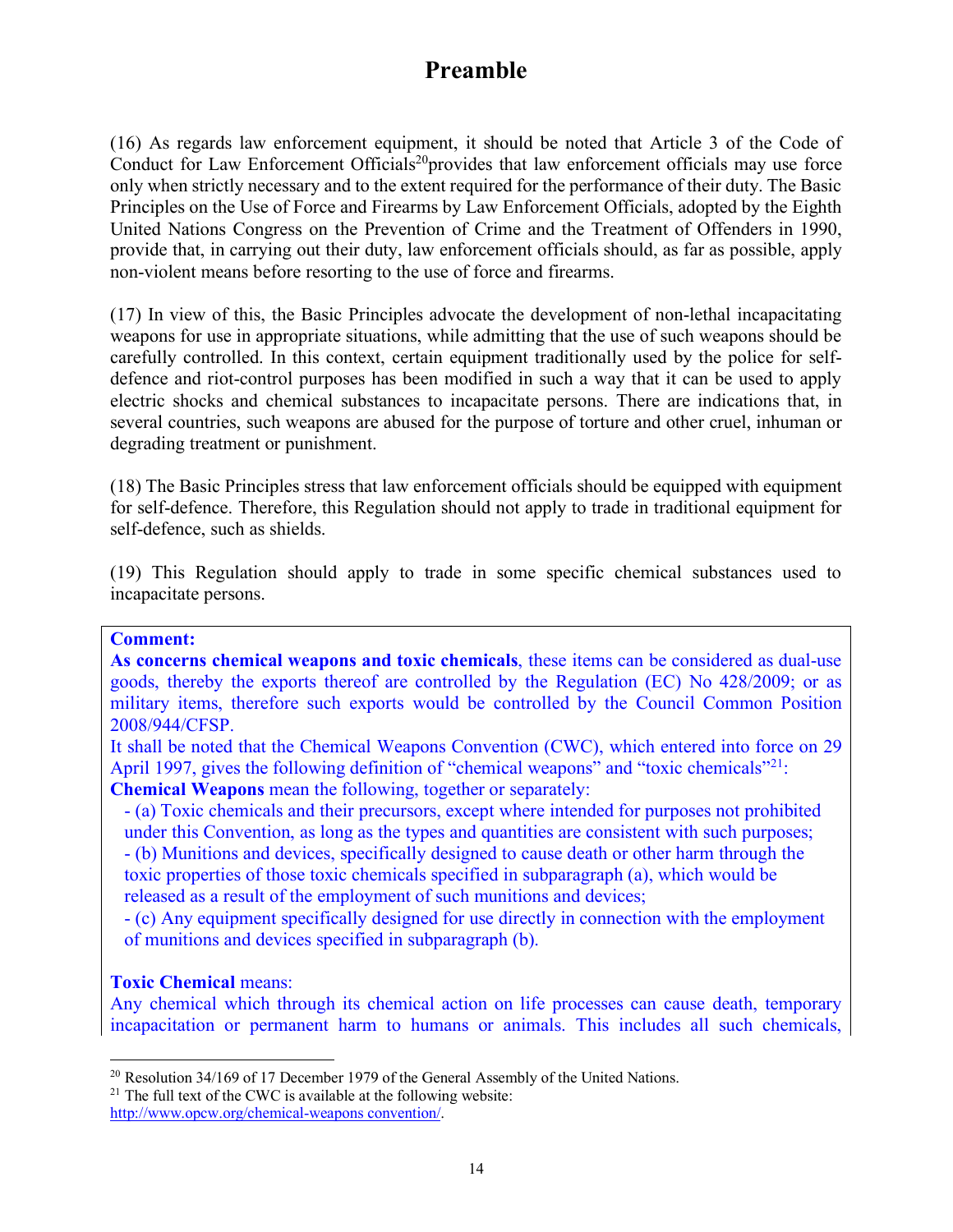# Preamble

(16) As regards law enforcement equipment, it should be noted that Article 3 of the Code of Conduct for Law Enforcement Officials[20] provides that law enforcement officials may use force only when strictly necessary and to the extent required for the performance of their duty. The Basic Principles on the Use of Force and Firearms by Law Enforcement Officials, adopted by the Eighth United Nations Congress on the Prevention of Crime and the Treatment of Offenders in 1990, provide that, in carrying out their duty, law enforcement officials should, as far as possible, apply non-violent means before resorting to the use of force and firearms.

(17) In view of this, the Basic Principles advocate the development of non-lethal incapacitating weapons for use in appropriate situations, while admitting that the use of such weapons should be carefully controlled. In this context, certain equipment traditionally used by the police for self-defence and riot-control purposes has been modified in such a way that it can be used to apply electric shocks and chemical substances to incapacitate persons. There are indications that, in several countries, such weapons are abused for the purpose of torture and other cruel, inhuman or degrading treatment or punishment.

(18) The Basic Principles stress that law enforcement officials should be equipped with equipment for self-defence. Therefore, this Regulation should not apply to trade in traditional equipment for self-defence, such as shields.

(19) This Regulation should apply to trade in some specific chemical substances used to incapacitate persons.

**Comment:**
**As concerns chemical weapons and toxic chemicals**, these items can be considered as dual-use goods, thereby the exports thereof are controlled by the Regulation (EC) No 428/2009; or as military items, therefore such exports would be controlled by the Council Common Position 2008/944/CFSP.
It shall be noted that the Chemical Weapons Convention (CWC), which entered into force on 29 April 1997, gives the following definition of "chemical weapons" and "toxic chemicals"[21]:
**Chemical Weapons** mean the following, together or separately:

- (a) Toxic chemicals and their precursors, except where intended for purposes not prohibited under this Convention, as long as the types and quantities are consistent with such purposes;
- (b) Munitions and devices, specifically designed to cause death or other harm through the toxic properties of those toxic chemicals specified in subparagraph (a), which would be released as a result of the employment of such munitions and devices;
- (c) Any equipment specifically designed for use directly in connection with the employment of munitions and devices specified in subparagraph (b).

**Toxic Chemical** means:
Any chemical which through its chemical action on life processes can cause death, temporary incapacitation or permanent harm to humans or animals. This includes all such chemicals,

---

[20] Resolution 34/169 of 17 December 1979 of the General Assembly of the United Nations.
[21] The full text of the CWC is available at the following website: http://www.opcw.org/chemical-weapons convention/.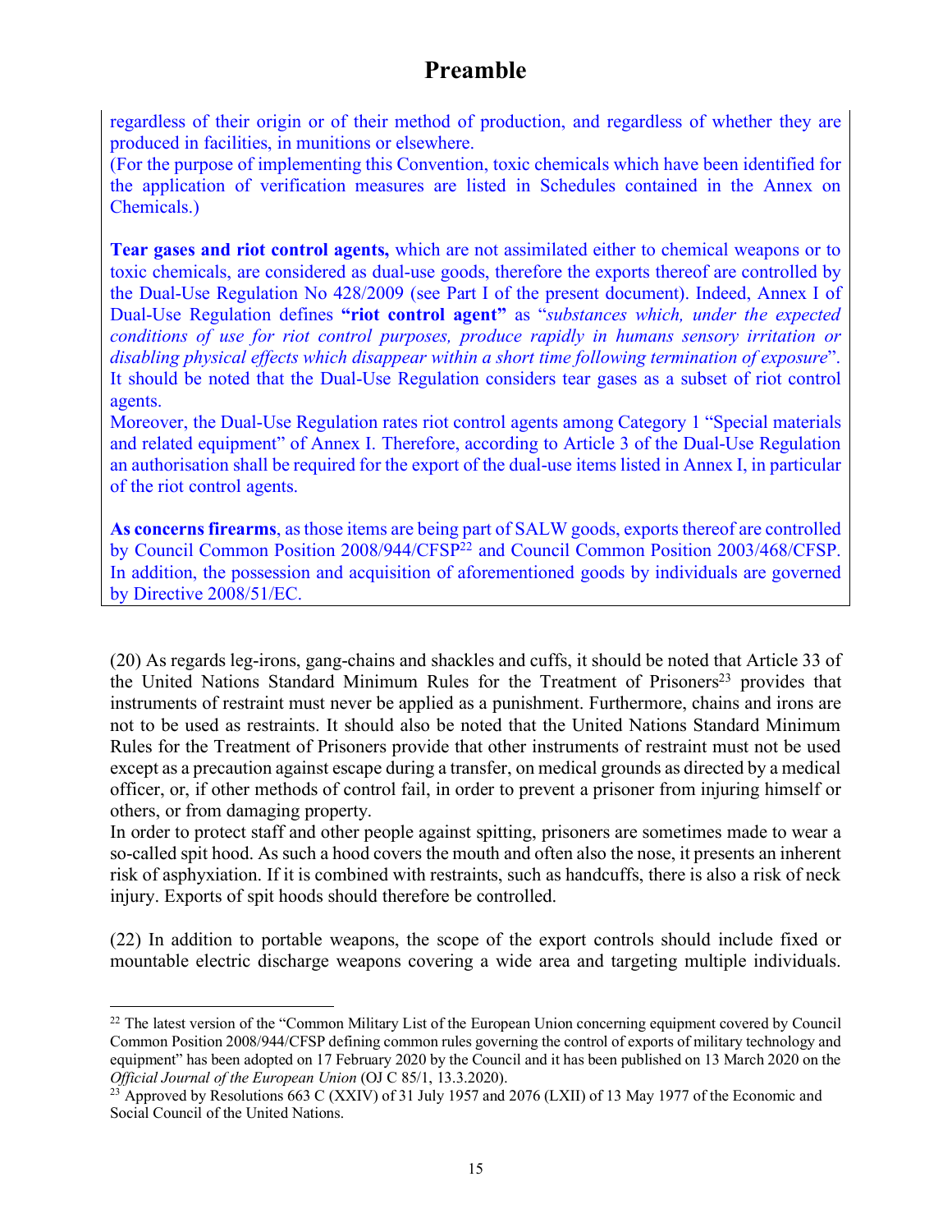regardless of their origin or of their method of production, and regardless of whether they are produced in facilities, in munitions or elsewhere.
(For the purpose of implementing this Convention, toxic chemicals which have been identified for the application of verification measures are listed in Schedules contained in the Annex on Chemicals.)

**Tear gases and riot control agents,** which are not assimilated either to chemical weapons or to toxic chemicals, are considered as dual-use goods, therefore the exports thereof are controlled by the Dual-Use Regulation No 428/2009 (see Part I of the present document). Indeed, Annex I of Dual-Use Regulation defines **"riot control agent"** as "*substances which, under the expected conditions of use for riot control purposes, produce rapidly in humans sensory irritation or disabling physical effects which disappear within a short time following termination of exposure*". It should be noted that the Dual-Use Regulation considers tear gases as a subset of riot control agents.
Moreover, the Dual-Use Regulation rates riot control agents among Category 1 "Special materials and related equipment" of Annex I. Therefore, according to Article 3 of the Dual-Use Regulation an authorisation shall be required for the export of the dual-use items listed in Annex I, in particular of the riot control agents.

**As concerns firearms**, as those items are being part of SALW goods, exports thereof are controlled by Council Common Position 2008/944/CFSP[22] and Council Common Position 2003/468/CFSP. In addition, the possession and acquisition of aforementioned goods by individuals are governed by Directive 2008/51/EC.

(20) As regards leg-irons, gang-chains and shackles and cuffs, it should be noted that Article 33 of the United Nations Standard Minimum Rules for the Treatment of Prisoners[23] provides that instruments of restraint must never be applied as a punishment. Furthermore, chains and irons are not to be used as restraints. It should also be noted that the United Nations Standard Minimum Rules for the Treatment of Prisoners provide that other instruments of restraint must not be used except as a precaution against escape during a transfer, on medical grounds as directed by a medical officer, or, if other methods of control fail, in order to prevent a prisoner from injuring himself or others, or from damaging property.
In order to protect staff and other people against spitting, prisoners are sometimes made to wear a so-called spit hood. As such a hood covers the mouth and often also the nose, it presents an inherent risk of asphyxiation. If it is combined with restraints, such as handcuffs, there is also a risk of neck injury. Exports of spit hoods should therefore be controlled.

(22) In addition to portable weapons, the scope of the export controls should include fixed or mountable electric discharge weapons covering a wide area and targeting multiple individuals.

[22] The latest version of the "Common Military List of the European Union concerning equipment covered by Council Common Position 2008/944/CFSP defining common rules governing the control of exports of military technology and equipment" has been adopted on 17 February 2020 by the Council and it has been published on 13 March 2020 on the *Official Journal of the European Union* (OJ C 85/1, 13.3.2020).

[23] Approved by Resolutions 663 C (XXIV) of 31 July 1957 and 2076 (LXII) of 13 May 1977 of the Economic and Social Council of the United Nations.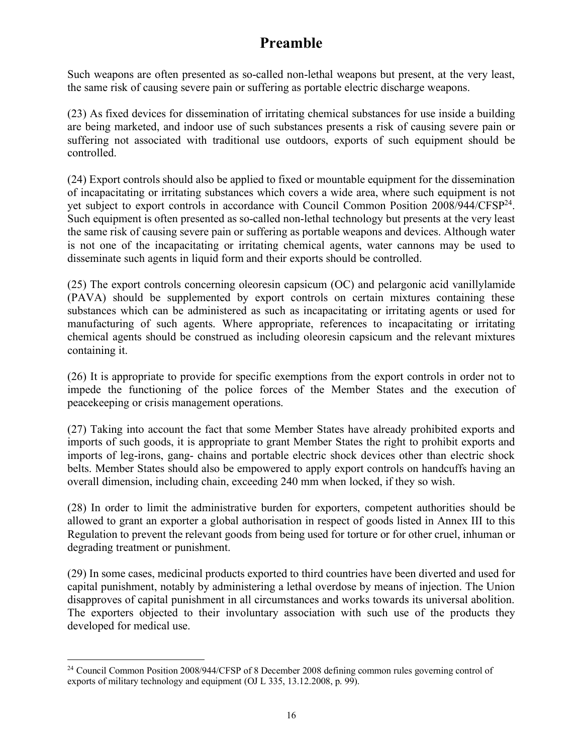# Preamble

Such weapons are often presented as so-called non-lethal weapons but present, at the very least, the same risk of causing severe pain or suffering as portable electric discharge weapons.

(23) As fixed devices for dissemination of irritating chemical substances for use inside a building are being marketed, and indoor use of such substances presents a risk of causing severe pain or suffering not associated with traditional use outdoors, exports of such equipment should be controlled.

(24) Export controls should also be applied to fixed or mountable equipment for the dissemination of incapacitating or irritating substances which covers a wide area, where such equipment is not yet subject to export controls in accordance with Council Common Position 2008/944/CFSP[24]. Such equipment is often presented as so-called non-lethal technology but presents at the very least the same risk of causing severe pain or suffering as portable weapons and devices. Although water is not one of the incapacitating or irritating chemical agents, water cannons may be used to disseminate such agents in liquid form and their exports should be controlled.

(25) The export controls concerning oleoresin capsicum (OC) and pelargonic acid vanillylamide (PAVA) should be supplemented by export controls on certain mixtures containing these substances which can be administered as such as incapacitating or irritating agents or used for manufacturing of such agents. Where appropriate, references to incapacitating or irritating chemical agents should be construed as including oleoresin capsicum and the relevant mixtures containing it.

(26) It is appropriate to provide for specific exemptions from the export controls in order not to impede the functioning of the police forces of the Member States and the execution of peacekeeping or crisis management operations.

(27) Taking into account the fact that some Member States have already prohibited exports and imports of such goods, it is appropriate to grant Member States the right to prohibit exports and imports of leg-irons, gang- chains and portable electric shock devices other than electric shock belts. Member States should also be empowered to apply export controls on handcuffs having an overall dimension, including chain, exceeding 240 mm when locked, if they so wish.

(28) In order to limit the administrative burden for exporters, competent authorities should be allowed to grant an exporter a global authorisation in respect of goods listed in Annex III to this Regulation to prevent the relevant goods from being used for torture or for other cruel, inhuman or degrading treatment or punishment.

(29) In some cases, medicinal products exported to third countries have been diverted and used for capital punishment, notably by administering a lethal overdose by means of injection. The Union disapproves of capital punishment in all circumstances and works towards its universal abolition. The exporters objected to their involuntary association with such use of the products they developed for medical use.

---

[24] Council Common Position 2008/944/CFSP of 8 December 2008 defining common rules governing control of exports of military technology and equipment (OJ L 335, 13.12.2008, p. 99).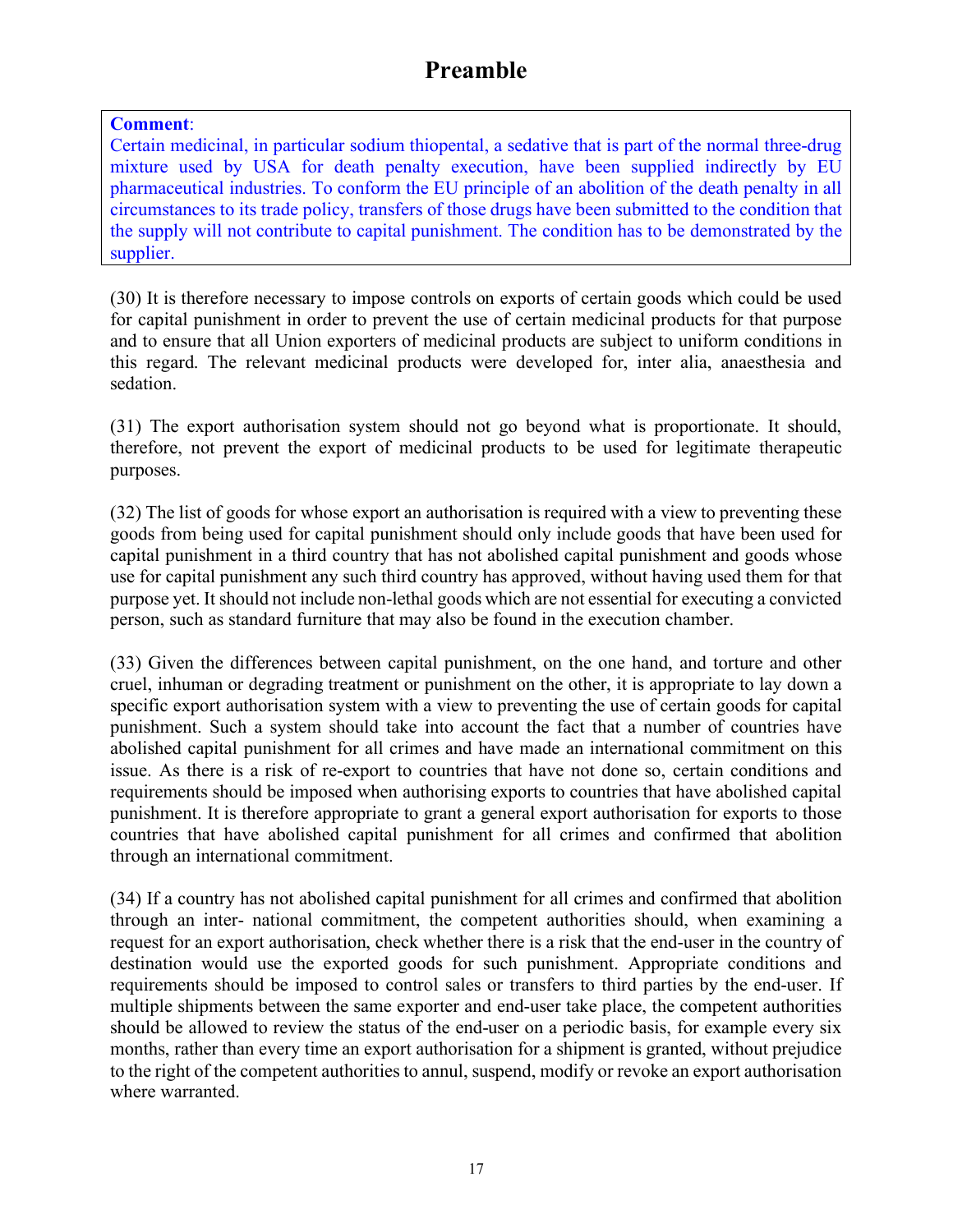# Preamble

> **Comment**:
> Certain medicinal, in particular sodium thiopental, a sedative that is part of the normal three-drug mixture used by USA for death penalty execution, have been supplied indirectly by EU pharmaceutical industries. To conform the EU principle of an abolition of the death penalty in all circumstances to its trade policy, transfers of those drugs have been submitted to the condition that the supply will not contribute to capital punishment. The condition has to be demonstrated by the supplier.

(30) It is therefore necessary to impose controls on exports of certain goods which could be used for capital punishment in order to prevent the use of certain medicinal products for that purpose and to ensure that all Union exporters of medicinal products are subject to uniform conditions in this regard. The relevant medicinal products were developed for, inter alia, anaesthesia and sedation.

(31) The export authorisation system should not go beyond what is proportionate. It should, therefore, not prevent the export of medicinal products to be used for legitimate therapeutic purposes.

(32) The list of goods for whose export an authorisation is required with a view to preventing these goods from being used for capital punishment should only include goods that have been used for capital punishment in a third country that has not abolished capital punishment and goods whose use for capital punishment any such third country has approved, without having used them for that purpose yet. It should not include non-lethal goods which are not essential for executing a convicted person, such as standard furniture that may also be found in the execution chamber.

(33) Given the differences between capital punishment, on the one hand, and torture and other cruel, inhuman or degrading treatment or punishment on the other, it is appropriate to lay down a specific export authorisation system with a view to preventing the use of certain goods for capital punishment. Such a system should take into account the fact that a number of countries have abolished capital punishment for all crimes and have made an international commitment on this issue. As there is a risk of re-export to countries that have not done so, certain conditions and requirements should be imposed when authorising exports to countries that have abolished capital punishment. It is therefore appropriate to grant a general export authorisation for exports to those countries that have abolished capital punishment for all crimes and confirmed that abolition through an international commitment.

(34) If a country has not abolished capital punishment for all crimes and confirmed that abolition through an inter- national commitment, the competent authorities should, when examining a request for an export authorisation, check whether there is a risk that the end-user in the country of destination would use the exported goods for such punishment. Appropriate conditions and requirements should be imposed to control sales or transfers to third parties by the end-user. If multiple shipments between the same exporter and end-user take place, the competent authorities should be allowed to review the status of the end-user on a periodic basis, for example every six months, rather than every time an export authorisation for a shipment is granted, without prejudice to the right of the competent authorities to annul, suspend, modify or revoke an export authorisation where warranted.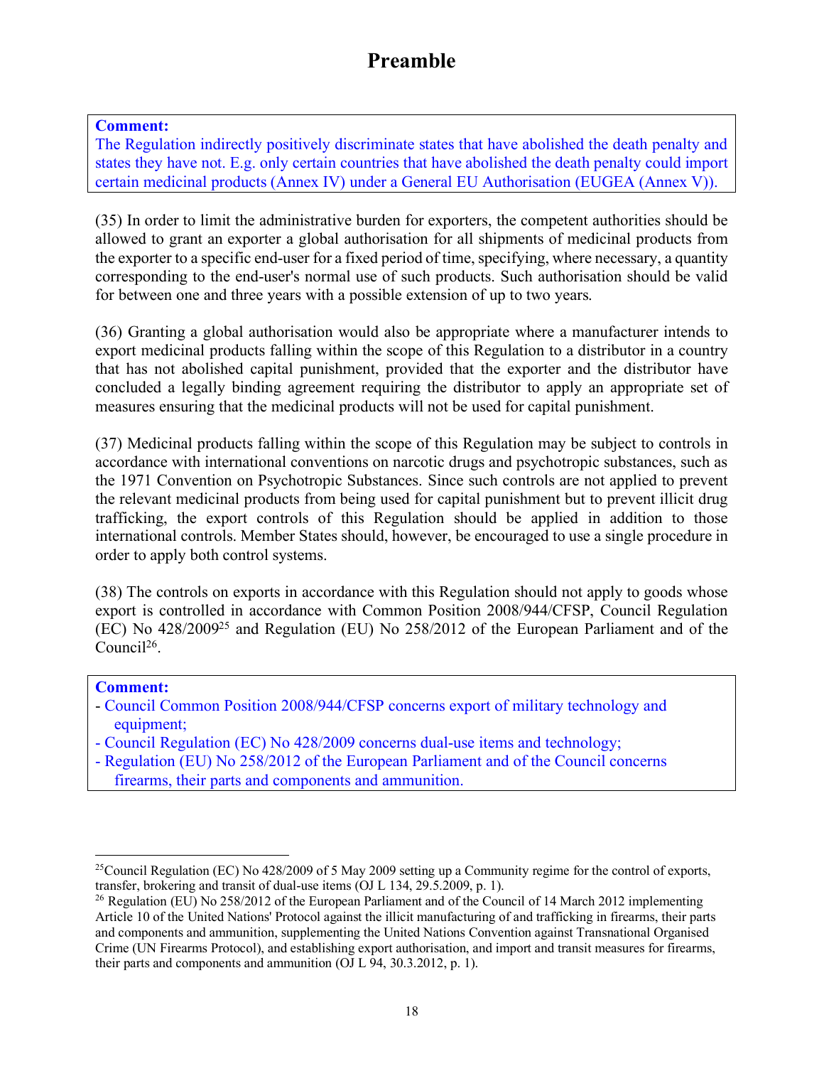# Preamble

**Comment:**
The Regulation indirectly positively discriminate states that have abolished the death penalty and states they have not. E.g. only certain countries that have abolished the death penalty could import certain medicinal products (Annex IV) under a General EU Authorisation (EUGEA (Annex V)).

(35) In order to limit the administrative burden for exporters, the competent authorities should be allowed to grant an exporter a global authorisation for all shipments of medicinal products from the exporter to a specific end-user for a fixed period of time, specifying, where necessary, a quantity corresponding to the end-user's normal use of such products. Such authorisation should be valid for between one and three years with a possible extension of up to two years.

(36) Granting a global authorisation would also be appropriate where a manufacturer intends to export medicinal products falling within the scope of this Regulation to a distributor in a country that has not abolished capital punishment, provided that the exporter and the distributor have concluded a legally binding agreement requiring the distributor to apply an appropriate set of measures ensuring that the medicinal products will not be used for capital punishment.

(37) Medicinal products falling within the scope of this Regulation may be subject to controls in accordance with international conventions on narcotic drugs and psychotropic substances, such as the 1971 Convention on Psychotropic Substances. Since such controls are not applied to prevent the relevant medicinal products from being used for capital punishment but to prevent illicit drug trafficking, the export controls of this Regulation should be applied in addition to those international controls. Member States should, however, be encouraged to use a single procedure in order to apply both control systems.

(38) The controls on exports in accordance with this Regulation should not apply to goods whose export is controlled in accordance with Common Position 2008/944/CFSP, Council Regulation (EC) No 428/2009[25] and Regulation (EU) No 258/2012 of the European Parliament and of the Council[26].

**Comment:**
- Council Common Position 2008/944/CFSP concerns export of military technology and equipment;
- Council Regulation (EC) No 428/2009 concerns dual-use items and technology;
- Regulation (EU) No 258/2012 of the European Parliament and of the Council concerns firearms, their parts and components and ammunition.

---

[25] Council Regulation (EC) No 428/2009 of 5 May 2009 setting up a Community regime for the control of exports, transfer, brokering and transit of dual-use items (OJ L 134, 29.5.2009, p. 1).

[26] Regulation (EU) No 258/2012 of the European Parliament and of the Council of 14 March 2012 implementing Article 10 of the United Nations' Protocol against the illicit manufacturing of and trafficking in firearms, their parts and components and ammunition, supplementing the United Nations Convention against Transnational Organised Crime (UN Firearms Protocol), and establishing export authorisation, and import and transit measures for firearms, their parts and components and ammunition (OJ L 94, 30.3.2012, p. 1).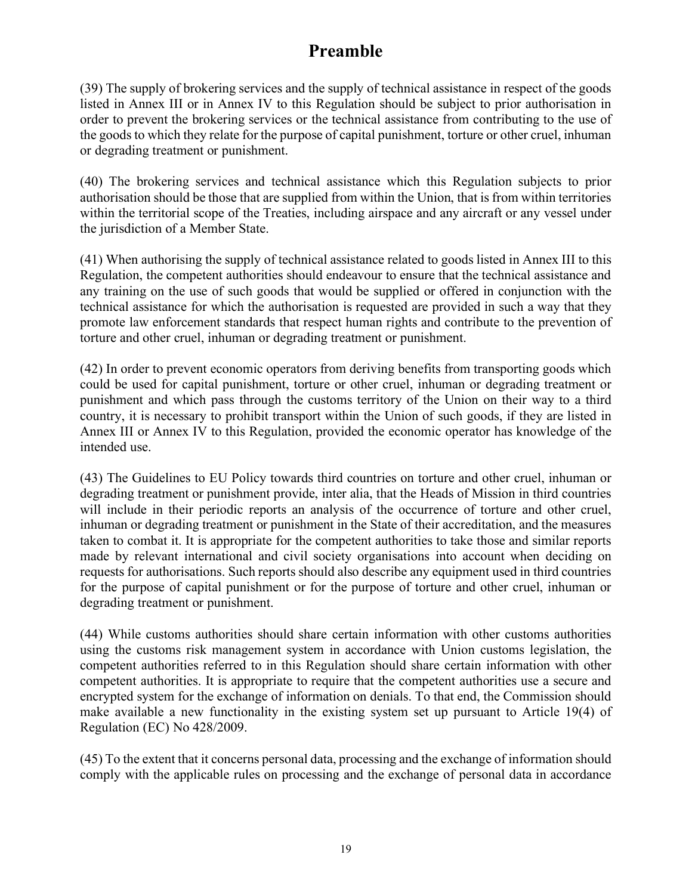# Preamble

(39) The supply of brokering services and the supply of technical assistance in respect of the goods listed in Annex III or in Annex IV to this Regulation should be subject to prior authorisation in order to prevent the brokering services or the technical assistance from contributing to the use of the goods to which they relate for the purpose of capital punishment, torture or other cruel, inhuman or degrading treatment or punishment.

(40) The brokering services and technical assistance which this Regulation subjects to prior authorisation should be those that are supplied from within the Union, that is from within territories within the territorial scope of the Treaties, including airspace and any aircraft or any vessel under the jurisdiction of a Member State.

(41) When authorising the supply of technical assistance related to goods listed in Annex III to this Regulation, the competent authorities should endeavour to ensure that the technical assistance and any training on the use of such goods that would be supplied or offered in conjunction with the technical assistance for which the authorisation is requested are provided in such a way that they promote law enforcement standards that respect human rights and contribute to the prevention of torture and other cruel, inhuman or degrading treatment or punishment.

(42) In order to prevent economic operators from deriving benefits from transporting goods which could be used for capital punishment, torture or other cruel, inhuman or degrading treatment or punishment and which pass through the customs territory of the Union on their way to a third country, it is necessary to prohibit transport within the Union of such goods, if they are listed in Annex III or Annex IV to this Regulation, provided the economic operator has knowledge of the intended use.

(43) The Guidelines to EU Policy towards third countries on torture and other cruel, inhuman or degrading treatment or punishment provide, inter alia, that the Heads of Mission in third countries will include in their periodic reports an analysis of the occurrence of torture and other cruel, inhuman or degrading treatment or punishment in the State of their accreditation, and the measures taken to combat it. It is appropriate for the competent authorities to take those and similar reports made by relevant international and civil society organisations into account when deciding on requests for authorisations. Such reports should also describe any equipment used in third countries for the purpose of capital punishment or for the purpose of torture and other cruel, inhuman or degrading treatment or punishment.

(44) While customs authorities should share certain information with other customs authorities using the customs risk management system in accordance with Union customs legislation, the competent authorities referred to in this Regulation should share certain information with other competent authorities. It is appropriate to require that the competent authorities use a secure and encrypted system for the exchange of information on denials. To that end, the Commission should make available a new functionality in the existing system set up pursuant to Article 19(4) of Regulation (EC) No 428/2009.

(45) To the extent that it concerns personal data, processing and the exchange of information should comply with the applicable rules on processing and the exchange of personal data in accordance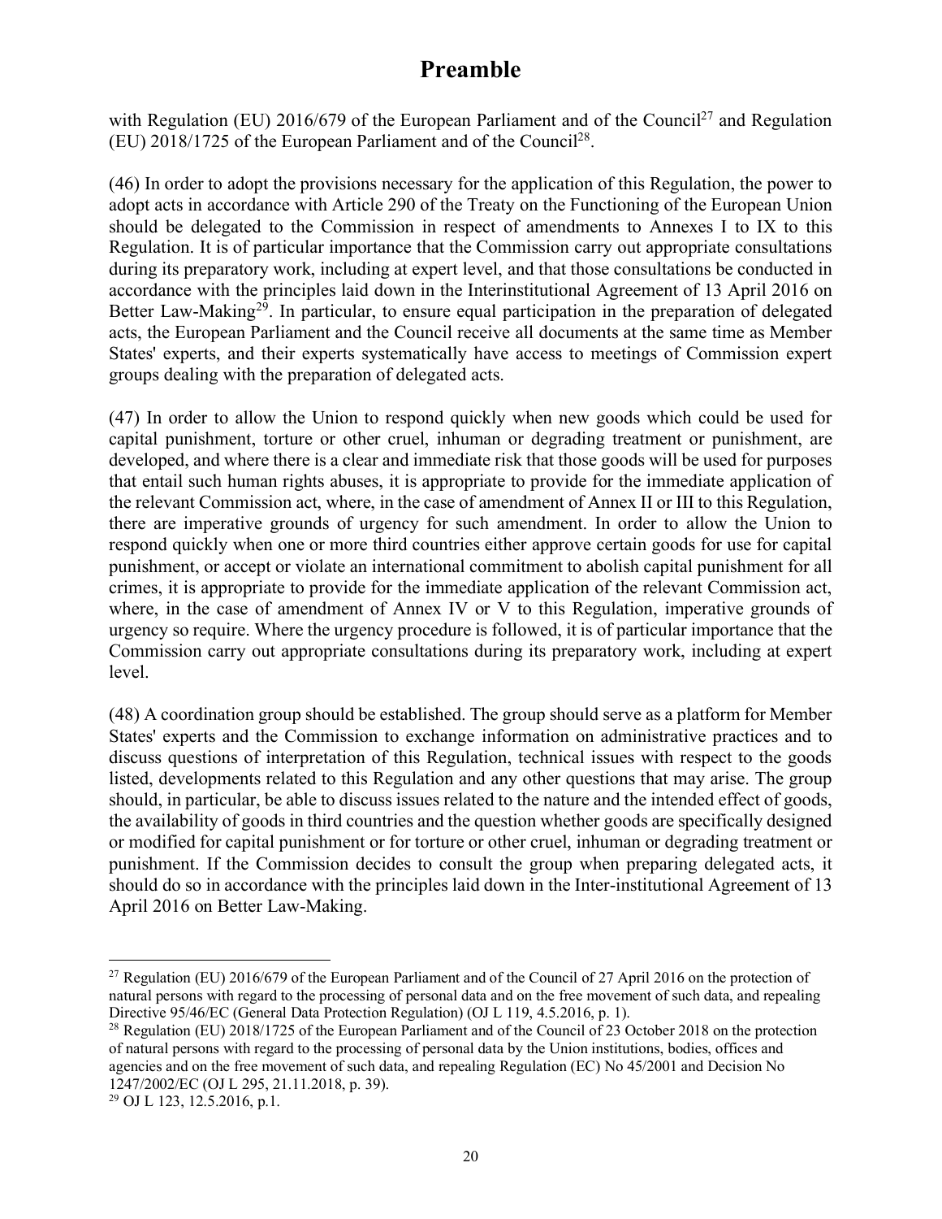# Preamble

with Regulation (EU) 2016/679 of the European Parliament and of the Council[27] and Regulation (EU) 2018/1725 of the European Parliament and of the Council[28].

(46) In order to adopt the provisions necessary for the application of this Regulation, the power to adopt acts in accordance with Article 290 of the Treaty on the Functioning of the European Union should be delegated to the Commission in respect of amendments to Annexes I to IX to this Regulation. It is of particular importance that the Commission carry out appropriate consultations during its preparatory work, including at expert level, and that those consultations be conducted in accordance with the principles laid down in the Interinstitutional Agreement of 13 April 2016 on Better Law-Making[29]. In particular, to ensure equal participation in the preparation of delegated acts, the European Parliament and the Council receive all documents at the same time as Member States' experts, and their experts systematically have access to meetings of Commission expert groups dealing with the preparation of delegated acts.

(47) In order to allow the Union to respond quickly when new goods which could be used for capital punishment, torture or other cruel, inhuman or degrading treatment or punishment, are developed, and where there is a clear and immediate risk that those goods will be used for purposes that entail such human rights abuses, it is appropriate to provide for the immediate application of the relevant Commission act, where, in the case of amendment of Annex II or III to this Regulation, there are imperative grounds of urgency for such amendment. In order to allow the Union to respond quickly when one or more third countries either approve certain goods for use for capital punishment, or accept or violate an international commitment to abolish capital punishment for all crimes, it is appropriate to provide for the immediate application of the relevant Commission act, where, in the case of amendment of Annex IV or V to this Regulation, imperative grounds of urgency so require. Where the urgency procedure is followed, it is of particular importance that the Commission carry out appropriate consultations during its preparatory work, including at expert level.

(48) A coordination group should be established. The group should serve as a platform for Member States' experts and the Commission to exchange information on administrative practices and to discuss questions of interpretation of this Regulation, technical issues with respect to the goods listed, developments related to this Regulation and any other questions that may arise. The group should, in particular, be able to discuss issues related to the nature and the intended effect of goods, the availability of goods in third countries and the question whether goods are specifically designed or modified for capital punishment or for torture or other cruel, inhuman or degrading treatment or punishment. If the Commission decides to consult the group when preparing delegated acts, it should do so in accordance with the principles laid down in the Inter-institutional Agreement of 13 April 2016 on Better Law-Making.

---

[27] Regulation (EU) 2016/679 of the European Parliament and of the Council of 27 April 2016 on the protection of natural persons with regard to the processing of personal data and on the free movement of such data, and repealing Directive 95/46/EC (General Data Protection Regulation) (OJ L 119, 4.5.2016, p. 1).

[28] Regulation (EU) 2018/1725 of the European Parliament and of the Council of 23 October 2018 on the protection of natural persons with regard to the processing of personal data by the Union institutions, bodies, offices and agencies and on the free movement of such data, and repealing Regulation (EC) No 45/2001 and Decision No 1247/2002/EC (OJ L 295, 21.11.2018, p. 39).

[29] OJ L 123, 12.5.2016, p.1.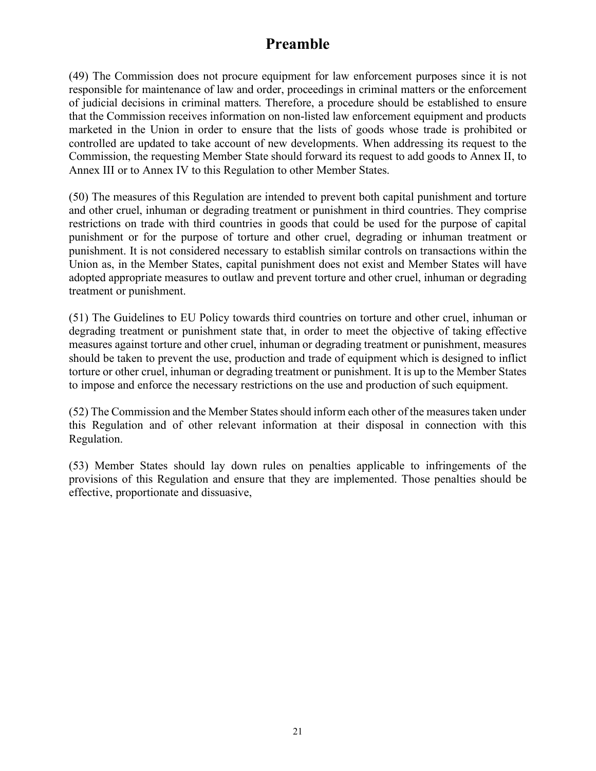# Preamble

(49) The Commission does not procure equipment for law enforcement purposes since it is not responsible for maintenance of law and order, proceedings in criminal matters or the enforcement of judicial decisions in criminal matters. Therefore, a procedure should be established to ensure that the Commission receives information on non-listed law enforcement equipment and products marketed in the Union in order to ensure that the lists of goods whose trade is prohibited or controlled are updated to take account of new developments. When addressing its request to the Commission, the requesting Member State should forward its request to add goods to Annex II, to Annex III or to Annex IV to this Regulation to other Member States.

(50) The measures of this Regulation are intended to prevent both capital punishment and torture and other cruel, inhuman or degrading treatment or punishment in third countries. They comprise restrictions on trade with third countries in goods that could be used for the purpose of capital punishment or for the purpose of torture and other cruel, degrading or inhuman treatment or punishment. It is not considered necessary to establish similar controls on transactions within the Union as, in the Member States, capital punishment does not exist and Member States will have adopted appropriate measures to outlaw and prevent torture and other cruel, inhuman or degrading treatment or punishment.

(51) The Guidelines to EU Policy towards third countries on torture and other cruel, inhuman or degrading treatment or punishment state that, in order to meet the objective of taking effective measures against torture and other cruel, inhuman or degrading treatment or punishment, measures should be taken to prevent the use, production and trade of equipment which is designed to inflict torture or other cruel, inhuman or degrading treatment or punishment. It is up to the Member States to impose and enforce the necessary restrictions on the use and production of such equipment.

(52) The Commission and the Member States should inform each other of the measures taken under this Regulation and of other relevant information at their disposal in connection with this Regulation.

(53) Member States should lay down rules on penalties applicable to infringements of the provisions of this Regulation and ensure that they are implemented. Those penalties should be effective, proportionate and dissuasive,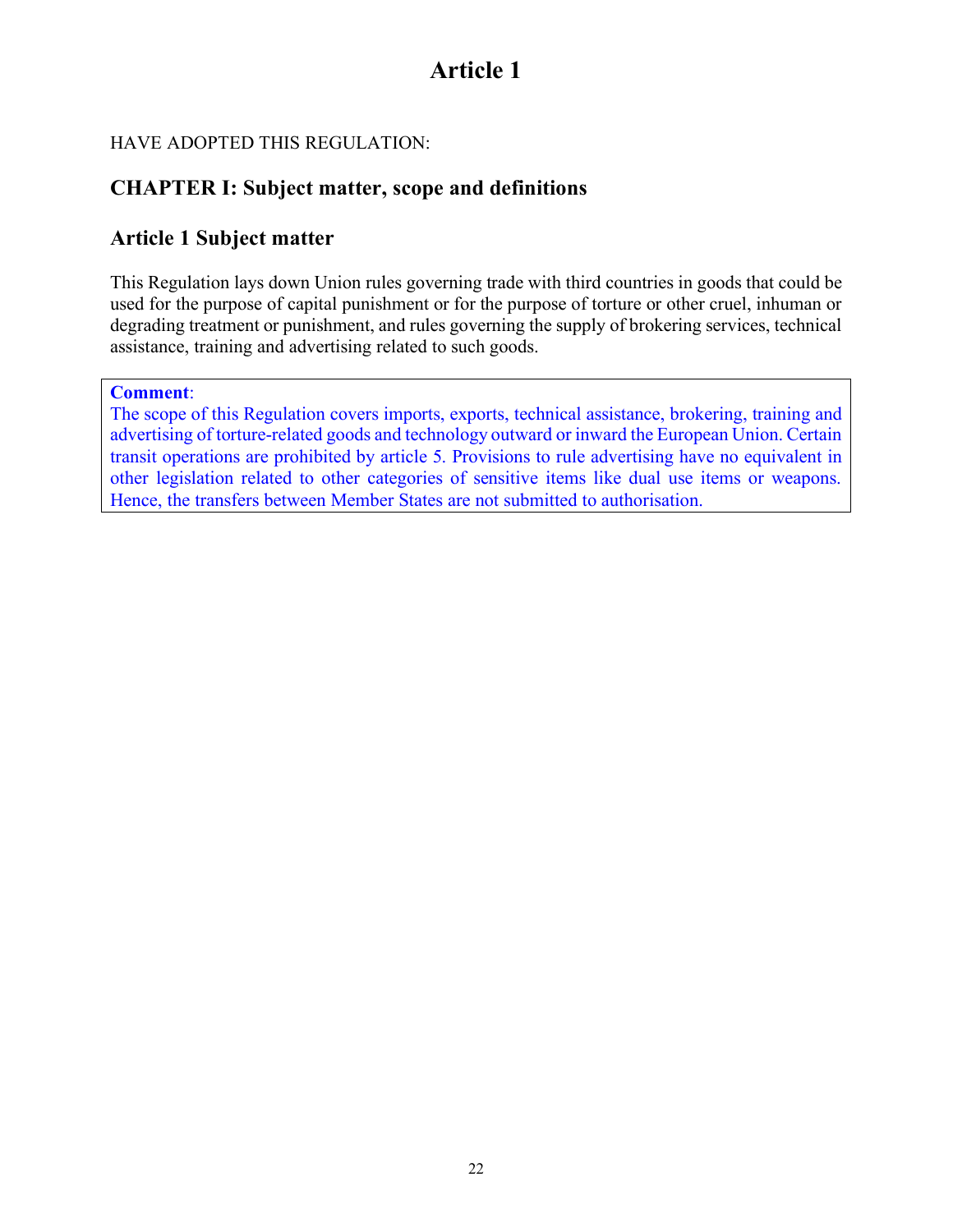# Article 1

HAVE ADOPTED THIS REGULATION:

## CHAPTER I: Subject matter, scope and definitions

### Article 1 Subject matter

This Regulation lays down Union rules governing trade with third countries in goods that could be used for the purpose of capital punishment or for the purpose of torture or other cruel, inhuman or degrading treatment or punishment, and rules governing the supply of brokering services, technical assistance, training and advertising related to such goods.

**Comment**:
The scope of this Regulation covers imports, exports, technical assistance, brokering, training and advertising of torture-related goods and technology outward or inward the European Union. Certain transit operations are prohibited by article 5. Provisions to rule advertising have no equivalent in other legislation related to other categories of sensitive items like dual use items or weapons. Hence, the transfers between Member States are not submitted to authorisation.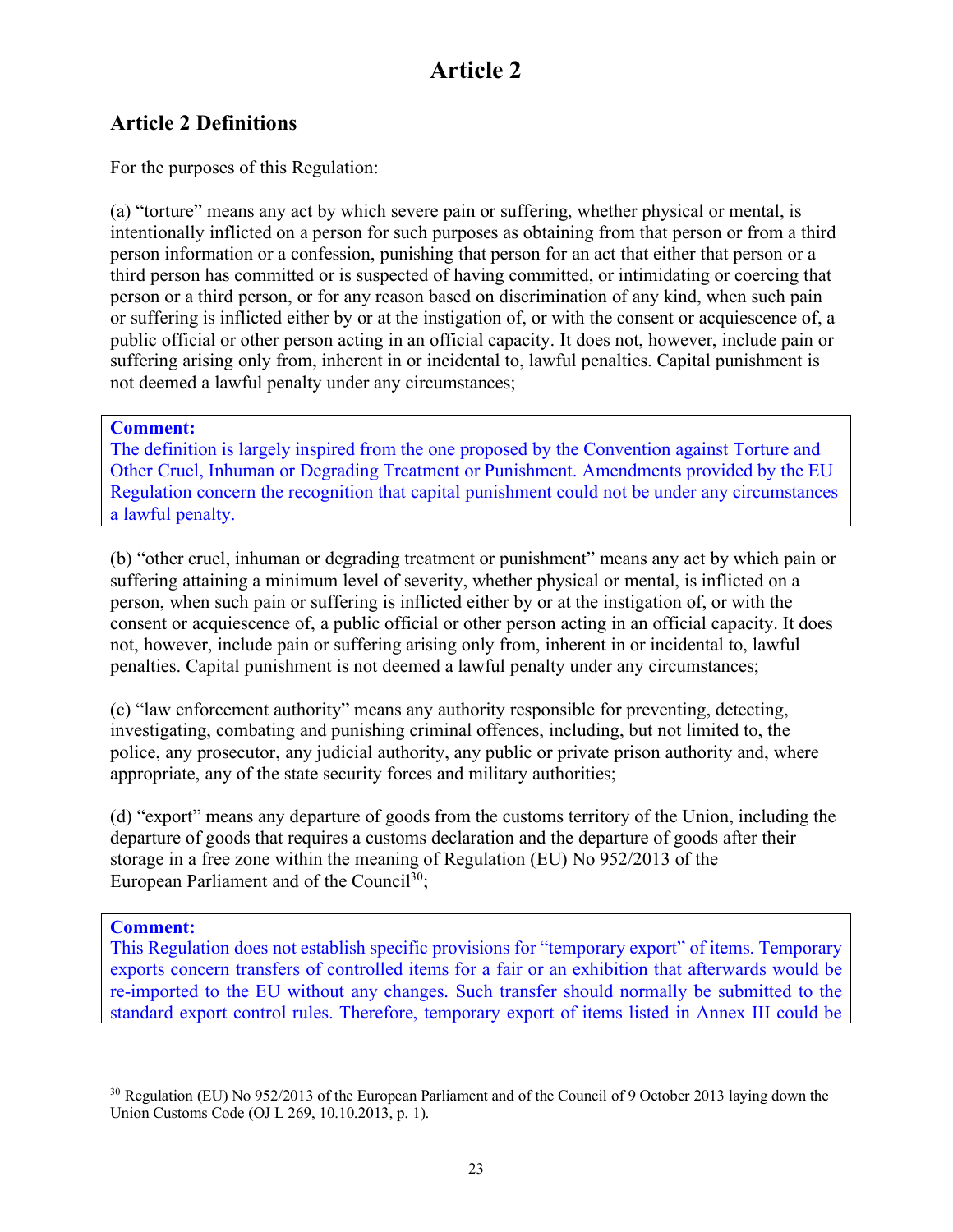# Article 2

## Article 2 Definitions

For the purposes of this Regulation:

(a) "torture" means any act by which severe pain or suffering, whether physical or mental, is intentionally inflicted on a person for such purposes as obtaining from that person or from a third person information or a confession, punishing that person for an act that either that person or a third person has committed or is suspected of having committed, or intimidating or coercing that person or a third person, or for any reason based on discrimination of any kind, when such pain or suffering is inflicted either by or at the instigation of, or with the consent or acquiescence of, a public official or other person acting in an official capacity. It does not, however, include pain or suffering arising only from, inherent in or incidental to, lawful penalties. Capital punishment is not deemed a lawful penalty under any circumstances;

**Comment:**
The definition is largely inspired from the one proposed by the Convention against Torture and Other Cruel, Inhuman or Degrading Treatment or Punishment. Amendments provided by the EU Regulation concern the recognition that capital punishment could not be under any circumstances a lawful penalty.

(b) "other cruel, inhuman or degrading treatment or punishment" means any act by which pain or suffering attaining a minimum level of severity, whether physical or mental, is inflicted on a person, when such pain or suffering is inflicted either by or at the instigation of, or with the consent or acquiescence of, a public official or other person acting in an official capacity. It does not, however, include pain or suffering arising only from, inherent in or incidental to, lawful penalties. Capital punishment is not deemed a lawful penalty under any circumstances;

(c) "law enforcement authority" means any authority responsible for preventing, detecting, investigating, combating and punishing criminal offences, including, but not limited to, the police, any prosecutor, any judicial authority, any public or private prison authority and, where appropriate, any of the state security forces and military authorities;

(d) "export" means any departure of goods from the customs territory of the Union, including the departure of goods that requires a customs declaration and the departure of goods after their storage in a free zone within the meaning of Regulation (EU) No 952/2013 of the European Parliament and of the Council[30];

**Comment:**
This Regulation does not establish specific provisions for "temporary export" of items. Temporary exports concern transfers of controlled items for a fair or an exhibition that afterwards would be re-imported to the EU without any changes. Such transfer should normally be submitted to the standard export control rules. Therefore, temporary export of items listed in Annex III could be

[30] Regulation (EU) No 952/2013 of the European Parliament and of the Council of 9 October 2013 laying down the Union Customs Code (OJ L 269, 10.10.2013, p. 1).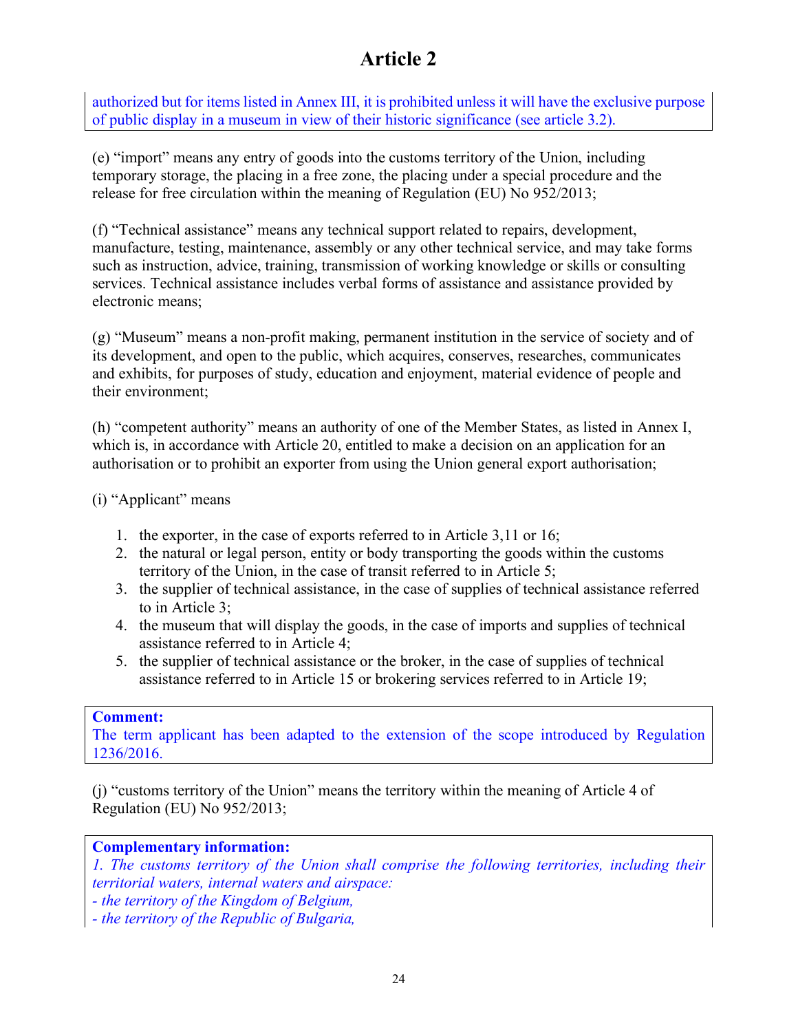# Article 2

authorized but for items listed in Annex III, it is prohibited unless it will have the exclusive purpose of public display in a museum in view of their historic significance (see article 3.2).

(e) "import" means any entry of goods into the customs territory of the Union, including temporary storage, the placing in a free zone, the placing under a special procedure and the release for free circulation within the meaning of Regulation (EU) No 952/2013;

(f) "Technical assistance" means any technical support related to repairs, development, manufacture, testing, maintenance, assembly or any other technical service, and may take forms such as instruction, advice, training, transmission of working knowledge or skills or consulting services. Technical assistance includes verbal forms of assistance and assistance provided by electronic means;

(g) "Museum" means a non-profit making, permanent institution in the service of society and of its development, and open to the public, which acquires, conserves, researches, communicates and exhibits, for purposes of study, education and enjoyment, material evidence of people and their environment;

(h) "competent authority" means an authority of one of the Member States, as listed in Annex I, which is, in accordance with Article 20, entitled to make a decision on an application for an authorisation or to prohibit an exporter from using the Union general export authorisation;

(i) "Applicant" means

1. the exporter, in the case of exports referred to in Article 3,11 or 16;
2. the natural or legal person, entity or body transporting the goods within the customs territory of the Union, in the case of transit referred to in Article 5;
3. the supplier of technical assistance, in the case of supplies of technical assistance referred to in Article 3;
4. the museum that will display the goods, in the case of imports and supplies of technical assistance referred to in Article 4;
5. the supplier of technical assistance or the broker, in the case of supplies of technical assistance referred to in Article 15 or brokering services referred to in Article 19;

**Comment:**
The term applicant has been adapted to the extension of the scope introduced by Regulation 1236/2016.

(j) "customs territory of the Union" means the territory within the meaning of Article 4 of Regulation (EU) No 952/2013;

**Complementary information:**
*1. The customs territory of the Union shall comprise the following territories, including their territorial waters, internal waters and airspace:*
*- the territory of the Kingdom of Belgium,*
*- the territory of the Republic of Bulgaria,*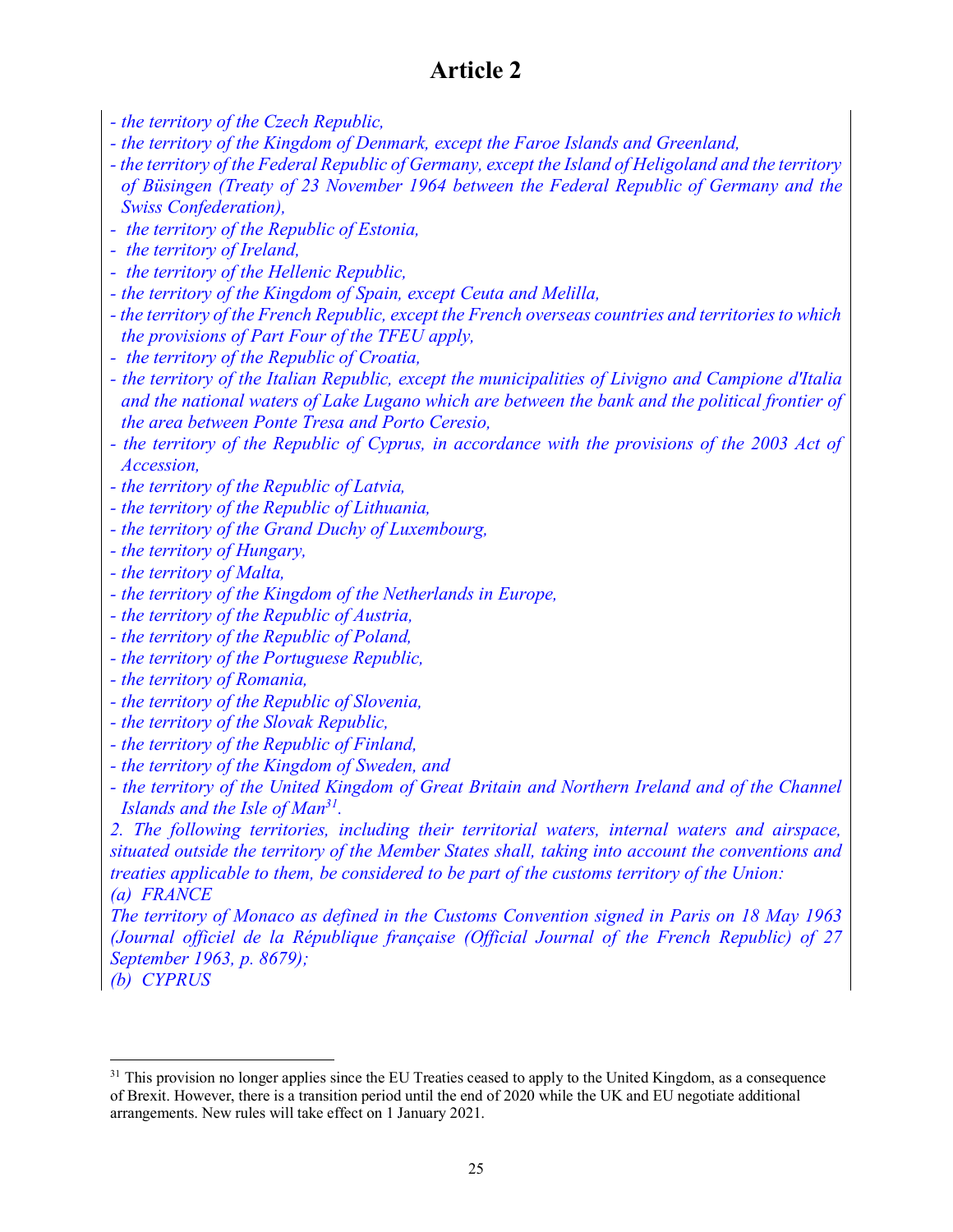# Article 2

*- the territory of the Czech Republic,*
*- the territory of the Kingdom of Denmark, except the Faroe Islands and Greenland,*
*- the territory of the Federal Republic of Germany, except the Island of Heligoland and the territory of Büsingen (Treaty of 23 November 1964 between the Federal Republic of Germany and the Swiss Confederation),*
*- the territory of the Republic of Estonia,*
*- the territory of Ireland,*
*- the territory of the Hellenic Republic,*
*- the territory of the Kingdom of Spain, except Ceuta and Melilla,*
*- the territory of the French Republic, except the French overseas countries and territories to which the provisions of Part Four of the TFEU apply,*
*- the territory of the Republic of Croatia,*
*- the territory of the Italian Republic, except the municipalities of Livigno and Campione d'Italia and the national waters of Lake Lugano which are between the bank and the political frontier of the area between Ponte Tresa and Porto Ceresio,*
*- the territory of the Republic of Cyprus, in accordance with the provisions of the 2003 Act of Accession,*
*- the territory of the Republic of Latvia,*
*- the territory of the Republic of Lithuania,*
*- the territory of the Grand Duchy of Luxembourg,*
*- the territory of Hungary,*
*- the territory of Malta,*
*- the territory of the Kingdom of the Netherlands in Europe,*
*- the territory of the Republic of Austria,*
*- the territory of the Republic of Poland,*
*- the territory of the Portuguese Republic,*
*- the territory of Romania,*
*- the territory of the Republic of Slovenia,*
*- the territory of the Slovak Republic,*
*- the territory of the Republic of Finland,*
*- the territory of the Kingdom of Sweden, and*
*- the territory of the United Kingdom of Great Britain and Northern Ireland and of the Channel Islands and the Isle of Man*[31]*.*

*2. The following territories, including their territorial waters, internal waters and airspace, situated outside the territory of the Member States shall, taking into account the conventions and treaties applicable to them, be considered to be part of the customs territory of the Union:*

*(a) FRANCE*

*The territory of Monaco as defined in the Customs Convention signed in Paris on 18 May 1963 (Journal officiel de la République française (Official Journal of the French Republic) of 27 September 1963, p. 8679);*

*(b) CYPRUS*

---

[31] This provision no longer applies since the EU Treaties ceased to apply to the United Kingdom, as a consequence of Brexit. However, there is a transition period until the end of 2020 while the UK and EU negotiate additional arrangements. New rules will take effect on 1 January 2021.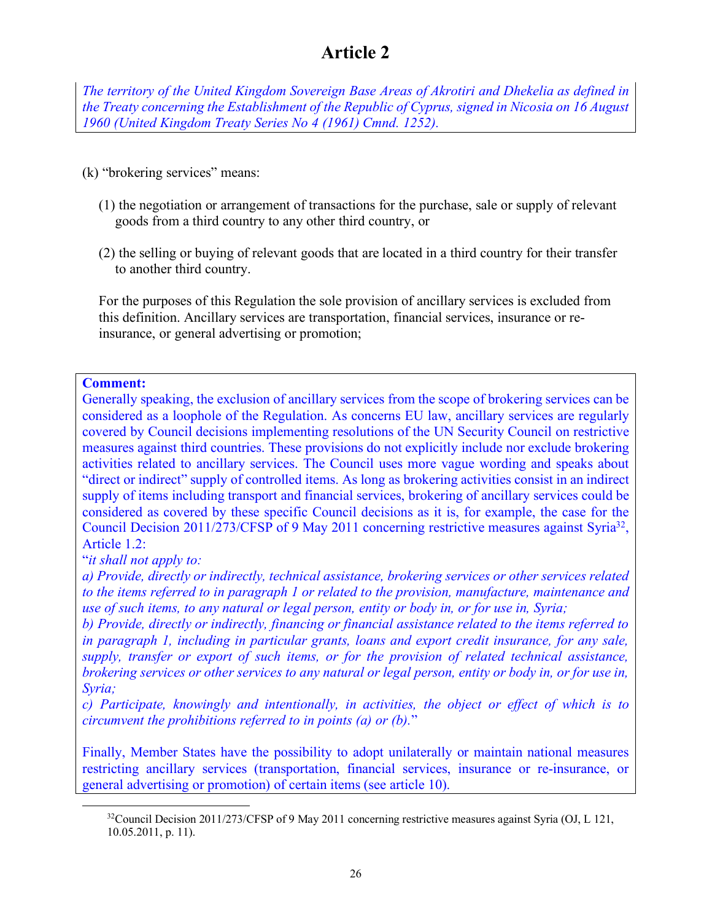# Article 2

*The territory of the United Kingdom Sovereign Base Areas of Akrotiri and Dhekelia as defined in the Treaty concerning the Establishment of the Republic of Cyprus, signed in Nicosia on 16 August 1960 (United Kingdom Treaty Series No 4 (1961) Cmnd. 1252).*

(k) "brokering services" means:

(1) the negotiation or arrangement of transactions for the purchase, sale or supply of relevant goods from a third country to any other third country, or

(2) the selling or buying of relevant goods that are located in a third country for their transfer to another third country.

For the purposes of this Regulation the sole provision of ancillary services is excluded from this definition. Ancillary services are transportation, financial services, insurance or re-insurance, or general advertising or promotion;

**Comment:**
Generally speaking, the exclusion of ancillary services from the scope of brokering services can be considered as a loophole of the Regulation. As concerns EU law, ancillary services are regularly covered by Council decisions implementing resolutions of the UN Security Council on restrictive measures against third countries. These provisions do not explicitly include nor exclude brokering activities related to ancillary services. The Council uses more vague wording and speaks about "direct or indirect" supply of controlled items. As long as brokering activities consist in an indirect supply of items including transport and financial services, brokering of ancillary services could be considered as covered by these specific Council decisions as it is, for example, the case for the Council Decision 2011/273/CFSP of 9 May 2011 concerning restrictive measures against Syria[32], Article 1.2:
"*it shall not apply to:*
*a) Provide, directly or indirectly, technical assistance, brokering services or other services related to the items referred to in paragraph 1 or related to the provision, manufacture, maintenance and use of such items, to any natural or legal person, entity or body in, or for use in, Syria;*
*b) Provide, directly or indirectly, financing or financial assistance related to the items referred to in paragraph 1, including in particular grants, loans and export credit insurance, for any sale, supply, transfer or export of such items, or for the provision of related technical assistance, brokering services or other services to any natural or legal person, entity or body in, or for use in, Syria;*
*c) Participate, knowingly and intentionally, in activities, the object or effect of which is to circumvent the prohibitions referred to in points (a) or (b).*"

Finally, Member States have the possibility to adopt unilaterally or maintain national measures restricting ancillary services (transportation, financial services, insurance or re-insurance, or general advertising or promotion) of certain items (see article 10).

[32] Council Decision 2011/273/CFSP of 9 May 2011 concerning restrictive measures against Syria (OJ, L 121, 10.05.2011, p. 11).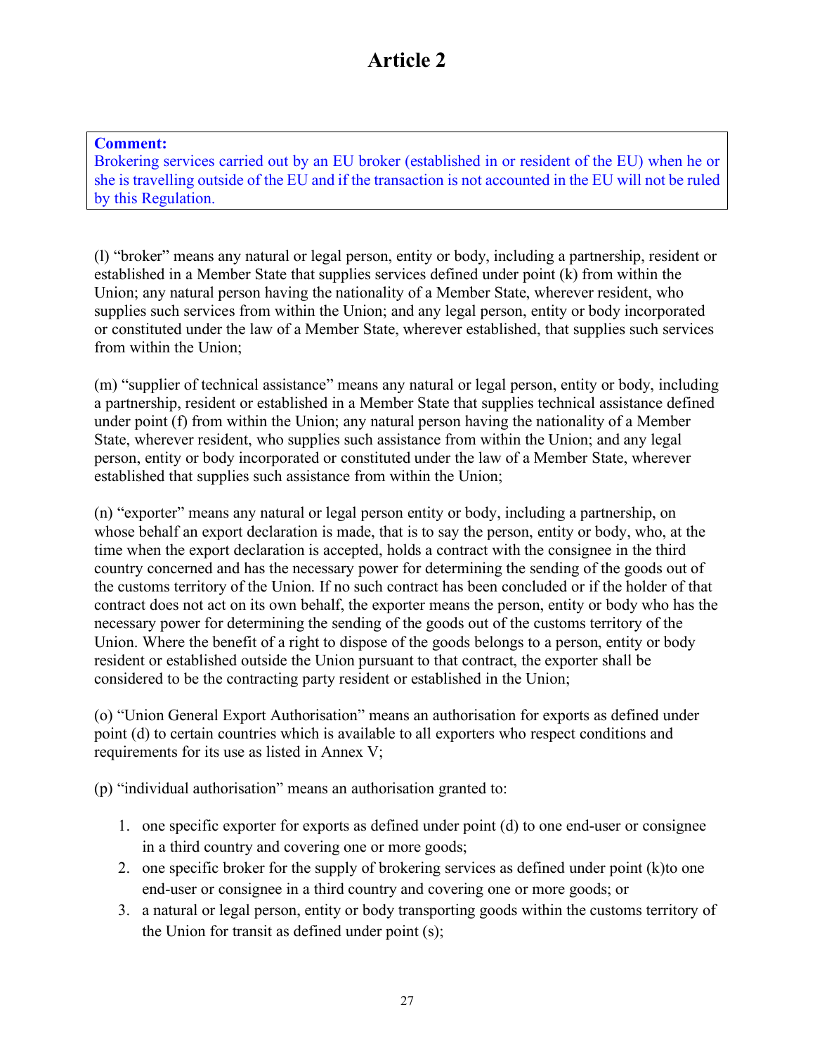# Article 2

**Comment:**
Brokering services carried out by an EU broker (established in or resident of the EU) when he or she is travelling outside of the EU and if the transaction is not accounted in the EU will not be ruled by this Regulation.

(l) “broker” means any natural or legal person, entity or body, including a partnership, resident or established in a Member State that supplies services defined under point (k) from within the Union; any natural person having the nationality of a Member State, wherever resident, who supplies such services from within the Union; and any legal person, entity or body incorporated or constituted under the law of a Member State, wherever established, that supplies such services from within the Union;

(m) “supplier of technical assistance” means any natural or legal person, entity or body, including a partnership, resident or established in a Member State that supplies technical assistance defined under point (f) from within the Union; any natural person having the nationality of a Member State, wherever resident, who supplies such assistance from within the Union; and any legal person, entity or body incorporated or constituted under the law of a Member State, wherever established that supplies such assistance from within the Union;

(n) “exporter” means any natural or legal person entity or body, including a partnership, on whose behalf an export declaration is made, that is to say the person, entity or body, who, at the time when the export declaration is accepted, holds a contract with the consignee in the third country concerned and has the necessary power for determining the sending of the goods out of the customs territory of the Union. If no such contract has been concluded or if the holder of that contract does not act on its own behalf, the exporter means the person, entity or body who has the necessary power for determining the sending of the goods out of the customs territory of the Union. Where the benefit of a right to dispose of the goods belongs to a person, entity or body resident or established outside the Union pursuant to that contract, the exporter shall be considered to be the contracting party resident or established in the Union;

(o) “Union General Export Authorisation” means an authorisation for exports as defined under point (d) to certain countries which is available to all exporters who respect conditions and requirements for its use as listed in Annex V;

(p) “individual authorisation” means an authorisation granted to:

1. one specific exporter for exports as defined under point (d) to one end-user or consignee in a third country and covering one or more goods;
2. one specific broker for the supply of brokering services as defined under point (k)to one end-user or consignee in a third country and covering one or more goods; or
3. a natural or legal person, entity or body transporting goods within the customs territory of the Union for transit as defined under point (s);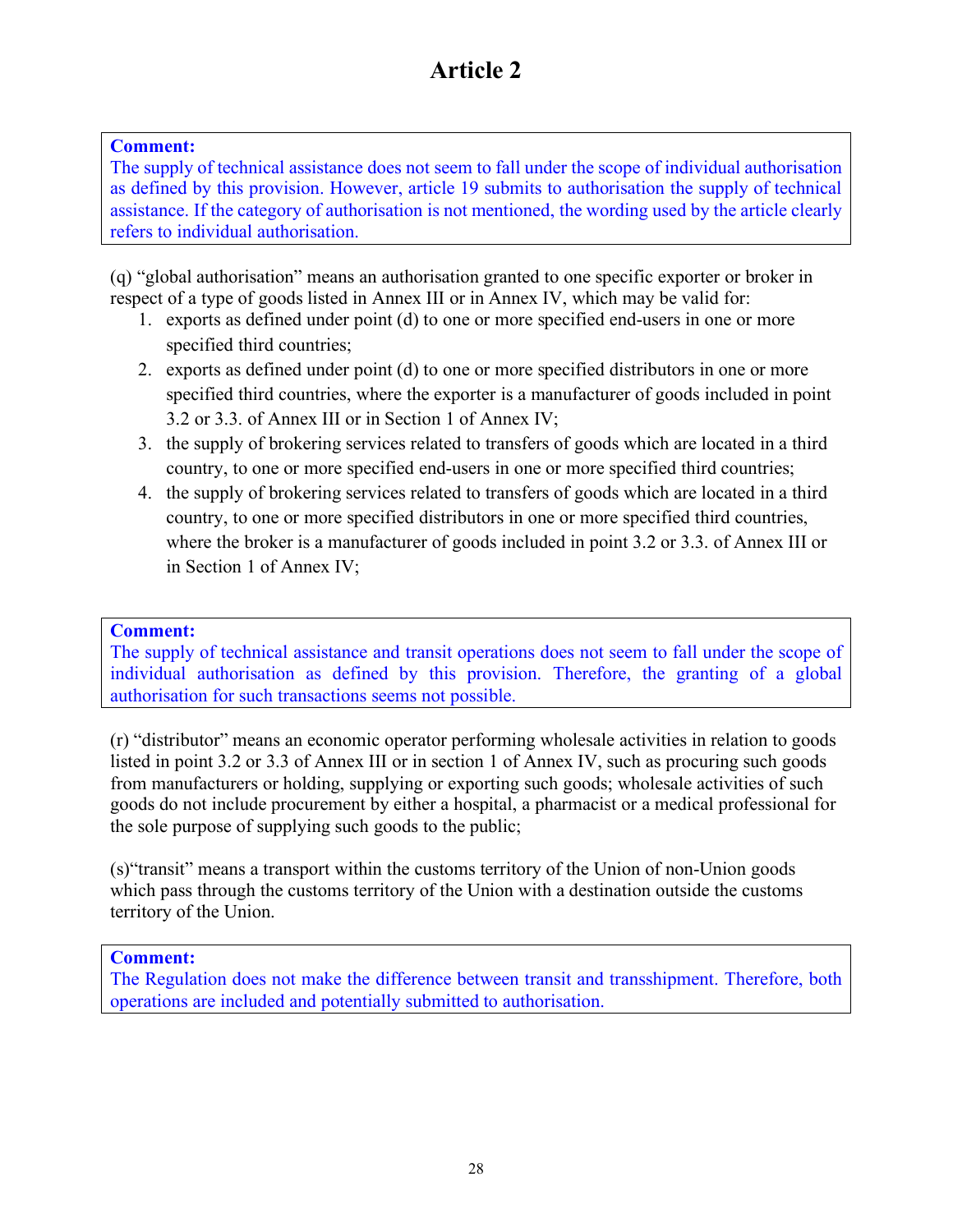# Article 2

**Comment:**
The supply of technical assistance does not seem to fall under the scope of individual authorisation as defined by this provision. However, article 19 submits to authorisation the supply of technical assistance. If the category of authorisation is not mentioned, the wording used by the article clearly refers to individual authorisation.

(q) “global authorisation” means an authorisation granted to one specific exporter or broker in respect of a type of goods listed in Annex III or in Annex IV, which may be valid for:

1. exports as defined under point (d) to one or more specified end-users in one or more specified third countries;
2. exports as defined under point (d) to one or more specified distributors in one or more specified third countries, where the exporter is a manufacturer of goods included in point 3.2 or 3.3. of Annex III or in Section 1 of Annex IV;
3. the supply of brokering services related to transfers of goods which are located in a third country, to one or more specified end-users in one or more specified third countries;
4. the supply of brokering services related to transfers of goods which are located in a third country, to one or more specified distributors in one or more specified third countries, where the broker is a manufacturer of goods included in point 3.2 or 3.3. of Annex III or in Section 1 of Annex IV;

**Comment:**
The supply of technical assistance and transit operations does not seem to fall under the scope of individual authorisation as defined by this provision. Therefore, the granting of a global authorisation for such transactions seems not possible.

(r) “distributor” means an economic operator performing wholesale activities in relation to goods listed in point 3.2 or 3.3 of Annex III or in section 1 of Annex IV, such as procuring such goods from manufacturers or holding, supplying or exporting such goods; wholesale activities of such goods do not include procurement by either a hospital, a pharmacist or a medical professional for the sole purpose of supplying such goods to the public;

(s)“transit” means a transport within the customs territory of the Union of non-Union goods which pass through the customs territory of the Union with a destination outside the customs territory of the Union.

**Comment:**
The Regulation does not make the difference between transit and transshipment. Therefore, both operations are included and potentially submitted to authorisation.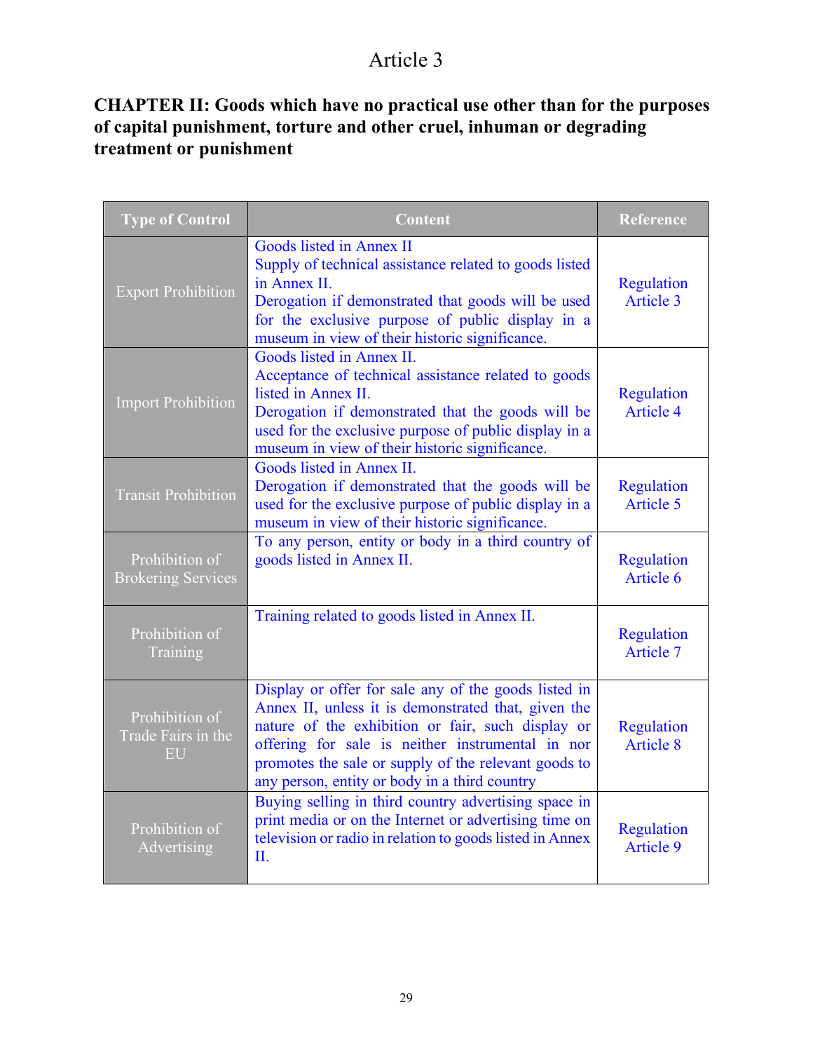# Article 3

## CHAPTER II: Goods which have no practical use other than for the purposes of capital punishment, torture and other cruel, inhuman or degrading treatment or punishment

| Type of Control | Content | Reference |
|---|---|---|
| Export Prohibition | Goods listed in Annex II<br>Supply of technical assistance related to goods listed in Annex II.<br>Derogation if demonstrated that goods will be used for the exclusive purpose of public display in a museum in view of their historic significance. | Regulation Article 3 |
| Import Prohibition | Goods listed in Annex II.<br>Acceptance of technical assistance related to goods listed in Annex II.<br>Derogation if demonstrated that the goods will be used for the exclusive purpose of public display in a museum in view of their historic significance. | Regulation Article 4 |
| Transit Prohibition | Goods listed in Annex II.<br>Derogation if demonstrated that the goods will be used for the exclusive purpose of public display in a museum in view of their historic significance. | Regulation Article 5 |
| Prohibition of Brokering Services | To any person, entity or body in a third country of goods listed in Annex II. | Regulation Article 6 |
| Prohibition of Training | Training related to goods listed in Annex II. | Regulation Article 7 |
| Prohibition of Trade Fairs in the EU | Display or offer for sale any of the goods listed in Annex II, unless it is demonstrated that, given the nature of the exhibition or fair, such display or offering for sale is neither instrumental in nor promotes the sale or supply of the relevant goods to any person, entity or body in a third country | Regulation Article 8 |
| Prohibition of Advertising | Buying selling in third country advertising space in print media or on the Internet or advertising time on television or radio in relation to goods listed in Annex II. | Regulation Article 9 |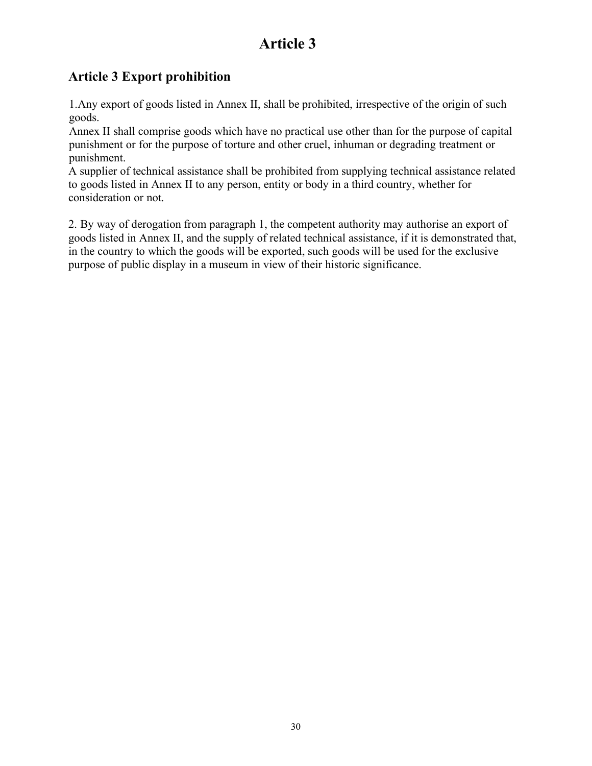# Article 3

## Article 3 Export prohibition

1.Any export of goods listed in Annex II, shall be prohibited, irrespective of the origin of such goods.
Annex II shall comprise goods which have no practical use other than for the purpose of capital punishment or for the purpose of torture and other cruel, inhuman or degrading treatment or punishment.
A supplier of technical assistance shall be prohibited from supplying technical assistance related to goods listed in Annex II to any person, entity or body in a third country, whether for consideration or not.

2. By way of derogation from paragraph 1, the competent authority may authorise an export of goods listed in Annex II, and the supply of related technical assistance, if it is demonstrated that, in the country to which the goods will be exported, such goods will be used for the exclusive purpose of public display in a museum in view of their historic significance.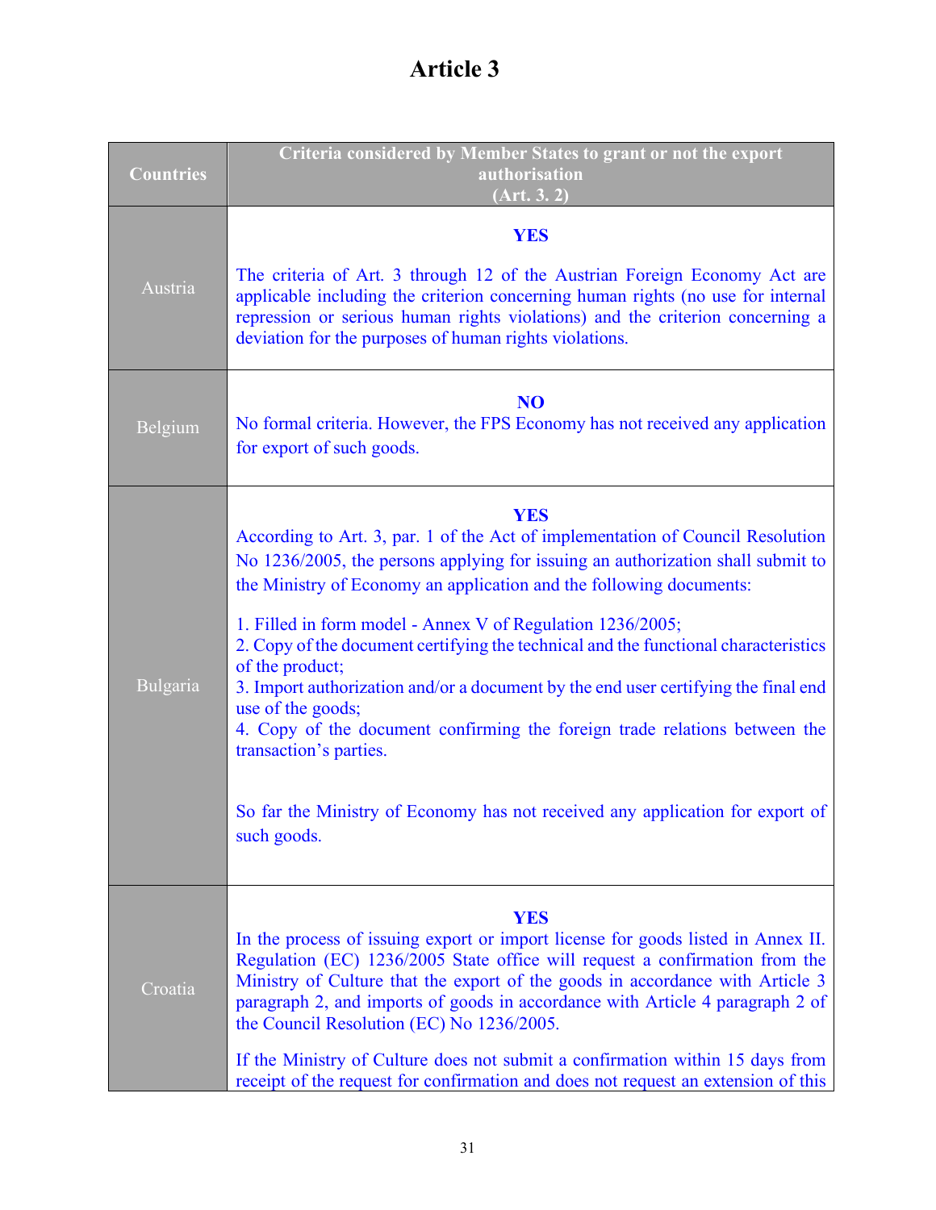# Article 3

| Countries | Criteria considered by Member States to grant or not the export authorisation (Art. 3. 2) |
|---|---|
| Austria | **YES** The criteria of Art. 3 through 12 of the Austrian Foreign Economy Act are applicable including the criterion concerning human rights (no use for internal repression or serious human rights violations) and the criterion concerning a deviation for the purposes of human rights violations. |
| Belgium | **NO** No formal criteria. However, the FPS Economy has not received any application for export of such goods. |
| Bulgaria | **YES** According to Art. 3, par. 1 of the Act of implementation of Council Resolution No 1236/2005, the persons applying for issuing an authorization shall submit to the Ministry of Economy an application and the following documents: 1. Filled in form model - Annex V of Regulation 1236/2005; 2. Copy of the document certifying the technical and the functional characteristics of the product; 3. Import authorization and/or a document by the end user certifying the final end use of the goods; 4. Copy of the document confirming the foreign trade relations between the transaction's parties. So far the Ministry of Economy has not received any application for export of such goods. |
| Croatia | **YES** In the process of issuing export or import license for goods listed in Annex II. Regulation (EC) 1236/2005 State office will request a confirmation from the Ministry of Culture that the export of the goods in accordance with Article 3 paragraph 2, and imports of goods in accordance with Article 4 paragraph 2 of the Council Resolution (EC) No 1236/2005. If the Ministry of Culture does not submit a confirmation within 15 days from receipt of the request for confirmation and does not request an extension of this |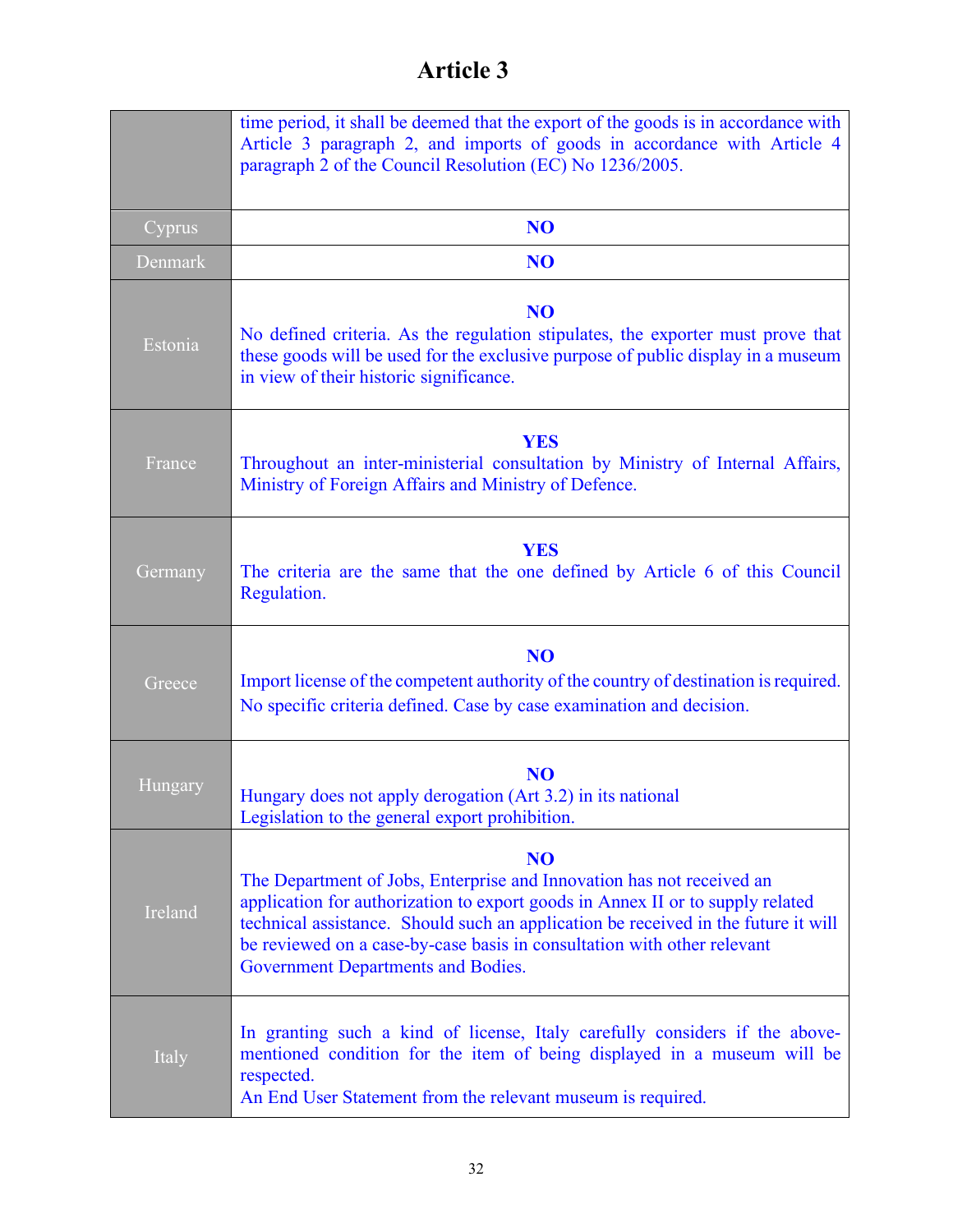# Article 3

| | |
|---|---|
| | time period, it shall be deemed that the export of the goods is in accordance with Article 3 paragraph 2, and imports of goods in accordance with Article 4 paragraph 2 of the Council Resolution (EC) No 1236/2005. |
| Cyprus | **NO** |
| Denmark | **NO** |
| Estonia | **NO**<br>No defined criteria. As the regulation stipulates, the exporter must prove that these goods will be used for the exclusive purpose of public display in a museum in view of their historic significance. |
| France | **YES**<br>Throughout an inter-ministerial consultation by Ministry of Internal Affairs, Ministry of Foreign Affairs and Ministry of Defence. |
| Germany | **YES**<br>The criteria are the same that the one defined by Article 6 of this Council Regulation. |
| Greece | **NO**<br>Import license of the competent authority of the country of destination is required.<br>No specific criteria defined. Case by case examination and decision. |
| Hungary | **NO**<br>Hungary does not apply derogation (Art 3.2) in its national Legislation to the general export prohibition. |
| Ireland | **NO**<br>The Department of Jobs, Enterprise and Innovation has not received an application for authorization to export goods in Annex II or to supply related technical assistance. Should such an application be received in the future it will be reviewed on a case-by-case basis in consultation with other relevant Government Departments and Bodies. |
| Italy | In granting such a kind of license, Italy carefully considers if the above-mentioned condition for the item of being displayed in a museum will be respected.<br>An End User Statement from the relevant museum is required. |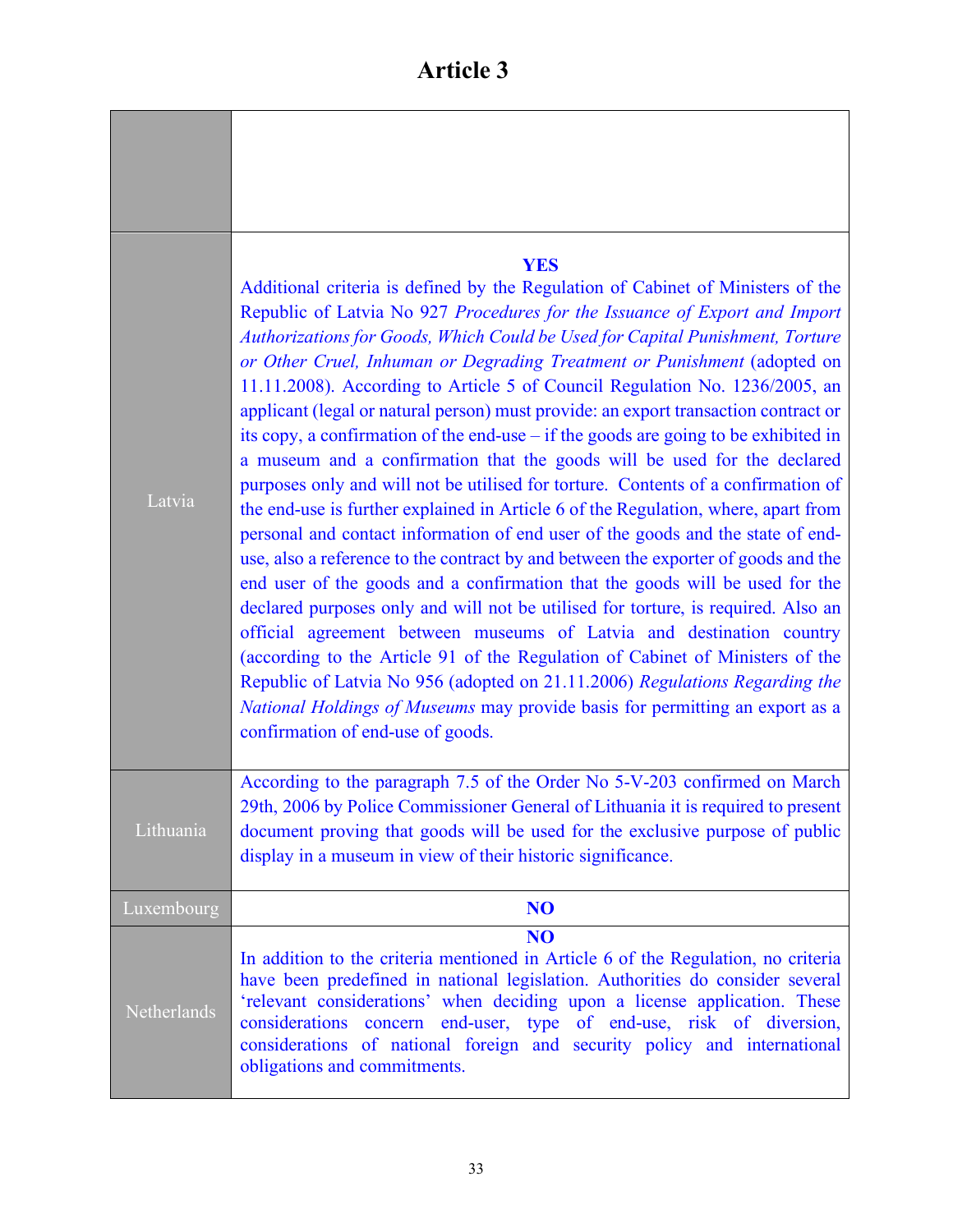# Article 3

| | |
|---|---|
| | |
| Latvia | **YES**<br>Additional criteria is defined by the Regulation of Cabinet of Ministers of the Republic of Latvia No 927 *Procedures for the Issuance of Export and Import Authorizations for Goods, Which Could be Used for Capital Punishment, Torture or Other Cruel, Inhuman or Degrading Treatment or Punishment* (adopted on 11.11.2008). According to Article 5 of Council Regulation No. 1236/2005, an applicant (legal or natural person) must provide: an export transaction contract or its copy, a confirmation of the end-use – if the goods are going to be exhibited in a museum and a confirmation that the goods will be used for the declared purposes only and will not be utilised for torture. Contents of a confirmation of the end-use is further explained in Article 6 of the Regulation, where, apart from personal and contact information of end user of the goods and the state of end-use, also a reference to the contract by and between the exporter of goods and the end user of the goods and a confirmation that the goods will be used for the declared purposes only and will not be utilised for torture, is required. Also an official agreement between museums of Latvia and destination country (according to the Article 91 of the Regulation of Cabinet of Ministers of the Republic of Latvia No 956 (adopted on 21.11.2006) *Regulations Regarding the National Holdings of Museums* may provide basis for permitting an export as a confirmation of end-use of goods. |
| Lithuania | According to the paragraph 7.5 of the Order No 5-V-203 confirmed on March 29th, 2006 by Police Commissioner General of Lithuania it is required to present document proving that goods will be used for the exclusive purpose of public display in a museum in view of their historic significance. |
| Luxembourg | **NO** |
| Netherlands | **NO**<br>In addition to the criteria mentioned in Article 6 of the Regulation, no criteria have been predefined in national legislation. Authorities do consider several 'relevant considerations' when deciding upon a license application. These considerations concern end-user, type of end-use, risk of diversion, considerations of national foreign and security policy and international obligations and commitments. |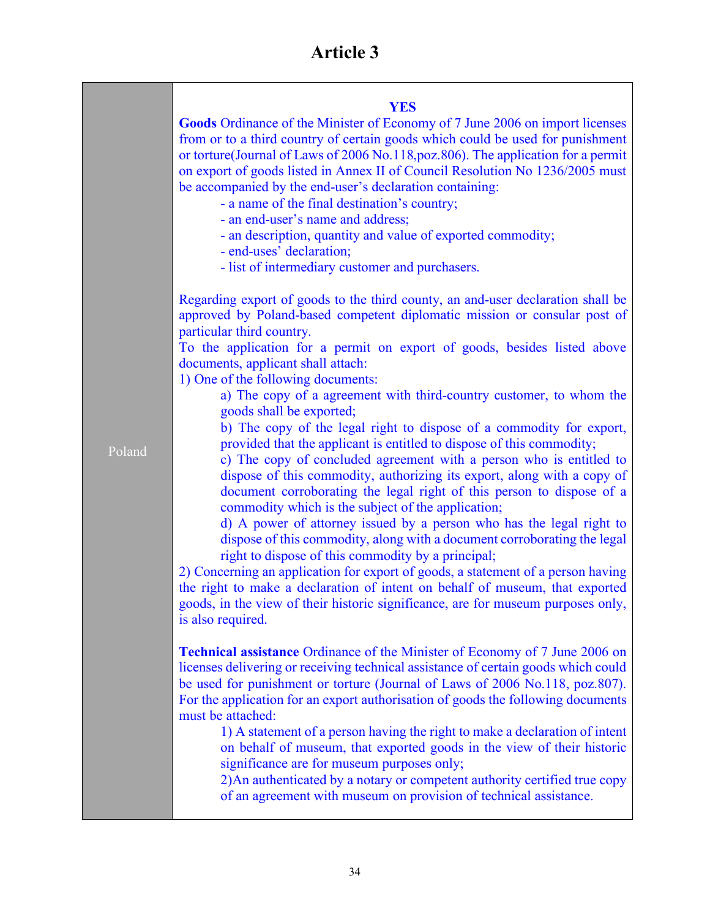# Article 3

| Poland | **YES** **Goods** Ordinance of the Minister of Economy of 7 June 2006 on import licenses from or to a third country of certain goods which could be used for punishment or torture(Journal of Laws of 2006 No.118,poz.806). The application for a permit on export of goods listed in Annex II of Council Resolution No 1236/2005 must be accompanied by the end-user's declaration containing:<br>- a name of the final destination's country;<br>- an end-user's name and address;<br>- an description, quantity and value of exported commodity;<br>- end-uses' declaration;<br>- list of intermediary customer and purchasers.<br><br>Regarding export of goods to the third county, an and-user declaration shall be approved by Poland-based competent diplomatic mission or consular post of particular third country.<br>To the application for a permit on export of goods, besides listed above documents, applicant shall attach:<br>1) One of the following documents:<br>a) The copy of a agreement with third-country customer, to whom the goods shall be exported;<br>b) The copy of the legal right to dispose of a commodity for export, provided that the applicant is entitled to dispose of this commodity;<br>c) The copy of concluded agreement with a person who is entitled to dispose of this commodity, authorizing its export, along with a copy of document corroborating the legal right of this person to dispose of a commodity which is the subject of the application;<br>d) A power of attorney issued by a person who has the legal right to dispose of this commodity, along with a document corroborating the legal right to dispose of this commodity by a principal;<br>2) Concerning an application for export of goods, a statement of a person having the right to make a declaration of intent on behalf of museum, that exported goods, in the view of their historic significance, are for museum purposes only, is also required.<br><br>**Technical assistance** Ordinance of the Minister of Economy of 7 June 2006 on licenses delivering or receiving technical assistance of certain goods which could be used for punishment or torture (Journal of Laws of 2006 No.118, poz.807). For the application for an export authorisation of goods the following documents must be attached:<br>1) A statement of a person having the right to make a declaration of intent on behalf of museum, that exported goods in the view of their historic significance are for museum purposes only;<br>2)An authenticated by a notary or competent authority certified true copy of an agreement with museum on provision of technical assistance. |
|---|---|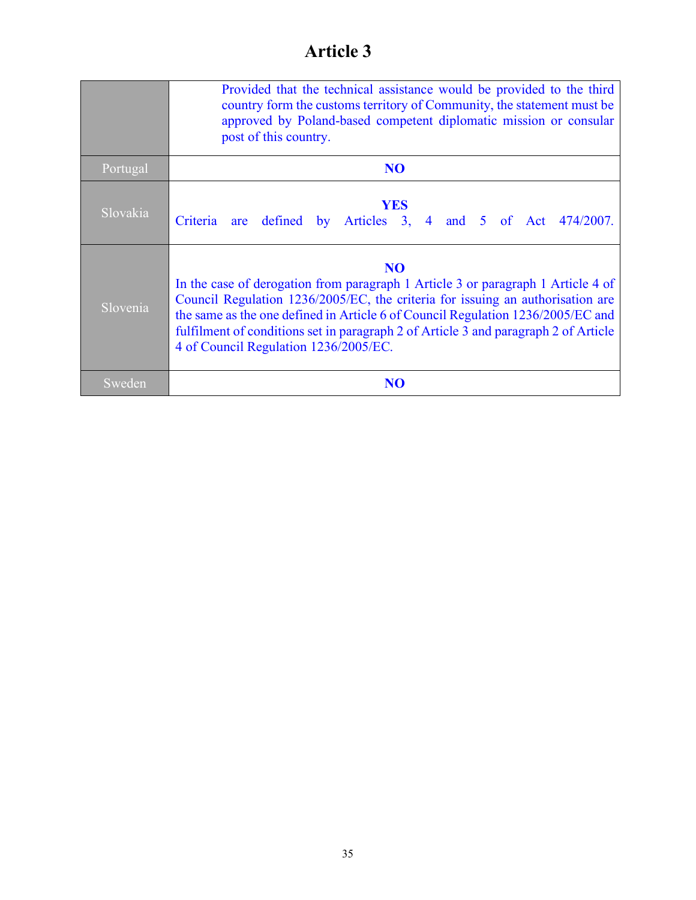# Article 3

| | |
|---|---|
| | Provided that the technical assistance would be provided to the third country form the customs territory of Community, the statement must be approved by Poland-based competent diplomatic mission or consular post of this country. |
| Portugal | **NO** |
| Slovakia | **YES** Criteria are defined by Articles 3, 4 and 5 of Act 474/2007. |
| Slovenia | **NO** In the case of derogation from paragraph 1 Article 3 or paragraph 1 Article 4 of Council Regulation 1236/2005/EC, the criteria for issuing an authorisation are the same as the one defined in Article 6 of Council Regulation 1236/2005/EC and fulfilment of conditions set in paragraph 2 of Article 3 and paragraph 2 of Article 4 of Council Regulation 1236/2005/EC. |
| Sweden | **NO** |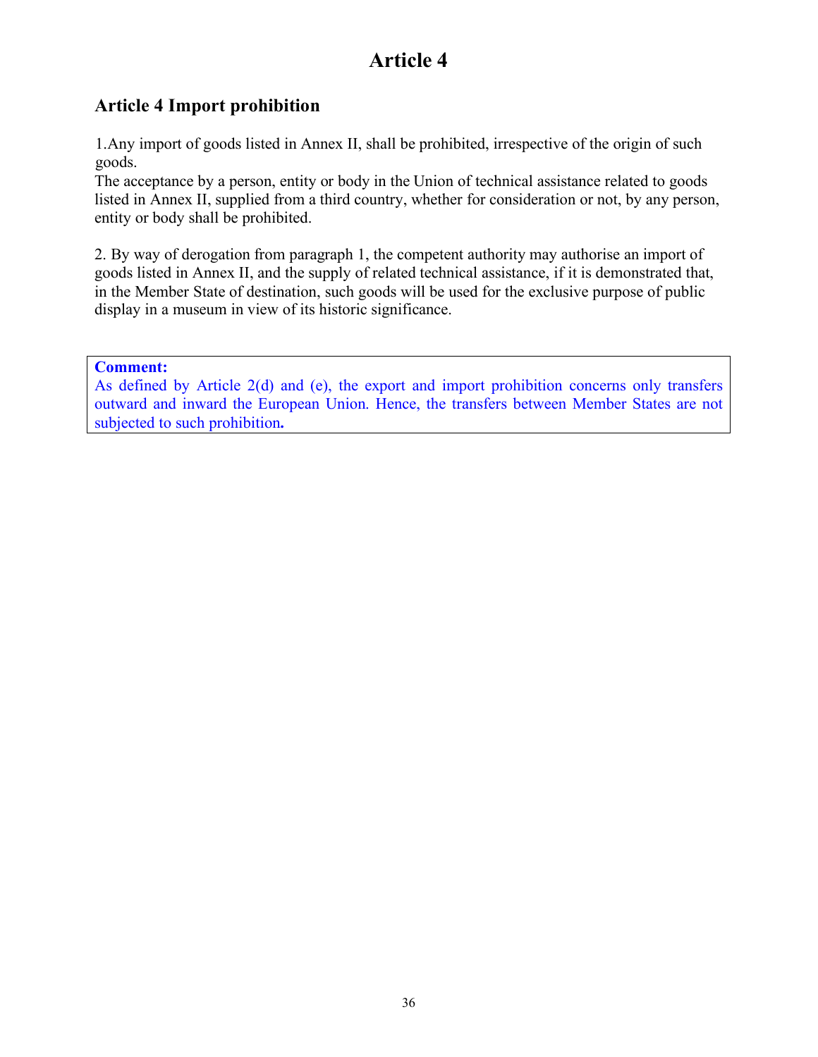# Article 4

## Article 4 Import prohibition

1.Any import of goods listed in Annex II, shall be prohibited, irrespective of the origin of such goods.
The acceptance by a person, entity or body in the Union of technical assistance related to goods listed in Annex II, supplied from a third country, whether for consideration or not, by any person, entity or body shall be prohibited.

2. By way of derogation from paragraph 1, the competent authority may authorise an import of goods listed in Annex II, and the supply of related technical assistance, if it is demonstrated that, in the Member State of destination, such goods will be used for the exclusive purpose of public display in a museum in view of its historic significance.

**Comment:**
As defined by Article 2(d) and (e), the export and import prohibition concerns only transfers outward and inward the European Union. Hence, the transfers between Member States are not subjected to such prohibition**.**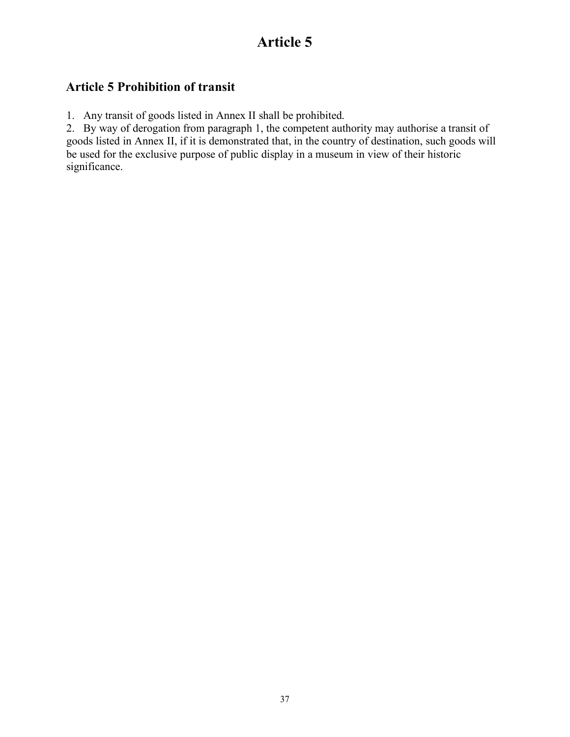# Article 5

## Article 5 Prohibition of transit

1. Any transit of goods listed in Annex II shall be prohibited.
2. By way of derogation from paragraph 1, the competent authority may authorise a transit of goods listed in Annex II, if it is demonstrated that, in the country of destination, such goods will be used for the exclusive purpose of public display in a museum in view of their historic significance.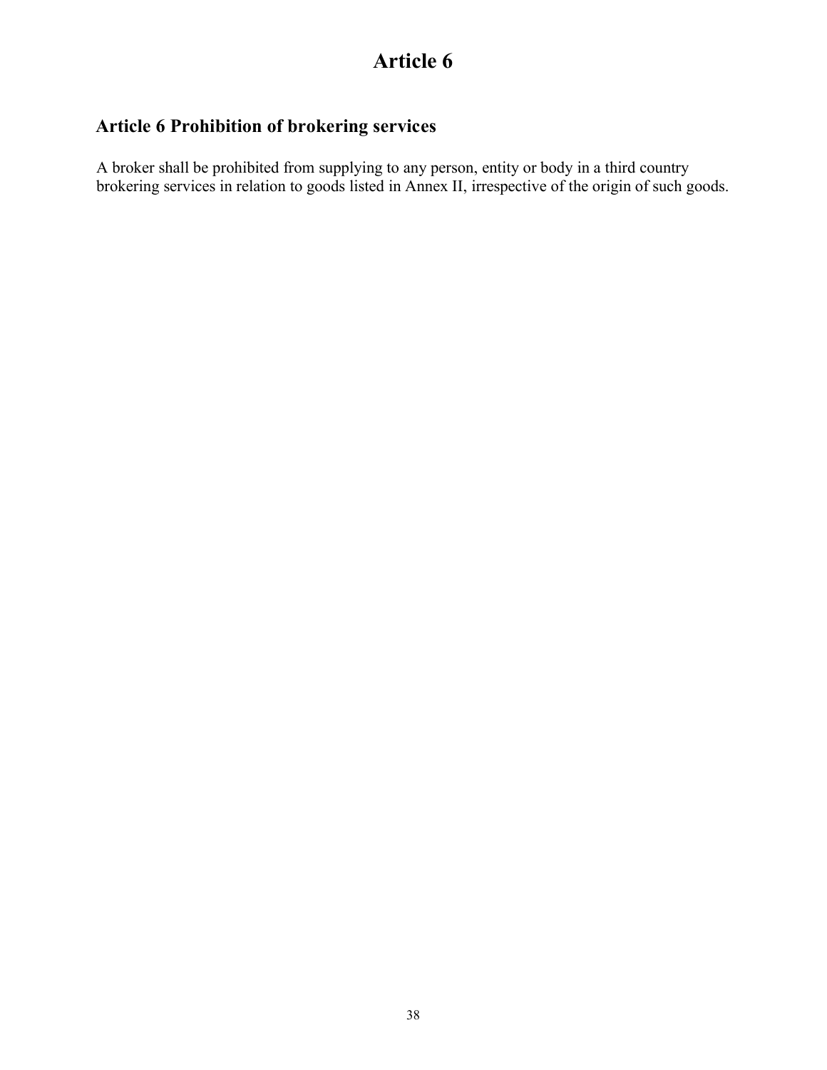# Article 6

## Article 6 Prohibition of brokering services

A broker shall be prohibited from supplying to any person, entity or body in a third country brokering services in relation to goods listed in Annex II, irrespective of the origin of such goods.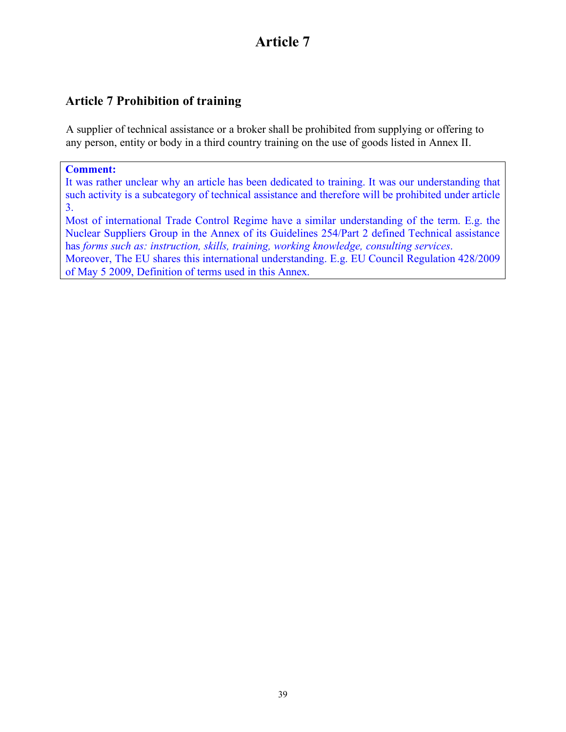# Article 7

## Article 7 Prohibition of training

A supplier of technical assistance or a broker shall be prohibited from supplying or offering to any person, entity or body in a third country training on the use of goods listed in Annex II.

**Comment:**
It was rather unclear why an article has been dedicated to training. It was our understanding that such activity is a subcategory of technical assistance and therefore will be prohibited under article 3.
Most of international Trade Control Regime have a similar understanding of the term. E.g. the Nuclear Suppliers Group in the Annex of its Guidelines 254/Part 2 defined Technical assistance has *forms such as: instruction, skills, training, working knowledge, consulting services*.
Moreover, The EU shares this international understanding. E.g. EU Council Regulation 428/2009 of May 5 2009, Definition of terms used in this Annex.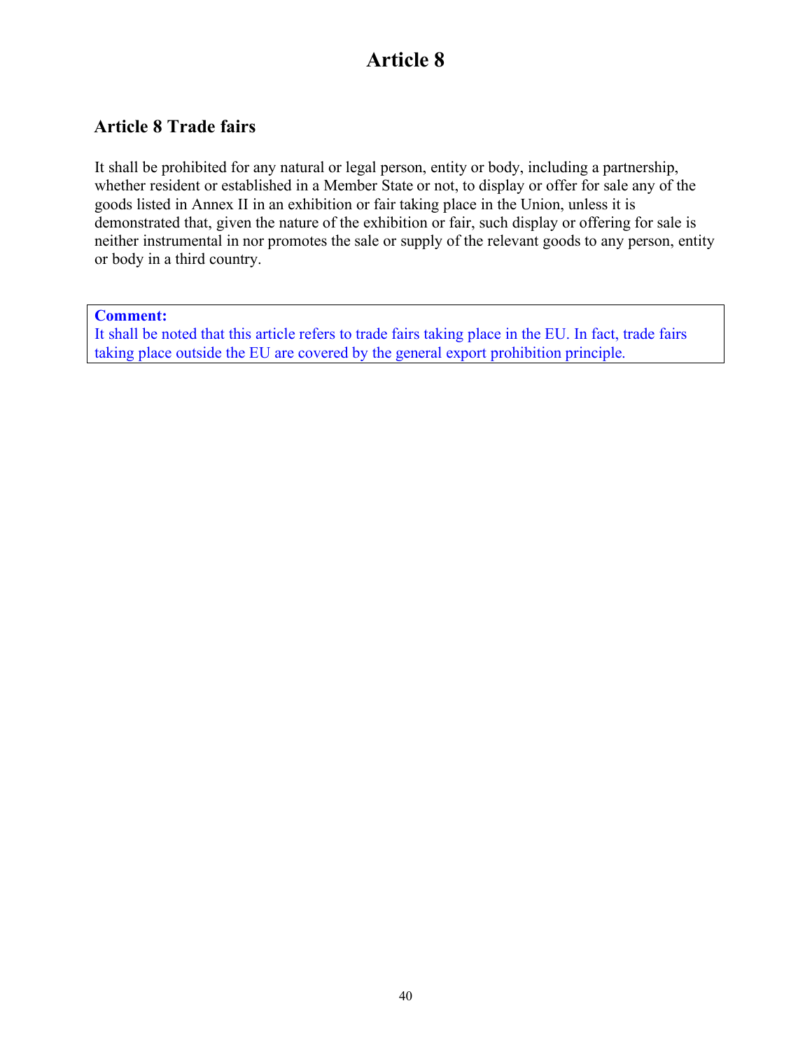# Article 8

## Article 8 Trade fairs

It shall be prohibited for any natural or legal person, entity or body, including a partnership, whether resident or established in a Member State or not, to display or offer for sale any of the goods listed in Annex II in an exhibition or fair taking place in the Union, unless it is demonstrated that, given the nature of the exhibition or fair, such display or offering for sale is neither instrumental in nor promotes the sale or supply of the relevant goods to any person, entity or body in a third country.

**Comment:**
It shall be noted that this article refers to trade fairs taking place in the EU. In fact, trade fairs taking place outside the EU are covered by the general export prohibition principle.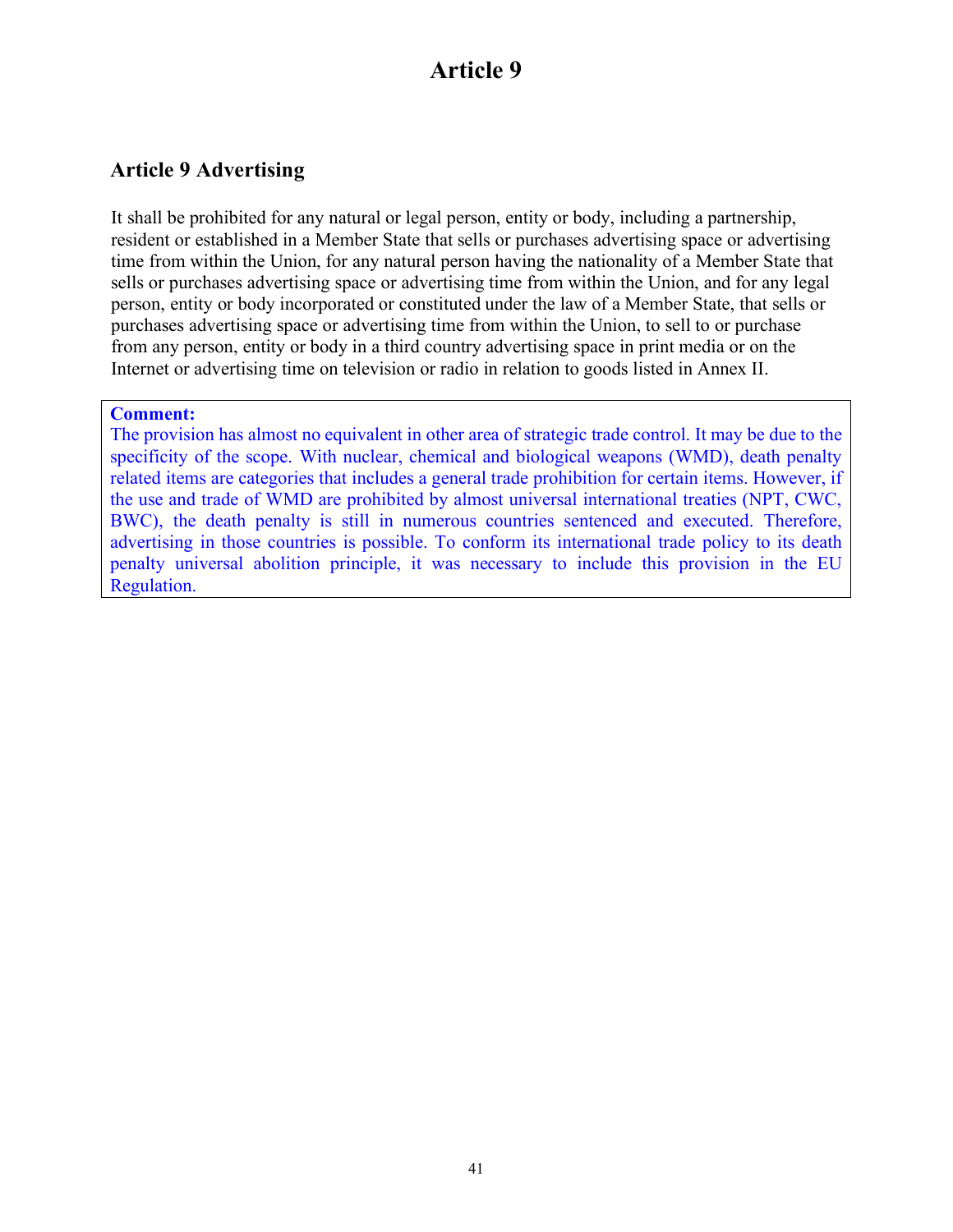# Article 9

## Article 9 Advertising

It shall be prohibited for any natural or legal person, entity or body, including a partnership, resident or established in a Member State that sells or purchases advertising space or advertising time from within the Union, for any natural person having the nationality of a Member State that sells or purchases advertising space or advertising time from within the Union, and for any legal person, entity or body incorporated or constituted under the law of a Member State, that sells or purchases advertising space or advertising time from within the Union, to sell to or purchase from any person, entity or body in a third country advertising space in print media or on the Internet or advertising time on television or radio in relation to goods listed in Annex II.

> **Comment:**
> The provision has almost no equivalent in other area of strategic trade control. It may be due to the specificity of the scope. With nuclear, chemical and biological weapons (WMD), death penalty related items are categories that includes a general trade prohibition for certain items. However, if the use and trade of WMD are prohibited by almost universal international treaties (NPT, CWC, BWC), the death penalty is still in numerous countries sentenced and executed. Therefore, advertising in those countries is possible. To conform its international trade policy to its death penalty universal abolition principle, it was necessary to include this provision in the EU Regulation.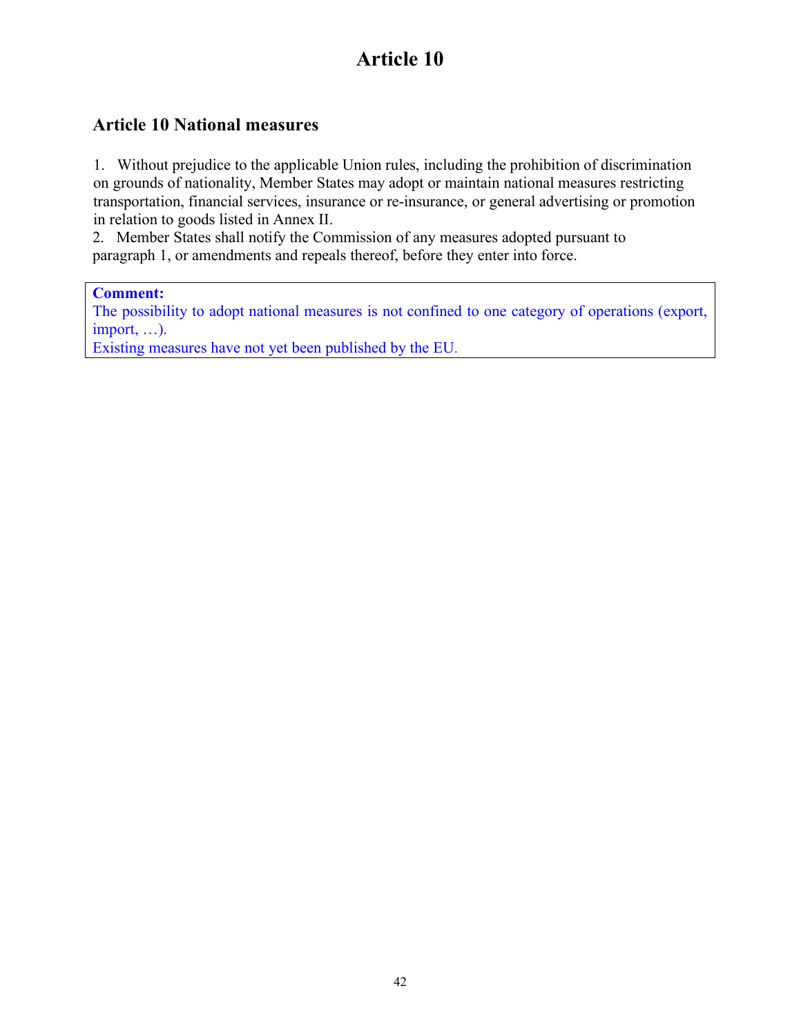# Article 10

## Article 10 National measures

1. Without prejudice to the applicable Union rules, including the prohibition of discrimination on grounds of nationality, Member States may adopt or maintain national measures restricting transportation, financial services, insurance or re-insurance, or general advertising or promotion in relation to goods listed in Annex II.
2. Member States shall notify the Commission of any measures adopted pursuant to paragraph 1, or amendments and repeals thereof, before they enter into force.

> **Comment:**
> The possibility to adopt national measures is not confined to one category of operations (export, import, …).
> Existing measures have not yet been published by the EU.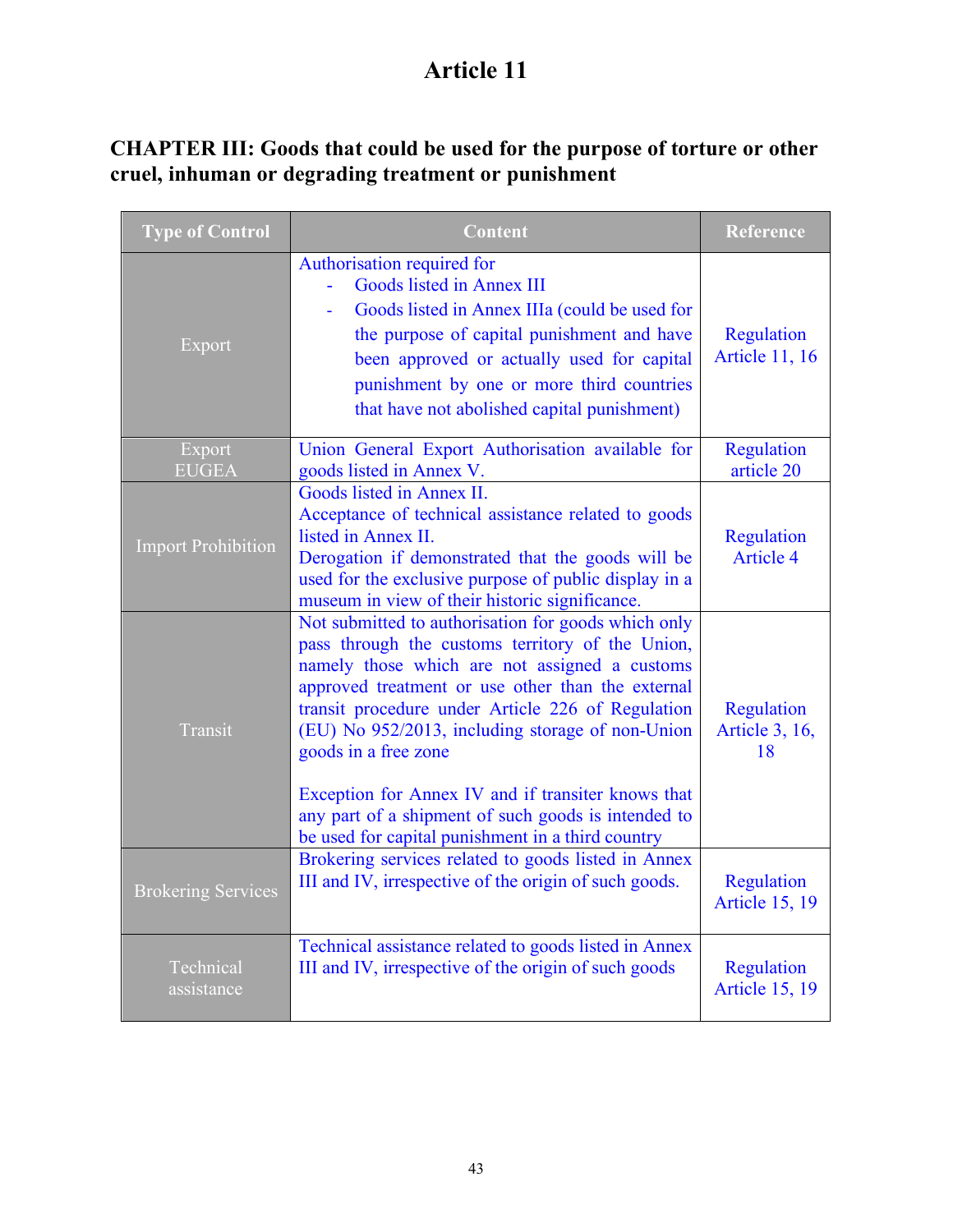# Article 11

## CHAPTER III: Goods that could be used for the purpose of torture or other cruel, inhuman or degrading treatment or punishment

| Type of Control | Content | Reference |
|---|---|---|
| Export | Authorisation required for<br>- Goods listed in Annex III<br>- Goods listed in Annex IIIa (could be used for the purpose of capital punishment and have been approved or actually used for capital punishment by one or more third countries that have not abolished capital punishment) | Regulation Article 11, 16 |
| Export EUGEA | Union General Export Authorisation available for goods listed in Annex V. | Regulation article 20 |
| Import Prohibition | Goods listed in Annex II.<br>Acceptance of technical assistance related to goods listed in Annex II.<br>Derogation if demonstrated that the goods will be used for the exclusive purpose of public display in a museum in view of their historic significance. | Regulation Article 4 |
| Transit | Not submitted to authorisation for goods which only pass through the customs territory of the Union, namely those which are not assigned a customs approved treatment or use other than the external transit procedure under Article 226 of Regulation (EU) No 952/2013, including storage of non-Union goods in a free zone<br><br>Exception for Annex IV and if transiter knows that any part of a shipment of such goods is intended to be used for capital punishment in a third country | Regulation Article 3, 16, 18 |
| Brokering Services | Brokering services related to goods listed in Annex III and IV, irrespective of the origin of such goods. | Regulation Article 15, 19 |
| Technical assistance | Technical assistance related to goods listed in Annex III and IV, irrespective of the origin of such goods | Regulation Article 15, 19 |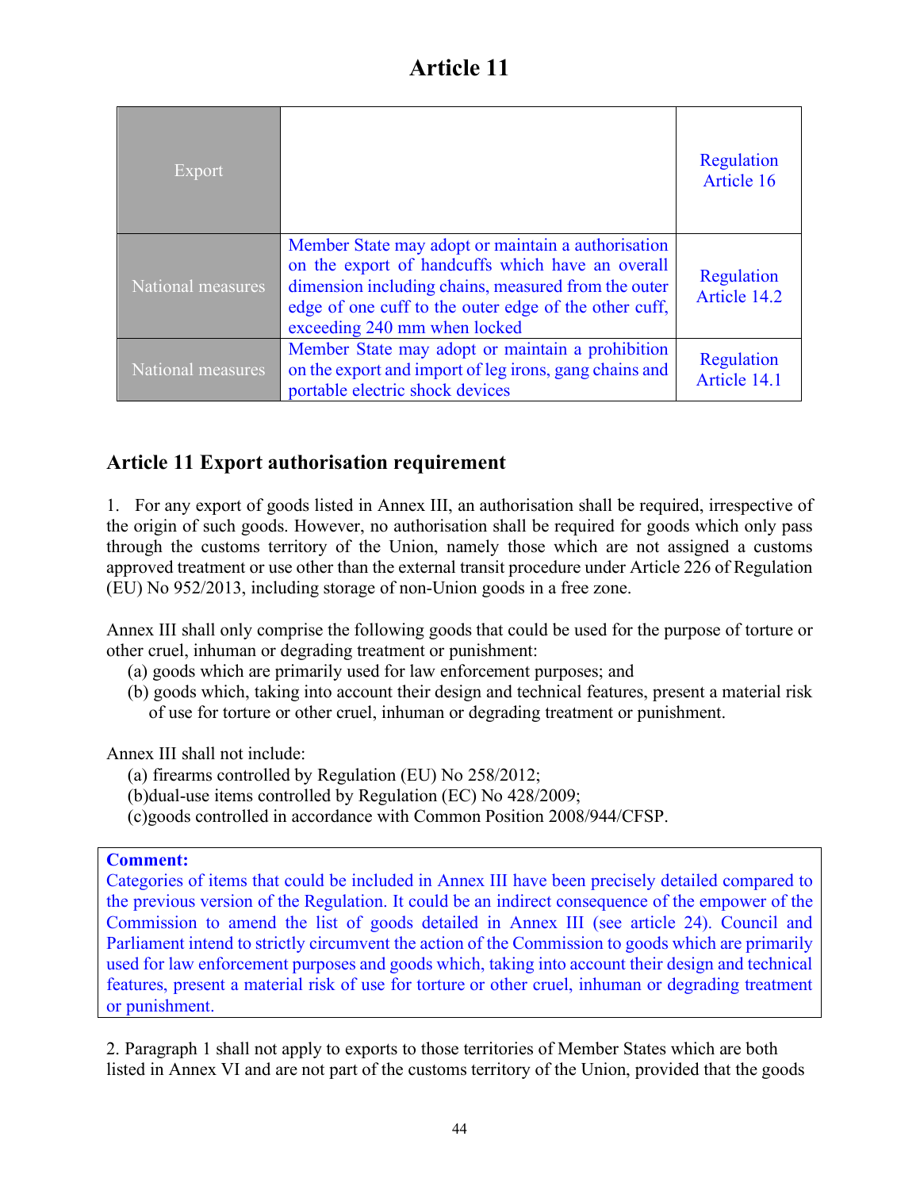# Article 11

| Export | | Regulation Article 16 |
|---|---|---|
| National measures | Member State may adopt or maintain a authorisation on the export of handcuffs which have an overall dimension including chains, measured from the outer edge of one cuff to the outer edge of the other cuff, exceeding 240 mm when locked | Regulation Article 14.2 |
| National measures | Member State may adopt or maintain a prohibition on the export and import of leg irons, gang chains and portable electric shock devices | Regulation Article 14.1 |

## Article 11 Export authorisation requirement

1. For any export of goods listed in Annex III, an authorisation shall be required, irrespective of the origin of such goods. However, no authorisation shall be required for goods which only pass through the customs territory of the Union, namely those which are not assigned a customs approved treatment or use other than the external transit procedure under Article 226 of Regulation (EU) No 952/2013, including storage of non-Union goods in a free zone.

Annex III shall only comprise the following goods that could be used for the purpose of torture or other cruel, inhuman or degrading treatment or punishment:

(a) goods which are primarily used for law enforcement purposes; and
(b) goods which, taking into account their design and technical features, present a material risk of use for torture or other cruel, inhuman or degrading treatment or punishment.

Annex III shall not include:

(a) firearms controlled by Regulation (EU) No 258/2012;
(b)dual-use items controlled by Regulation (EC) No 428/2009;
(c)goods controlled in accordance with Common Position 2008/944/CFSP.

**Comment:**
Categories of items that could be included in Annex III have been precisely detailed compared to the previous version of the Regulation. It could be an indirect consequence of the empower of the Commission to amend the list of goods detailed in Annex III (see article 24). Council and Parliament intend to strictly circumvent the action of the Commission to goods which are primarily used for law enforcement purposes and goods which, taking into account their design and technical features, present a material risk of use for torture or other cruel, inhuman or degrading treatment or punishment.

2. Paragraph 1 shall not apply to exports to those territories of Member States which are both listed in Annex VI and are not part of the customs territory of the Union, provided that the goods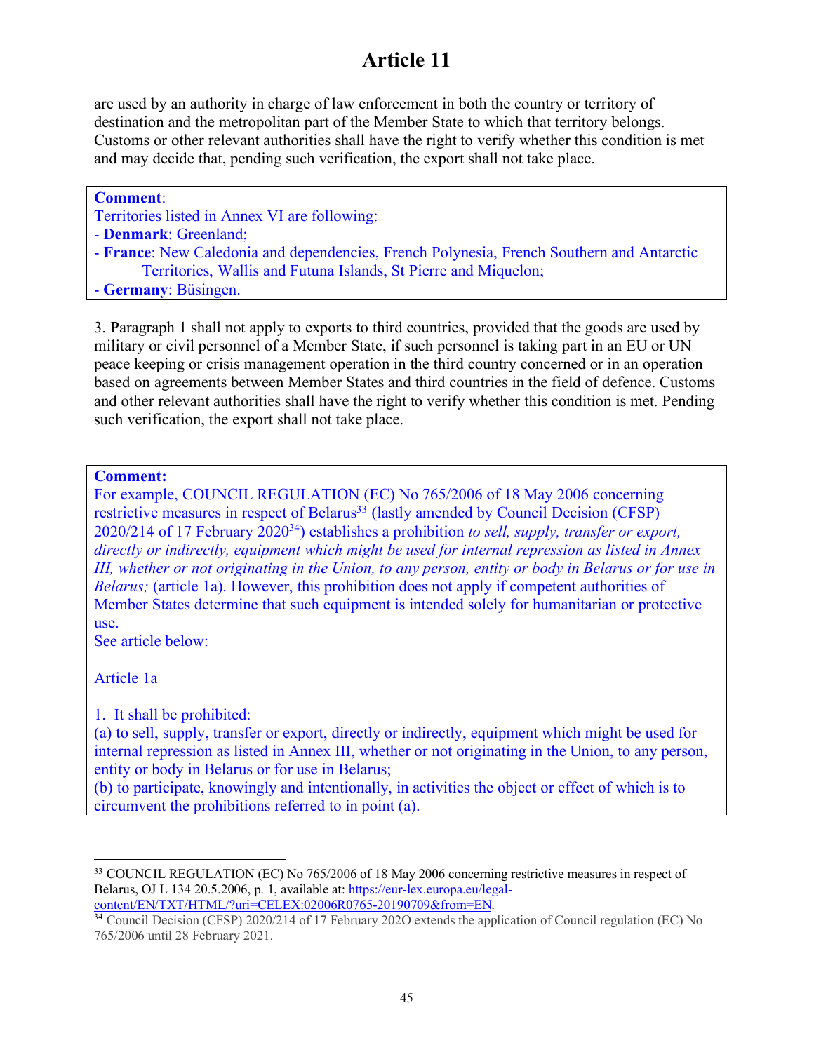# Article 11

are used by an authority in charge of law enforcement in both the country or territory of destination and the metropolitan part of the Member State to which that territory belongs. Customs or other relevant authorities shall have the right to verify whether this condition is met and may decide that, pending such verification, the export shall not take place.

> **Comment**:
> Territories listed in Annex VI are following:
> - **Denmark**: Greenland;
> - **France**: New Caledonia and dependencies, French Polynesia, French Southern and Antarctic Territories, Wallis and Futuna Islands, St Pierre and Miquelon;
> - **Germany**: Büsingen.

3. Paragraph 1 shall not apply to exports to third countries, provided that the goods are used by military or civil personnel of a Member State, if such personnel is taking part in an EU or UN peace keeping or crisis management operation in the third country concerned or in an operation based on agreements between Member States and third countries in the field of defence. Customs and other relevant authorities shall have the right to verify whether this condition is met. Pending such verification, the export shall not take place.

> **Comment:**
> For example, COUNCIL REGULATION (EC) No 765/2006 of 18 May 2006 concerning restrictive measures in respect of Belarus[33] (lastly amended by Council Decision (CFSP) 2020/214 of 17 February 2020[34]) establishes a prohibition *to sell, supply, transfer or export, directly or indirectly, equipment which might be used for internal repression as listed in Annex III, whether or not originating in the Union, to any person, entity or body in Belarus or for use in Belarus;* (article 1a). However, this prohibition does not apply if competent authorities of Member States determine that such equipment is intended solely for humanitarian or protective use.
> See article below:
>
> Article 1a
>
> 1. It shall be prohibited:
> (a) to sell, supply, transfer or export, directly or indirectly, equipment which might be used for internal repression as listed in Annex III, whether or not originating in the Union, to any person, entity or body in Belarus or for use in Belarus;
> (b) to participate, knowingly and intentionally, in activities the object or effect of which is to circumvent the prohibitions referred to in point (a).

[33] COUNCIL REGULATION (EC) No 765/2006 of 18 May 2006 concerning restrictive measures in respect of Belarus, OJ L 134 20.5.2006, p. 1, available at: https://eur-lex.europa.eu/legal-content/EN/TXT/HTML/?uri=CELEX:02006R0765-20190709&from=EN.

[34] Council Decision (CFSP) 2020/214 of 17 February 202O extends the application of Council regulation (EC) No 765/2006 until 28 February 2021.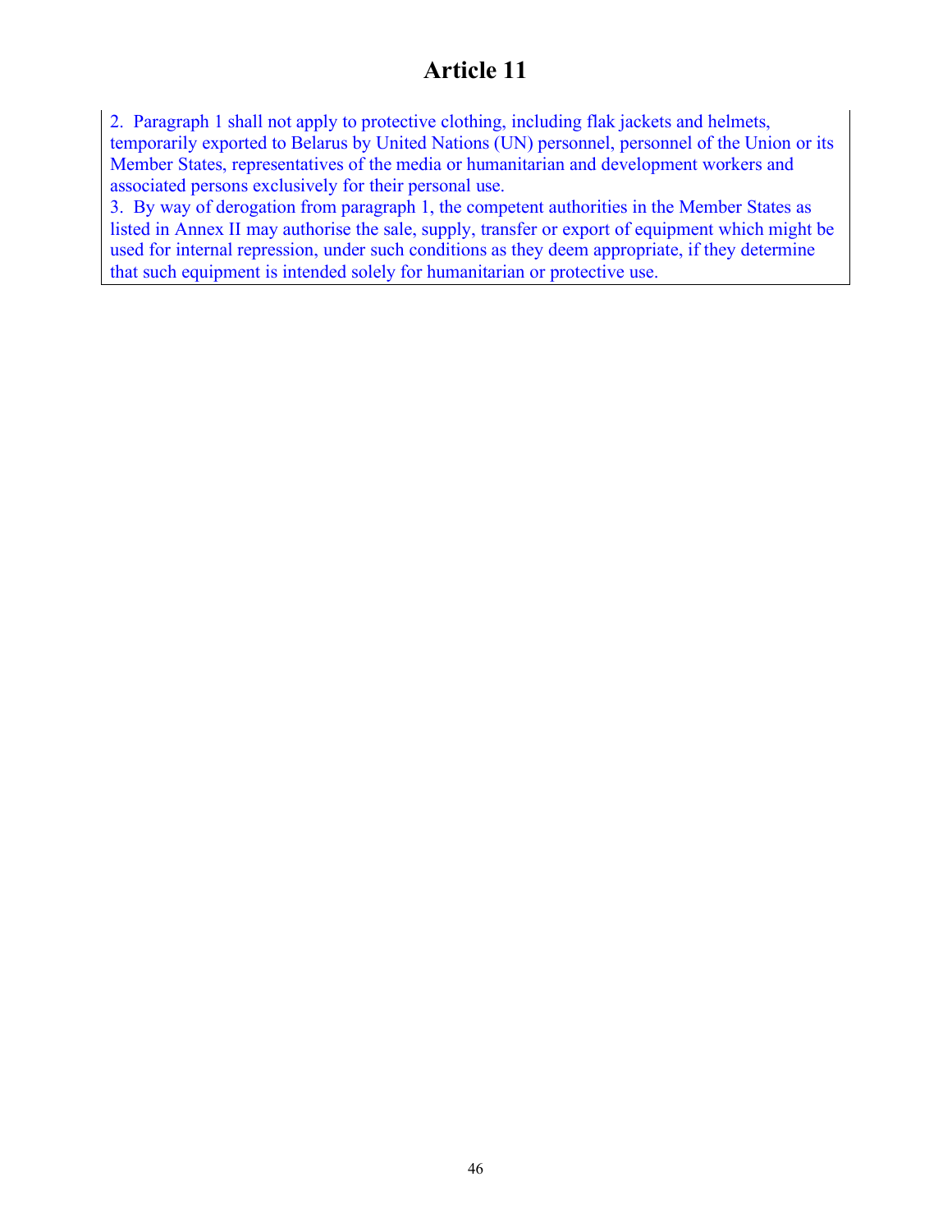# Article 11

2. Paragraph 1 shall not apply to protective clothing, including flak jackets and helmets, temporarily exported to Belarus by United Nations (UN) personnel, personnel of the Union or its Member States, representatives of the media or humanitarian and development workers and associated persons exclusively for their personal use.

3. By way of derogation from paragraph 1, the competent authorities in the Member States as listed in Annex II may authorise the sale, supply, transfer or export of equipment which might be used for internal repression, under such conditions as they deem appropriate, if they determine that such equipment is intended solely for humanitarian or protective use.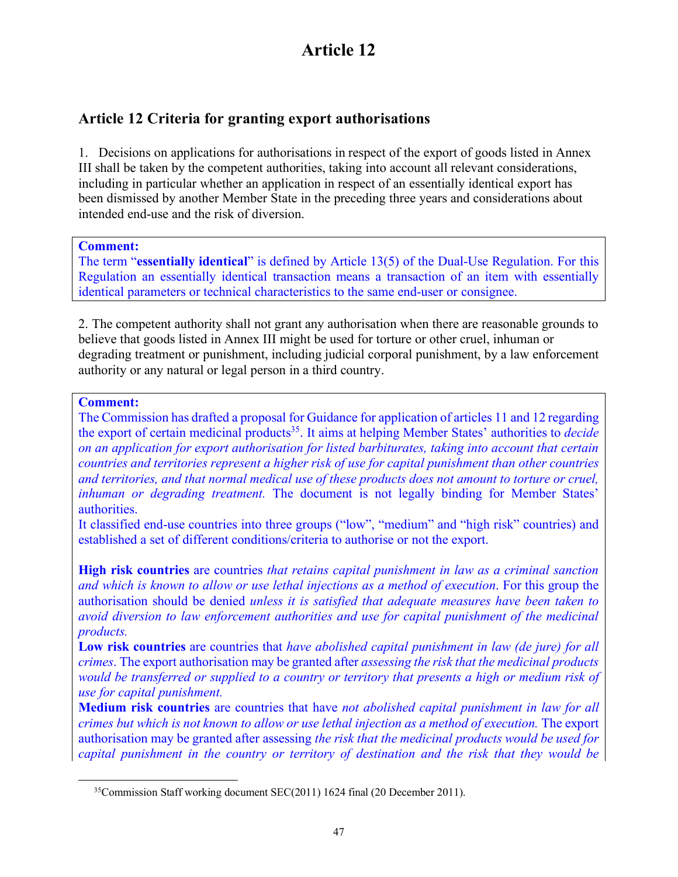# Article 12

## Article 12 Criteria for granting export authorisations

1. Decisions on applications for authorisations in respect of the export of goods listed in Annex III shall be taken by the competent authorities, taking into account all relevant considerations, including in particular whether an application in respect of an essentially identical export has been dismissed by another Member State in the preceding three years and considerations about intended end-use and the risk of diversion.

> **Comment:**
> The term "**essentially identical**" is defined by Article 13(5) of the Dual-Use Regulation. For this Regulation an essentially identical transaction means a transaction of an item with essentially identical parameters or technical characteristics to the same end-user or consignee.

2. The competent authority shall not grant any authorisation when there are reasonable grounds to believe that goods listed in Annex III might be used for torture or other cruel, inhuman or degrading treatment or punishment, including judicial corporal punishment, by a law enforcement authority or any natural or legal person in a third country.

> **Comment:**
> The Commission has drafted a proposal for Guidance for application of articles 11 and 12 regarding the export of certain medicinal products[35]. It aims at helping Member States' authorities to *decide on an application for export authorisation for listed barbiturates, taking into account that certain countries and territories represent a higher risk of use for capital punishment than other countries and territories, and that normal medical use of these products does not amount to torture or cruel, inhuman or degrading treatment.* The document is not legally binding for Member States' authorities.
> It classified end-use countries into three groups ("low", "medium" and "high risk" countries) and established a set of different conditions/criteria to authorise or not the export.
>
> **High risk countries** are countries *that retains capital punishment in law as a criminal sanction and which is known to allow or use lethal injections as a method of execution*. For this group the authorisation should be denied *unless it is satisfied that adequate measures have been taken to avoid diversion to law enforcement authorities and use for capital punishment of the medicinal products.*
> **Low risk countries** are countries that *have abolished capital punishment in law (de jure) for all crimes*. The export authorisation may be granted after *assessing the risk that the medicinal products would be transferred or supplied to a country or territory that presents a high or medium risk of use for capital punishment.*
> **Medium risk countries** are countries that have *not abolished capital punishment in law for all crimes but which is not known to allow or use lethal injection as a method of execution.* The export authorisation may be granted after assessing *the risk that the medicinal products would be used for capital punishment in the country or territory of destination and the risk that they would be*

[35] Commission Staff working document SEC(2011) 1624 final (20 December 2011).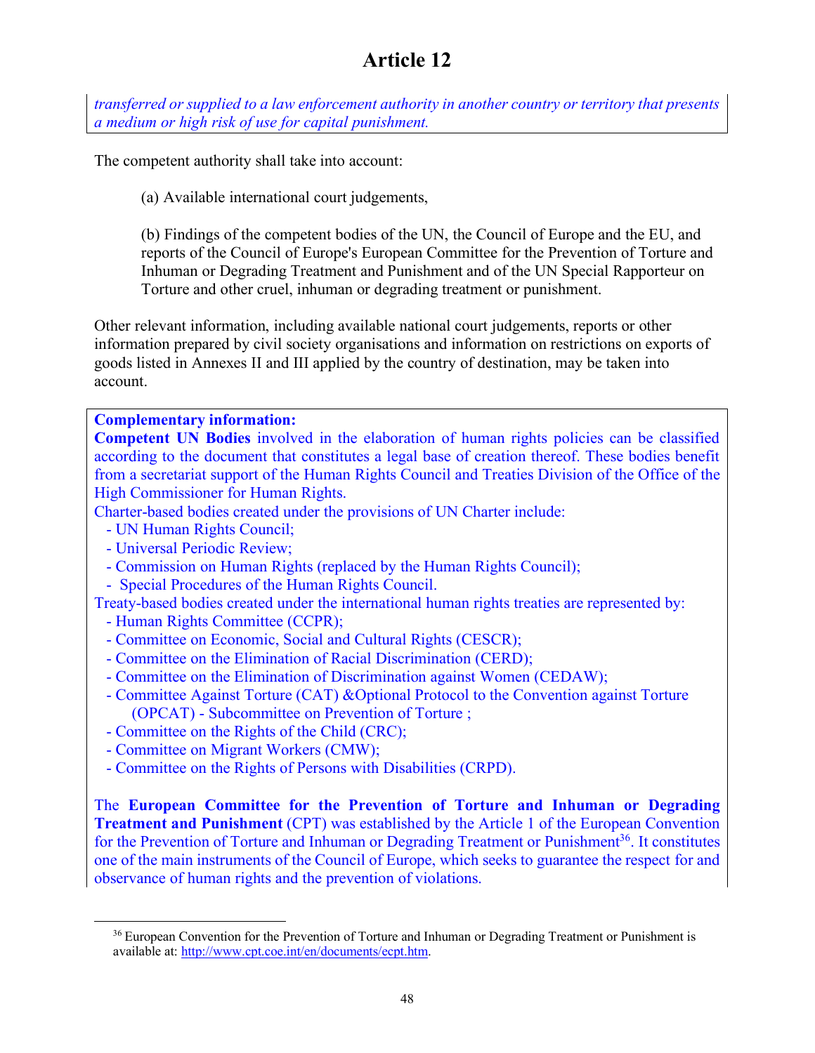# Article 12

*transferred or supplied to a law enforcement authority in another country or territory that presents a medium or high risk of use for capital punishment.*

The competent authority shall take into account:

(a) Available international court judgements,

(b) Findings of the competent bodies of the UN, the Council of Europe and the EU, and reports of the Council of Europe's European Committee for the Prevention of Torture and Inhuman or Degrading Treatment and Punishment and of the UN Special Rapporteur on Torture and other cruel, inhuman or degrading treatment or punishment.

Other relevant information, including available national court judgements, reports or other information prepared by civil society organisations and information on restrictions on exports of goods listed in Annexes II and III applied by the country of destination, may be taken into account.

**Complementary information:**

**Competent UN Bodies** involved in the elaboration of human rights policies can be classified according to the document that constitutes a legal base of creation thereof. These bodies benefit from a secretariat support of the Human Rights Council and Treaties Division of the Office of the High Commissioner for Human Rights.

Charter-based bodies created under the provisions of UN Charter include:

- UN Human Rights Council;
- Universal Periodic Review;
- Commission on Human Rights (replaced by the Human Rights Council);
- Special Procedures of the Human Rights Council.

Treaty-based bodies created under the international human rights treaties are represented by:

- Human Rights Committee (CCPR);
- Committee on Economic, Social and Cultural Rights (CESCR);
- Committee on the Elimination of Racial Discrimination (CERD);
- Committee on the Elimination of Discrimination against Women (CEDAW);
- Committee Against Torture (CAT) &Optional Protocol to the Convention against Torture (OPCAT) - Subcommittee on Prevention of Torture ;
- Committee on the Rights of the Child (CRC);
- Committee on Migrant Workers (CMW);
- Committee on the Rights of Persons with Disabilities (CRPD).

The **European Committee for the Prevention of Torture and Inhuman or Degrading Treatment and Punishment** (CPT) was established by the Article 1 of the European Convention for the Prevention of Torture and Inhuman or Degrading Treatment or Punishment[36]. It constitutes one of the main instruments of the Council of Europe, which seeks to guarantee the respect for and observance of human rights and the prevention of violations.

[36] European Convention for the Prevention of Torture and Inhuman or Degrading Treatment or Punishment is available at: http://www.cpt.coe.int/en/documents/ecpt.htm.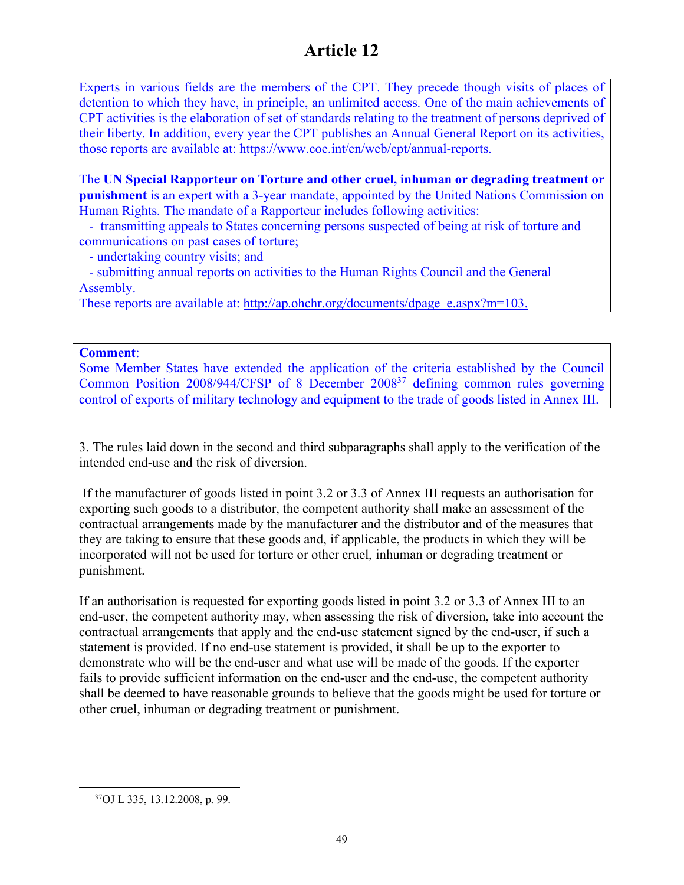# Article 12

Experts in various fields are the members of the CPT. They precede though visits of places of detention to which they have, in principle, an unlimited access. One of the main achievements of CPT activities is the elaboration of set of standards relating to the treatment of persons deprived of their liberty. In addition, every year the CPT publishes an Annual General Report on its activities, those reports are available at: https://www.coe.int/en/web/cpt/annual-reports.

The **UN Special Rapporteur on Torture and other cruel, inhuman or degrading treatment or punishment** is an expert with a 3-year mandate, appointed by the United Nations Commission on Human Rights. The mandate of a Rapporteur includes following activities:

- transmitting appeals to States concerning persons suspected of being at risk of torture and communications on past cases of torture;
- undertaking country visits; and
- submitting annual reports on activities to the Human Rights Council and the General Assembly.

These reports are available at: http://ap.ohchr.org/documents/dpage_e.aspx?m=103.

**Comment**:
Some Member States have extended the application of the criteria established by the Council Common Position 2008/944/CFSP of 8 December 2008[37] defining common rules governing control of exports of military technology and equipment to the trade of goods listed in Annex III.

3. The rules laid down in the second and third subparagraphs shall apply to the verification of the intended end-use and the risk of diversion.

If the manufacturer of goods listed in point 3.2 or 3.3 of Annex III requests an authorisation for exporting such goods to a distributor, the competent authority shall make an assessment of the contractual arrangements made by the manufacturer and the distributor and of the measures that they are taking to ensure that these goods and, if applicable, the products in which they will be incorporated will not be used for torture or other cruel, inhuman or degrading treatment or punishment.

If an authorisation is requested for exporting goods listed in point 3.2 or 3.3 of Annex III to an end-user, the competent authority may, when assessing the risk of diversion, take into account the contractual arrangements that apply and the end-use statement signed by the end-user, if such a statement is provided. If no end-use statement is provided, it shall be up to the exporter to demonstrate who will be the end-user and what use will be made of the goods. If the exporter fails to provide sufficient information on the end-user and the end-use, the competent authority shall be deemed to have reasonable grounds to believe that the goods might be used for torture or other cruel, inhuman or degrading treatment or punishment.

---

[37] OJ L 335, 13.12.2008, p. 99.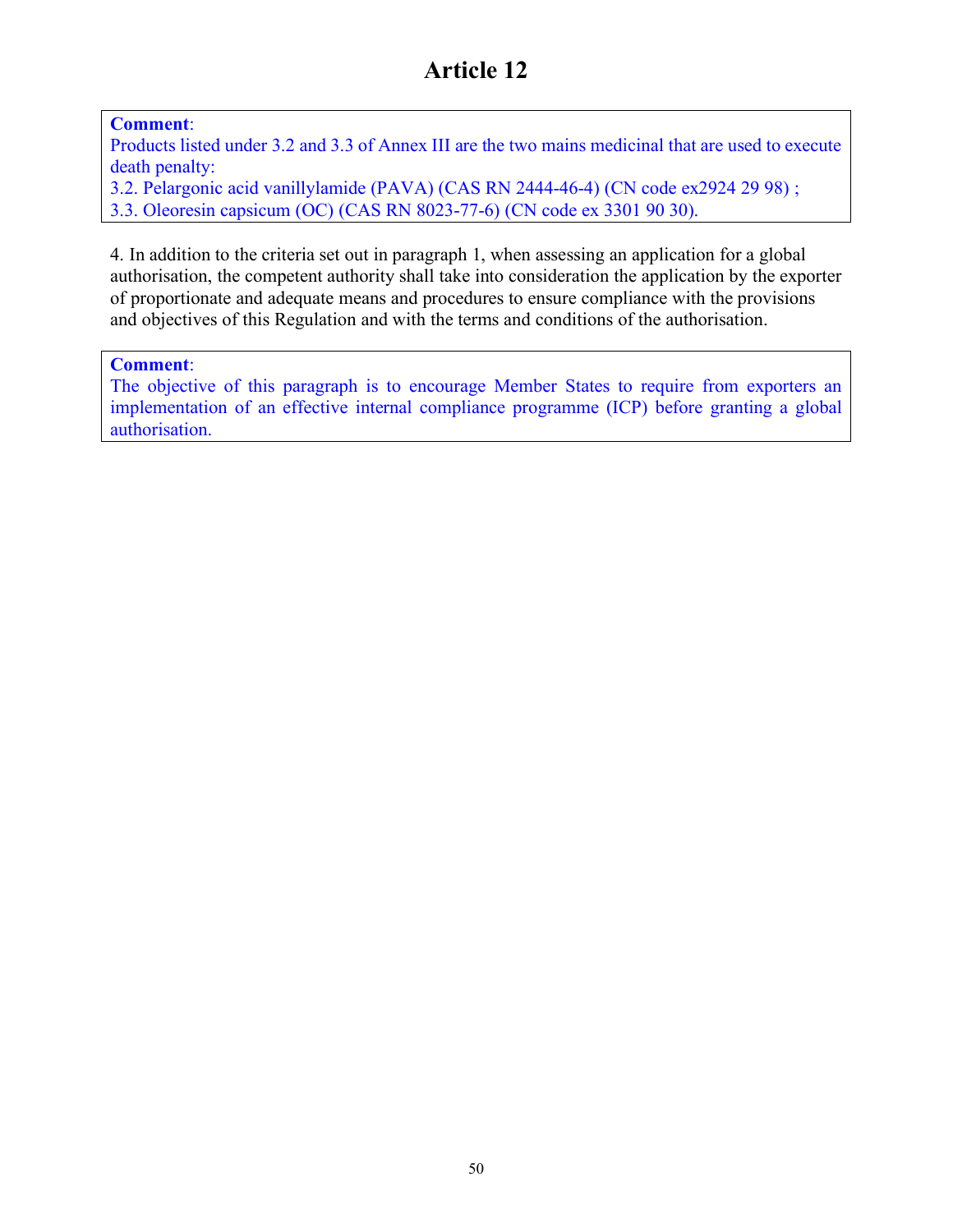# Article 12

**Comment**:
Products listed under 3.2 and 3.3 of Annex III are the two mains medicinal that are used to execute death penalty:
3.2. Pelargonic acid vanillylamide (PAVA) (CAS RN 2444-46-4) (CN code ex2924 29 98) ;
3.3. Oleoresin capsicum (OC) (CAS RN 8023-77-6) (CN code ex 3301 90 30).

4. In addition to the criteria set out in paragraph 1, when assessing an application for a global authorisation, the competent authority shall take into consideration the application by the exporter of proportionate and adequate means and procedures to ensure compliance with the provisions and objectives of this Regulation and with the terms and conditions of the authorisation.

**Comment**:
The objective of this paragraph is to encourage Member States to require from exporters an implementation of an effective internal compliance programme (ICP) before granting a global authorisation.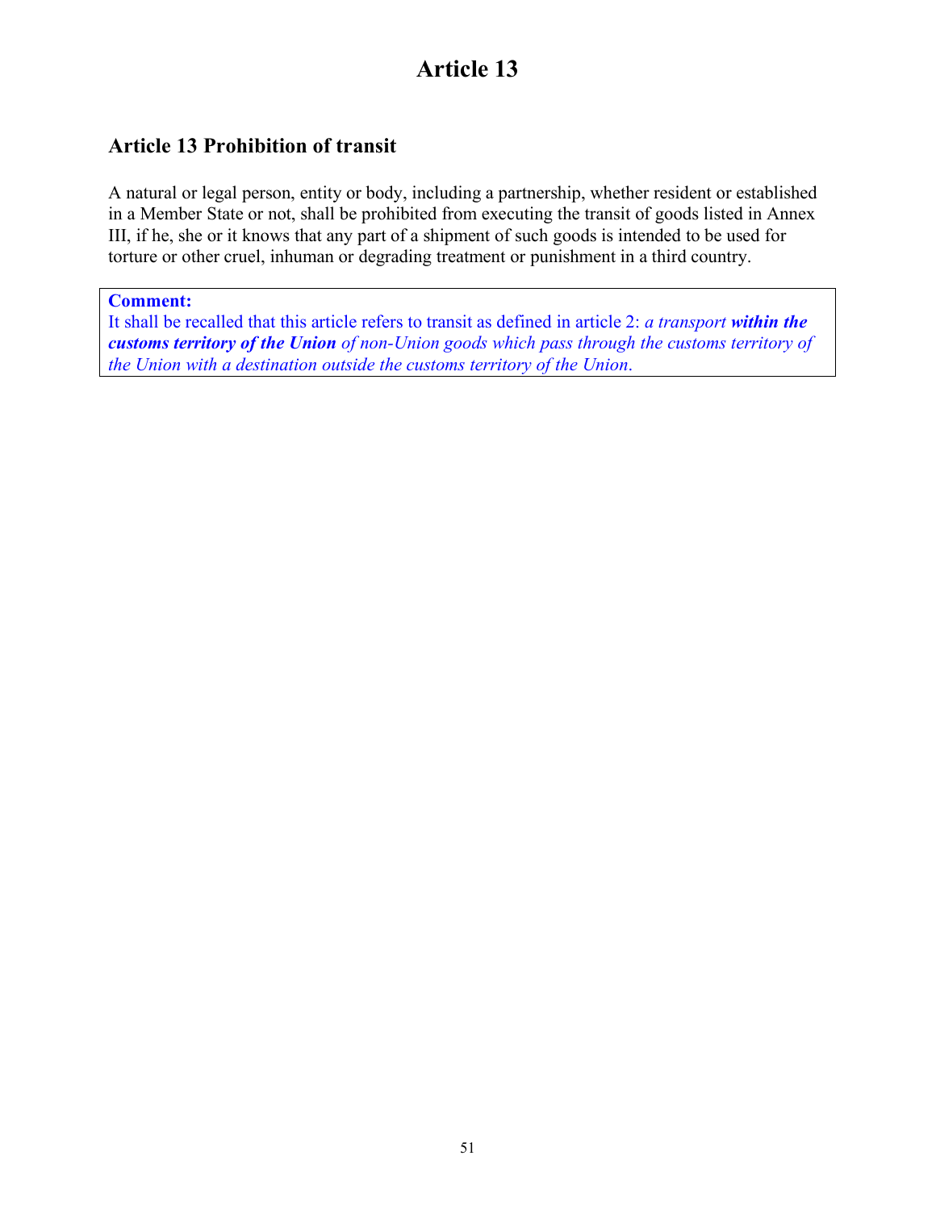# Article 13

## Article 13 Prohibition of transit

A natural or legal person, entity or body, including a partnership, whether resident or established in a Member State or not, shall be prohibited from executing the transit of goods listed in Annex III, if he, she or it knows that any part of a shipment of such goods is intended to be used for torture or other cruel, inhuman or degrading treatment or punishment in a third country.

> **Comment:**
> It shall be recalled that this article refers to transit as defined in article 2: *a transport **within the customs territory of the Union** of non-Union goods which pass through the customs territory of the Union with a destination outside the customs territory of the Union*.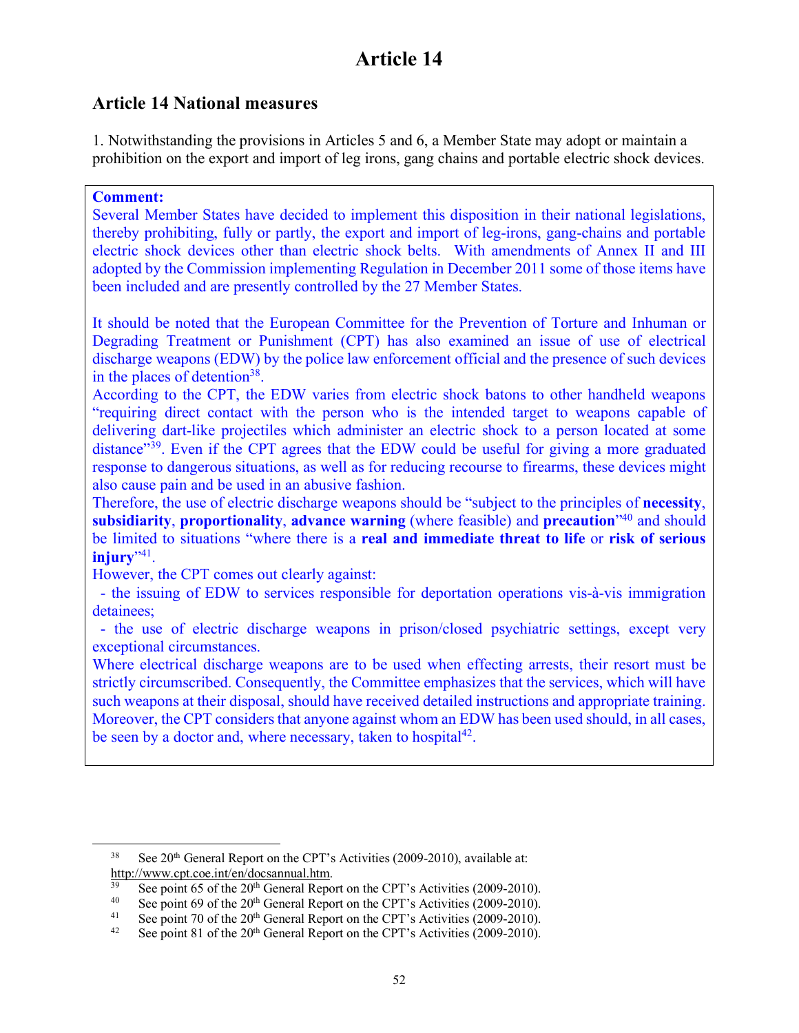# Article 14

## Article 14 National measures

1. Notwithstanding the provisions in Articles 5 and 6, a Member State may adopt or maintain a prohibition on the export and import of leg irons, gang chains and portable electric shock devices.

**Comment:**

Several Member States have decided to implement this disposition in their national legislations, thereby prohibiting, fully or partly, the export and import of leg-irons, gang-chains and portable electric shock devices other than electric shock belts. With amendments of Annex II and III adopted by the Commission implementing Regulation in December 2011 some of those items have been included and are presently controlled by the 27 Member States.

It should be noted that the European Committee for the Prevention of Torture and Inhuman or Degrading Treatment or Punishment (CPT) has also examined an issue of use of electrical discharge weapons (EDW) by the police law enforcement official and the presence of such devices in the places of detention[38].

According to the CPT, the EDW varies from electric shock batons to other handheld weapons "requiring direct contact with the person who is the intended target to weapons capable of delivering dart-like projectiles which administer an electric shock to a person located at some distance"[39]. Even if the CPT agrees that the EDW could be useful for giving a more graduated response to dangerous situations, as well as for reducing recourse to firearms, these devices might also cause pain and be used in an abusive fashion.

Therefore, the use of electric discharge weapons should be "subject to the principles of **necessity**, **subsidiarity**, **proportionality**, **advance warning** (where feasible) and **precaution**"[40] and should be limited to situations "where there is a **real and immediate threat to life** or **risk of serious injury**"[41].

However, the CPT comes out clearly against:

- the issuing of EDW to services responsible for deportation operations vis-à-vis immigration detainees;
- the use of electric discharge weapons in prison/closed psychiatric settings, except very exceptional circumstances.

Where electrical discharge weapons are to be used when effecting arrests, their resort must be strictly circumscribed. Consequently, the Committee emphasizes that the services, which will have such weapons at their disposal, should have received detailed instructions and appropriate training. Moreover, the CPT considers that anyone against whom an EDW has been used should, in all cases, be seen by a doctor and, where necessary, taken to hospital[42].

---

[38] See 20th General Report on the CPT's Activities (2009-2010), available at: http://www.cpt.coe.int/en/docsannual.htm.

[39] See point 65 of the 20th General Report on the CPT's Activities (2009-2010).

[40] See point 69 of the 20th General Report on the CPT's Activities (2009-2010).

[41] See point 70 of the 20th General Report on the CPT's Activities (2009-2010).

[42] See point 81 of the 20th General Report on the CPT's Activities (2009-2010).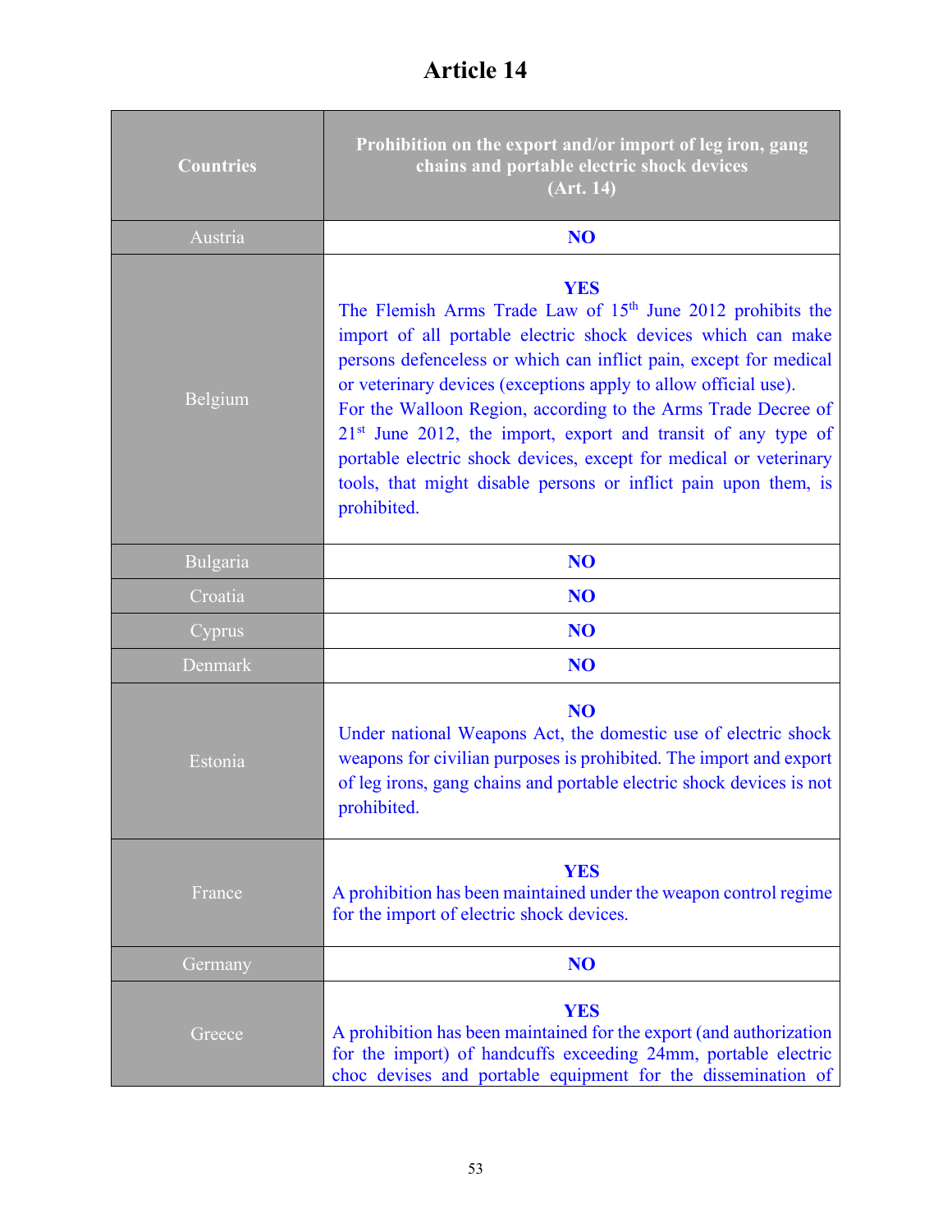# Article 14

| Countries | Prohibition on the export and/or import of leg iron, gang chains and portable electric shock devices (Art. 14) |
|---|---|
| Austria | **NO** |
| Belgium | **YES** The Flemish Arms Trade Law of 15th June 2012 prohibits the import of all portable electric shock devices which can make persons defenceless or which can inflict pain, except for medical or veterinary devices (exceptions apply to allow official use). For the Walloon Region, according to the Arms Trade Decree of 21st June 2012, the import, export and transit of any type of portable electric shock devices, except for medical or veterinary tools, that might disable persons or inflict pain upon them, is prohibited. |
| Bulgaria | **NO** |
| Croatia | **NO** |
| Cyprus | **NO** |
| Denmark | **NO** |
| Estonia | **NO** Under national Weapons Act, the domestic use of electric shock weapons for civilian purposes is prohibited. The import and export of leg irons, gang chains and portable electric shock devices is not prohibited. |
| France | **YES** A prohibition has been maintained under the weapon control regime for the import of electric shock devices. |
| Germany | **NO** |
| Greece | **YES** A prohibition has been maintained for the export (and authorization for the import) of handcuffs exceeding 24mm, portable electric choc devises and portable equipment for the dissemination of |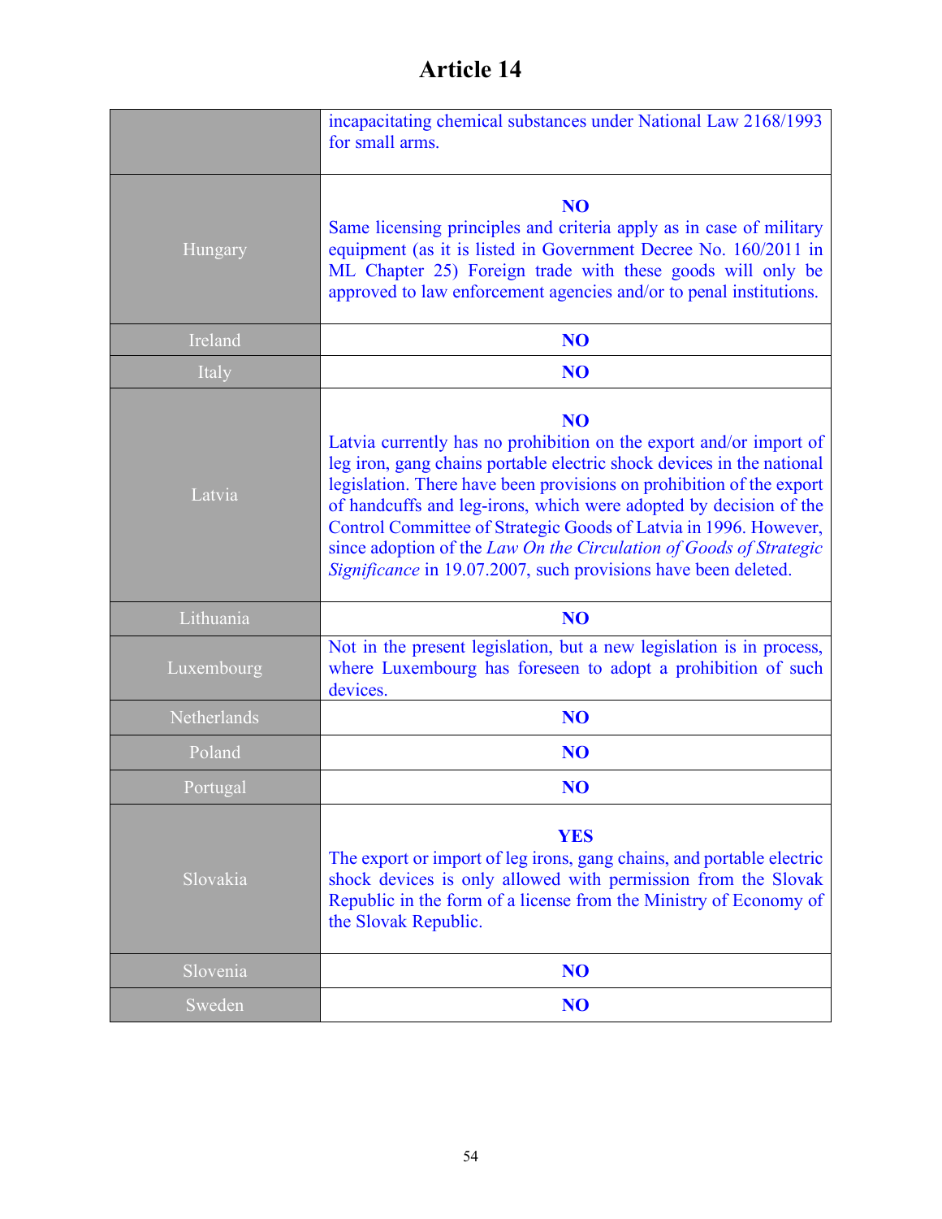# Article 14

| | |
|---|---|
| | incapacitating chemical substances under National Law 2168/1993 for small arms. |
| Hungary | **NO** Same licensing principles and criteria apply as in case of military equipment (as it is listed in Government Decree No. 160/2011 in ML Chapter 25) Foreign trade with these goods will only be approved to law enforcement agencies and/or to penal institutions. |
| Ireland | **NO** |
| Italy | **NO** |
| Latvia | **NO** Latvia currently has no prohibition on the export and/or import of leg iron, gang chains portable electric shock devices in the national legislation. There have been provisions on prohibition of the export of handcuffs and leg-irons, which were adopted by decision of the Control Committee of Strategic Goods of Latvia in 1996. However, since adoption of the *Law On the Circulation of Goods of Strategic Significance* in 19.07.2007, such provisions have been deleted. |
| Lithuania | **NO** |
| Luxembourg | Not in the present legislation, but a new legislation is in process, where Luxembourg has foreseen to adopt a prohibition of such devices. |
| Netherlands | **NO** |
| Poland | **NO** |
| Portugal | **NO** |
| Slovakia | **YES** The export or import of leg irons, gang chains, and portable electric shock devices is only allowed with permission from the Slovak Republic in the form of a license from the Ministry of Economy of the Slovak Republic. |
| Slovenia | **NO** |
| Sweden | **NO** |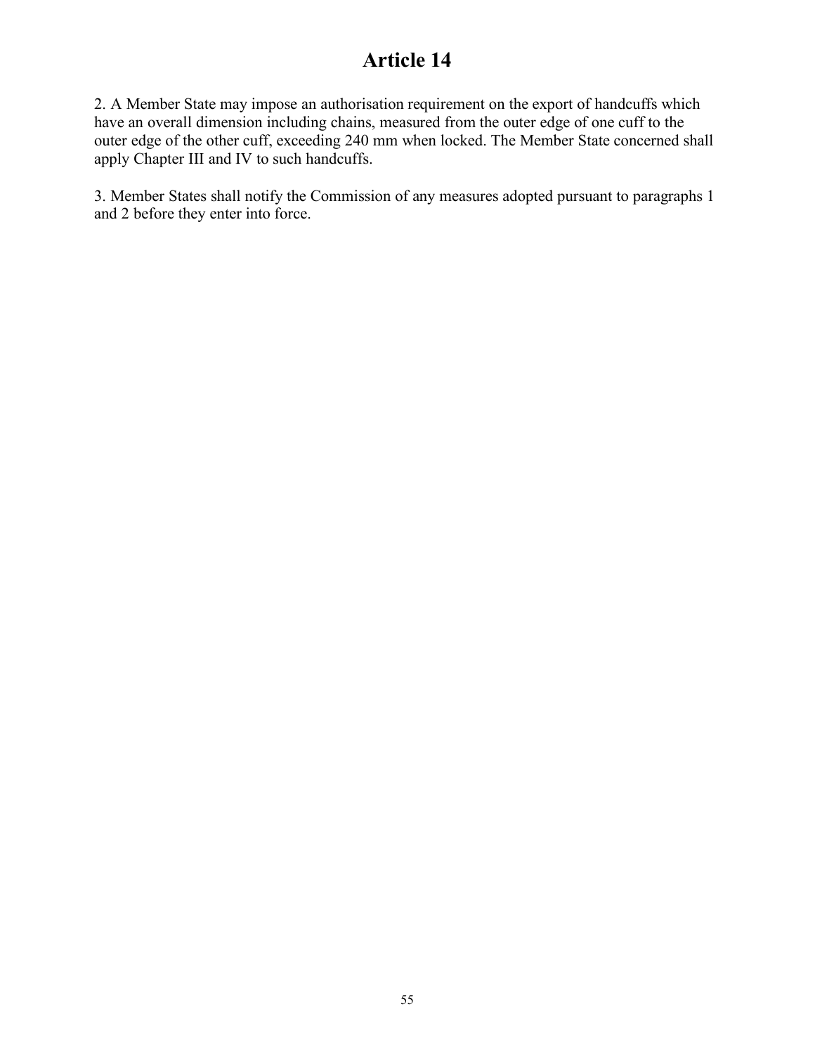# Article 14

2. A Member State may impose an authorisation requirement on the export of handcuffs which have an overall dimension including chains, measured from the outer edge of one cuff to the outer edge of the other cuff, exceeding 240 mm when locked. The Member State concerned shall apply Chapter III and IV to such handcuffs.

3. Member States shall notify the Commission of any measures adopted pursuant to paragraphs 1 and 2 before they enter into force.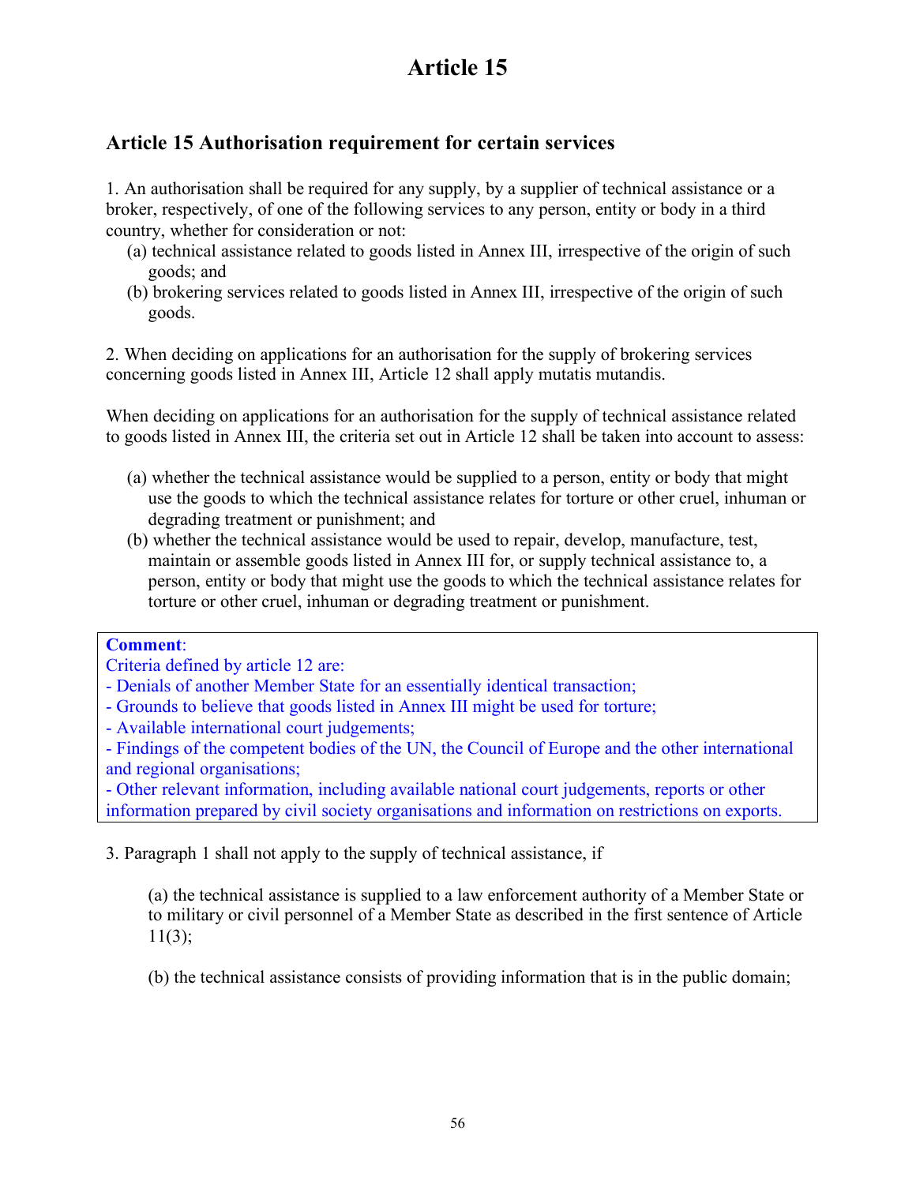# Article 15

## Article 15 Authorisation requirement for certain services

1. An authorisation shall be required for any supply, by a supplier of technical assistance or a broker, respectively, of one of the following services to any person, entity or body in a third country, whether for consideration or not:

   (a) technical assistance related to goods listed in Annex III, irrespective of the origin of such goods; and

   (b) brokering services related to goods listed in Annex III, irrespective of the origin of such goods.

2. When deciding on applications for an authorisation for the supply of brokering services concerning goods listed in Annex III, Article 12 shall apply mutatis mutandis.

When deciding on applications for an authorisation for the supply of technical assistance related to goods listed in Annex III, the criteria set out in Article 12 shall be taken into account to assess:

   (a) whether the technical assistance would be supplied to a person, entity or body that might use the goods to which the technical assistance relates for torture or other cruel, inhuman or degrading treatment or punishment; and

   (b) whether the technical assistance would be used to repair, develop, manufacture, test, maintain or assemble goods listed in Annex III for, or supply technical assistance to, a person, entity or body that might use the goods to which the technical assistance relates for torture or other cruel, inhuman or degrading treatment or punishment.

> **Comment**:
> Criteria defined by article 12 are:
> - Denials of another Member State for an essentially identical transaction;
> - Grounds to believe that goods listed in Annex III might be used for torture;
> - Available international court judgements;
> - Findings of the competent bodies of the UN, the Council of Europe and the other international and regional organisations;
> - Other relevant information, including available national court judgements, reports or other information prepared by civil society organisations and information on restrictions on exports.

3. Paragraph 1 shall not apply to the supply of technical assistance, if

   (a) the technical assistance is supplied to a law enforcement authority of a Member State or to military or civil personnel of a Member State as described in the first sentence of Article 11(3);

   (b) the technical assistance consists of providing information that is in the public domain;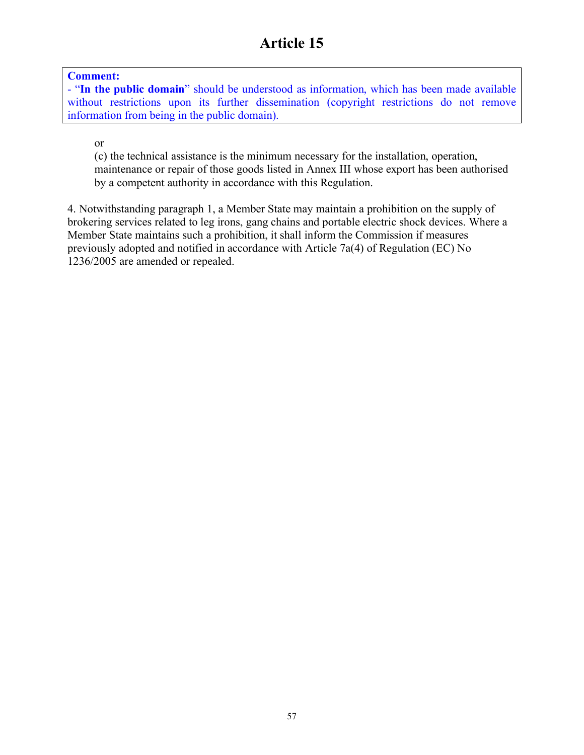# Article 15

> **Comment:**
> - "**In the public domain**" should be understood as information, which has been made available without restrictions upon its further dissemination (copyright restrictions do not remove information from being in the public domain).

or

(c) the technical assistance is the minimum necessary for the installation, operation, maintenance or repair of those goods listed in Annex III whose export has been authorised by a competent authority in accordance with this Regulation.

4. Notwithstanding paragraph 1, a Member State may maintain a prohibition on the supply of brokering services related to leg irons, gang chains and portable electric shock devices. Where a Member State maintains such a prohibition, it shall inform the Commission if measures previously adopted and notified in accordance with Article 7a(4) of Regulation (EC) No 1236/2005 are amended or repealed.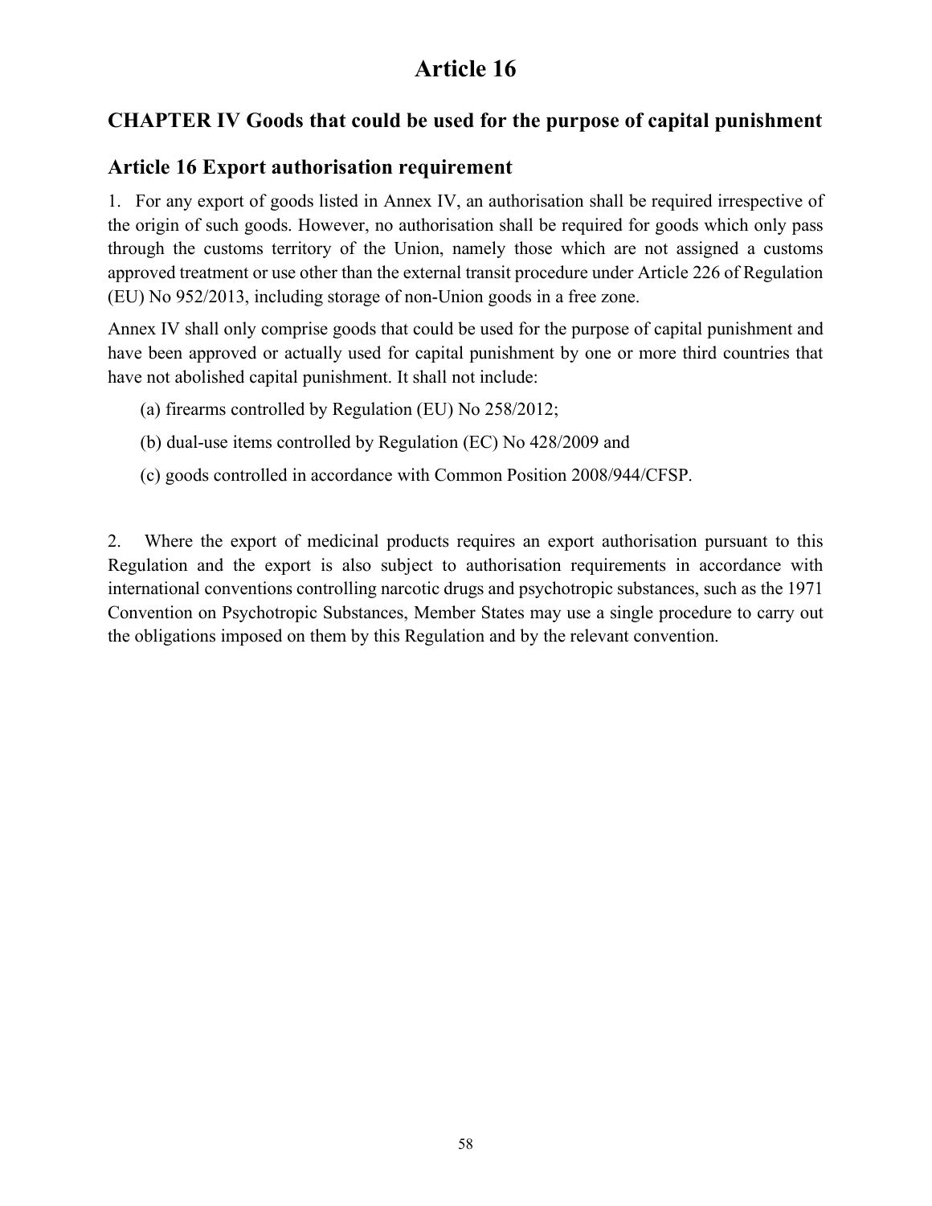# Article 16

## CHAPTER IV Goods that could be used for the purpose of capital punishment

### Article 16 Export authorisation requirement

1. For any export of goods listed in Annex IV, an authorisation shall be required irrespective of the origin of such goods. However, no authorisation shall be required for goods which only pass through the customs territory of the Union, namely those which are not assigned a customs approved treatment or use other than the external transit procedure under Article 226 of Regulation (EU) No 952/2013, including storage of non-Union goods in a free zone.

Annex IV shall only comprise goods that could be used for the purpose of capital punishment and have been approved or actually used for capital punishment by one or more third countries that have not abolished capital punishment. It shall not include:

(a) firearms controlled by Regulation (EU) No 258/2012;

(b) dual-use items controlled by Regulation (EC) No 428/2009 and

(c) goods controlled in accordance with Common Position 2008/944/CFSP.

2. Where the export of medicinal products requires an export authorisation pursuant to this Regulation and the export is also subject to authorisation requirements in accordance with international conventions controlling narcotic drugs and psychotropic substances, such as the 1971 Convention on Psychotropic Substances, Member States may use a single procedure to carry out the obligations imposed on them by this Regulation and by the relevant convention.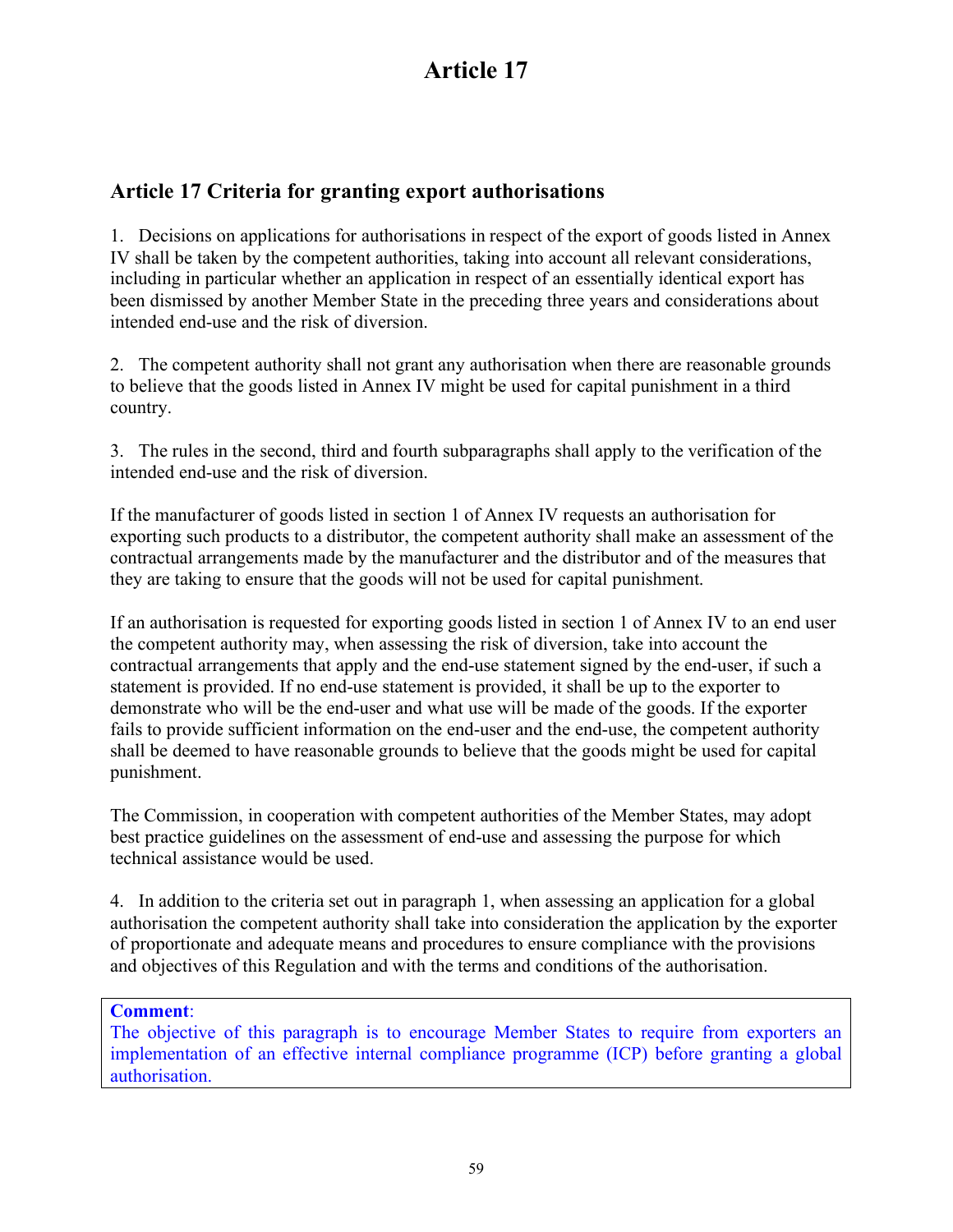# Article 17

## Article 17 Criteria for granting export authorisations

1. Decisions on applications for authorisations in respect of the export of goods listed in Annex IV shall be taken by the competent authorities, taking into account all relevant considerations, including in particular whether an application in respect of an essentially identical export has been dismissed by another Member State in the preceding three years and considerations about intended end-use and the risk of diversion.

2. The competent authority shall not grant any authorisation when there are reasonable grounds to believe that the goods listed in Annex IV might be used for capital punishment in a third country.

3. The rules in the second, third and fourth subparagraphs shall apply to the verification of the intended end-use and the risk of diversion.

If the manufacturer of goods listed in section 1 of Annex IV requests an authorisation for exporting such products to a distributor, the competent authority shall make an assessment of the contractual arrangements made by the manufacturer and the distributor and of the measures that they are taking to ensure that the goods will not be used for capital punishment.

If an authorisation is requested for exporting goods listed in section 1 of Annex IV to an end user the competent authority may, when assessing the risk of diversion, take into account the contractual arrangements that apply and the end-use statement signed by the end-user, if such a statement is provided. If no end-use statement is provided, it shall be up to the exporter to demonstrate who will be the end-user and what use will be made of the goods. If the exporter fails to provide sufficient information on the end-user and the end-use, the competent authority shall be deemed to have reasonable grounds to believe that the goods might be used for capital punishment.

The Commission, in cooperation with competent authorities of the Member States, may adopt best practice guidelines on the assessment of end-use and assessing the purpose for which technical assistance would be used.

4. In addition to the criteria set out in paragraph 1, when assessing an application for a global authorisation the competent authority shall take into consideration the application by the exporter of proportionate and adequate means and procedures to ensure compliance with the provisions and objectives of this Regulation and with the terms and conditions of the authorisation.

> **Comment**:
> The objective of this paragraph is to encourage Member States to require from exporters an implementation of an effective internal compliance programme (ICP) before granting a global authorisation.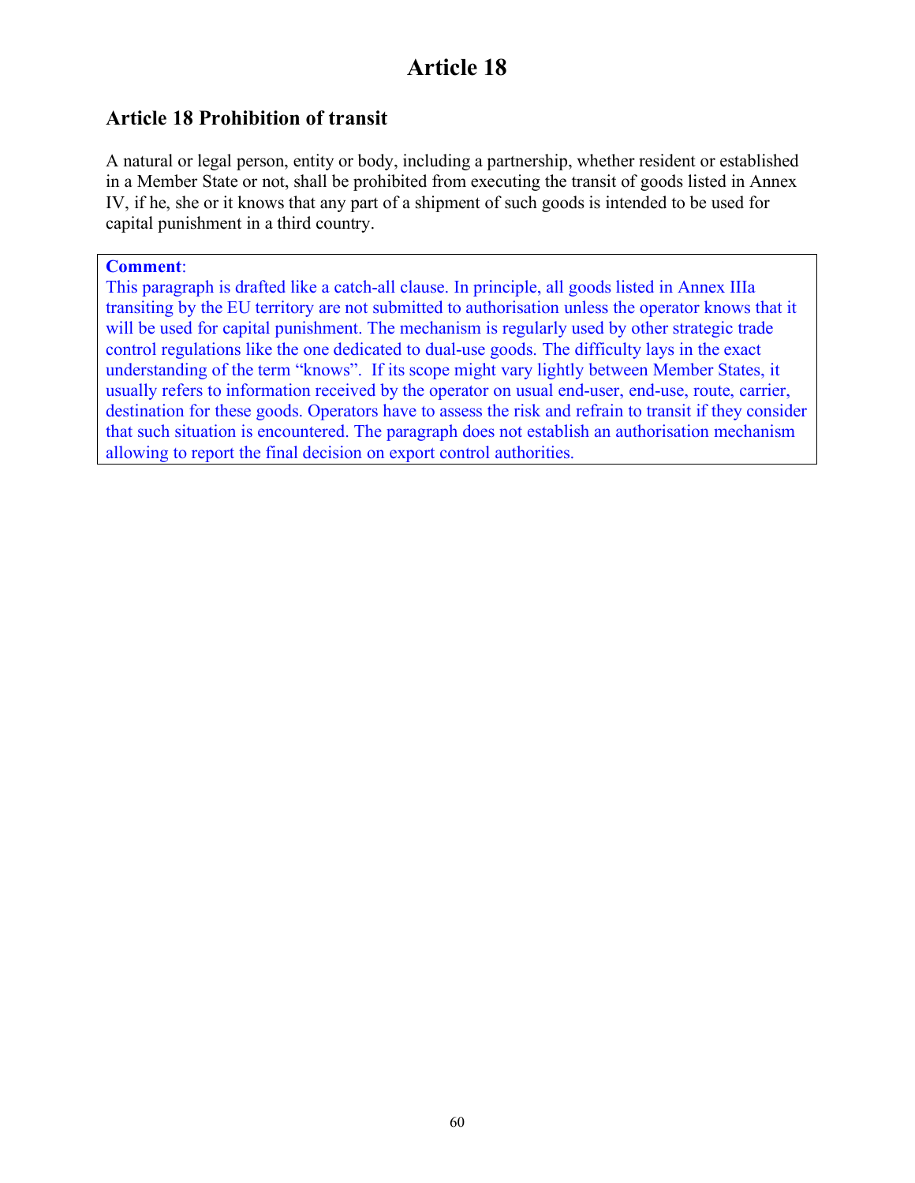# Article 18

## Article 18 Prohibition of transit

A natural or legal person, entity or body, including a partnership, whether resident or established in a Member State or not, shall be prohibited from executing the transit of goods listed in Annex IV, if he, she or it knows that any part of a shipment of such goods is intended to be used for capital punishment in a third country.

> **Comment**:
> This paragraph is drafted like a catch-all clause. In principle, all goods listed in Annex IIIa transiting by the EU territory are not submitted to authorisation unless the operator knows that it will be used for capital punishment. The mechanism is regularly used by other strategic trade control regulations like the one dedicated to dual-use goods. The difficulty lays in the exact understanding of the term "knows". If its scope might vary lightly between Member States, it usually refers to information received by the operator on usual end-user, end-use, route, carrier, destination for these goods. Operators have to assess the risk and refrain to transit if they consider that such situation is encountered. The paragraph does not establish an authorisation mechanism allowing to report the final decision on export control authorities.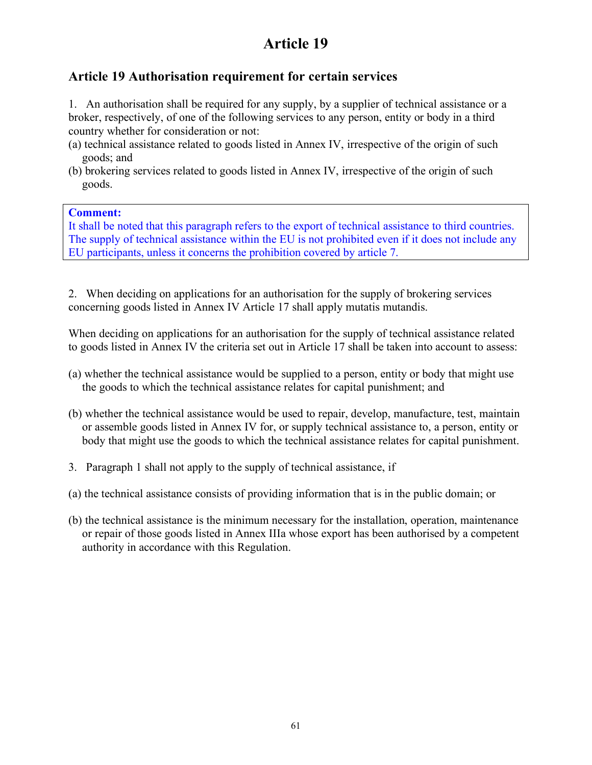# Article 19

## Article 19 Authorisation requirement for certain services

1. An authorisation shall be required for any supply, by a supplier of technical assistance or a broker, respectively, of one of the following services to any person, entity or body in a third country whether for consideration or not:

(a) technical assistance related to goods listed in Annex IV, irrespective of the origin of such goods; and

(b) brokering services related to goods listed in Annex IV, irrespective of the origin of such goods.

> **Comment:**
> It shall be noted that this paragraph refers to the export of technical assistance to third countries. The supply of technical assistance within the EU is not prohibited even if it does not include any EU participants, unless it concerns the prohibition covered by article 7.

2. When deciding on applications for an authorisation for the supply of brokering services concerning goods listed in Annex IV Article 17 shall apply mutatis mutandis.

When deciding on applications for an authorisation for the supply of technical assistance related to goods listed in Annex IV the criteria set out in Article 17 shall be taken into account to assess:

(a) whether the technical assistance would be supplied to a person, entity or body that might use the goods to which the technical assistance relates for capital punishment; and

(b) whether the technical assistance would be used to repair, develop, manufacture, test, maintain or assemble goods listed in Annex IV for, or supply technical assistance to, a person, entity or body that might use the goods to which the technical assistance relates for capital punishment.

3. Paragraph 1 shall not apply to the supply of technical assistance, if

(a) the technical assistance consists of providing information that is in the public domain; or

(b) the technical assistance is the minimum necessary for the installation, operation, maintenance or repair of those goods listed in Annex IIIa whose export has been authorised by a competent authority in accordance with this Regulation.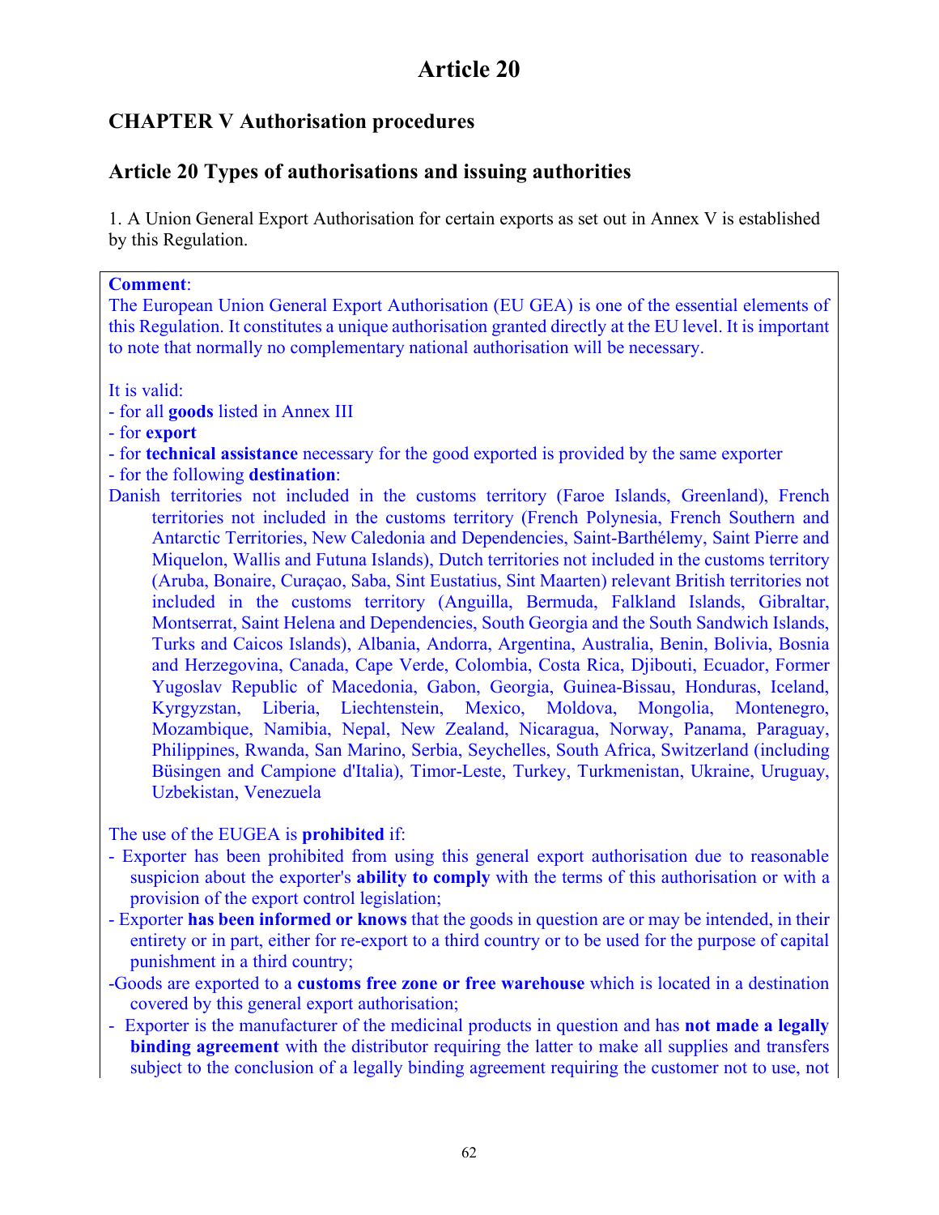# Article 20

## CHAPTER V Authorisation procedures

## Article 20 Types of authorisations and issuing authorities

1. A Union General Export Authorisation for certain exports as set out in Annex V is established by this Regulation.

> **Comment**:
> The European Union General Export Authorisation (EU GEA) is one of the essential elements of this Regulation. It constitutes a unique authorisation granted directly at the EU level. It is important to note that normally no complementary national authorisation will be necessary.
>
> It is valid:
> - for all **goods** listed in Annex III
> - for **export**
> - for **technical assistance** necessary for the good exported is provided by the same exporter
> - for the following **destination**:
>
> Danish territories not included in the customs territory (Faroe Islands, Greenland), French territories not included in the customs territory (French Polynesia, French Southern and Antarctic Territories, New Caledonia and Dependencies, Saint-Barthélemy, Saint Pierre and Miquelon, Wallis and Futuna Islands), Dutch territories not included in the customs territory (Aruba, Bonaire, Curaçao, Saba, Sint Eustatius, Sint Maarten) relevant British territories not included in the customs territory (Anguilla, Bermuda, Falkland Islands, Gibraltar, Montserrat, Saint Helena and Dependencies, South Georgia and the South Sandwich Islands, Turks and Caicos Islands), Albania, Andorra, Argentina, Australia, Benin, Bolivia, Bosnia and Herzegovina, Canada, Cape Verde, Colombia, Costa Rica, Djibouti, Ecuador, Former Yugoslav Republic of Macedonia, Gabon, Georgia, Guinea-Bissau, Honduras, Iceland, Kyrgyzstan, Liberia, Liechtenstein, Mexico, Moldova, Mongolia, Montenegro, Mozambique, Namibia, Nepal, New Zealand, Nicaragua, Norway, Panama, Paraguay, Philippines, Rwanda, San Marino, Serbia, Seychelles, South Africa, Switzerland (including Büsingen and Campione d'Italia), Timor-Leste, Turkey, Turkmenistan, Ukraine, Uruguay, Uzbekistan, Venezuela
>
> The use of the EUGEA is **prohibited** if:
> - Exporter has been prohibited from using this general export authorisation due to reasonable suspicion about the exporter's **ability to comply** with the terms of this authorisation or with a provision of the export control legislation;
> - Exporter **has been informed or knows** that the goods in question are or may be intended, in their entirety or in part, either for re-export to a third country or to be used for the purpose of capital punishment in a third country;
> - Goods are exported to a **customs free zone or free warehouse** which is located in a destination covered by this general export authorisation;
> - Exporter is the manufacturer of the medicinal products in question and has **not made a legally binding agreement** with the distributor requiring the latter to make all supplies and transfers subject to the conclusion of a legally binding agreement requiring the customer not to use, not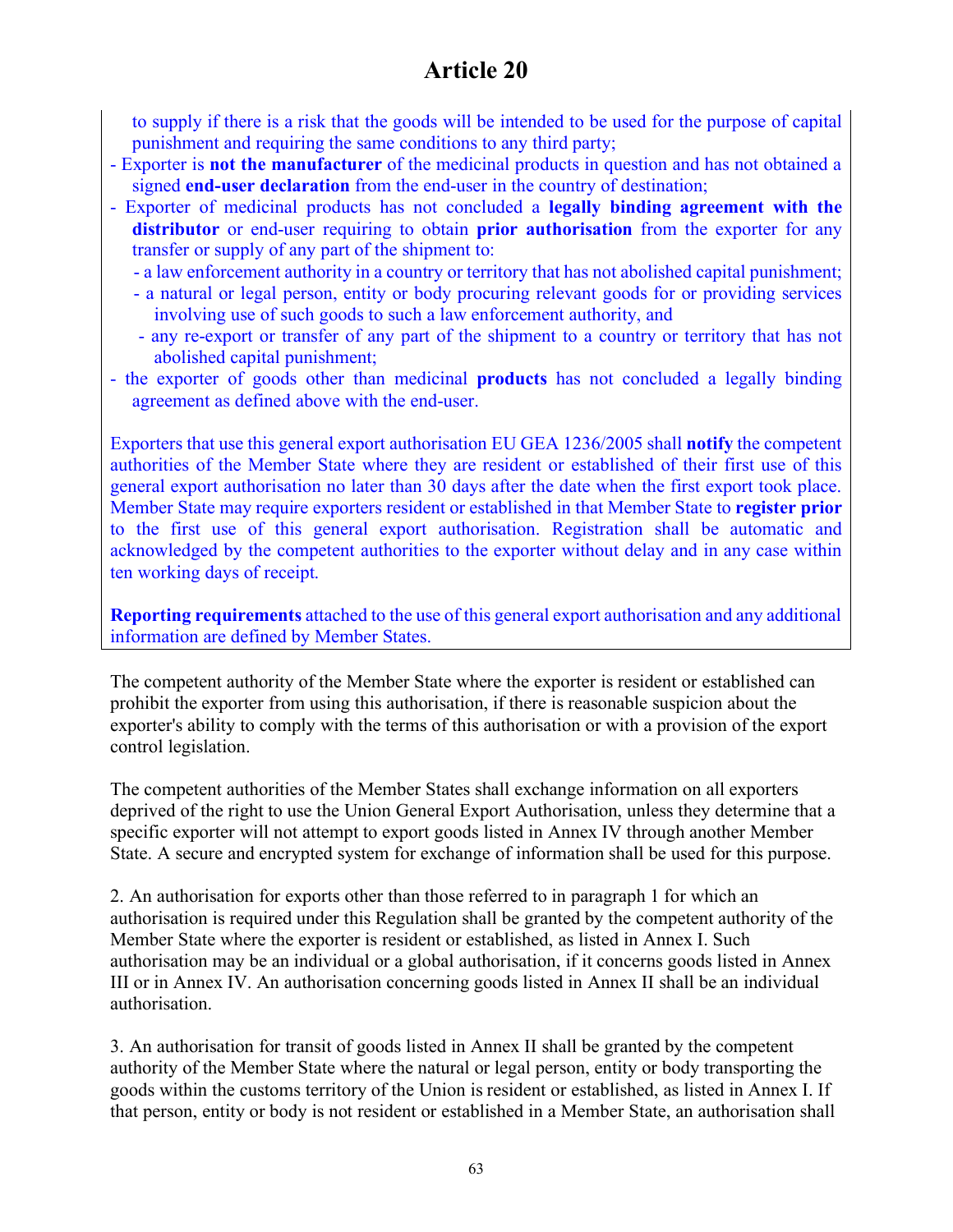# Article 20

to supply if there is a risk that the goods will be intended to be used for the purpose of capital punishment and requiring the same conditions to any third party;

- Exporter is **not the manufacturer** of the medicinal products in question and has not obtained a signed **end-user declaration** from the end-user in the country of destination;
- Exporter of medicinal products has not concluded a **legally binding agreement with the distributor** or end-user requiring to obtain **prior authorisation** from the exporter for any transfer or supply of any part of the shipment to:
  - a law enforcement authority in a country or territory that has not abolished capital punishment;
  - a natural or legal person, entity or body procuring relevant goods for or providing services involving use of such goods to such a law enforcement authority, and
  - any re-export or transfer of any part of the shipment to a country or territory that has not abolished capital punishment;
- the exporter of goods other than medicinal **products** has not concluded a legally binding agreement as defined above with the end-user.

Exporters that use this general export authorisation EU GEA 1236/2005 shall **notify** the competent authorities of the Member State where they are resident or established of their first use of this general export authorisation no later than 30 days after the date when the first export took place. Member State may require exporters resident or established in that Member State to **register prior** to the first use of this general export authorisation. Registration shall be automatic and acknowledged by the competent authorities to the exporter without delay and in any case within ten working days of receipt.

**Reporting requirements** attached to the use of this general export authorisation and any additional information are defined by Member States.

The competent authority of the Member State where the exporter is resident or established can prohibit the exporter from using this authorisation, if there is reasonable suspicion about the exporter's ability to comply with the terms of this authorisation or with a provision of the export control legislation.

The competent authorities of the Member States shall exchange information on all exporters deprived of the right to use the Union General Export Authorisation, unless they determine that a specific exporter will not attempt to export goods listed in Annex IV through another Member State. A secure and encrypted system for exchange of information shall be used for this purpose.

2. An authorisation for exports other than those referred to in paragraph 1 for which an authorisation is required under this Regulation shall be granted by the competent authority of the Member State where the exporter is resident or established, as listed in Annex I. Such authorisation may be an individual or a global authorisation, if it concerns goods listed in Annex III or in Annex IV. An authorisation concerning goods listed in Annex II shall be an individual authorisation.

3. An authorisation for transit of goods listed in Annex II shall be granted by the competent authority of the Member State where the natural or legal person, entity or body transporting the goods within the customs territory of the Union is resident or established, as listed in Annex I. If that person, entity or body is not resident or established in a Member State, an authorisation shall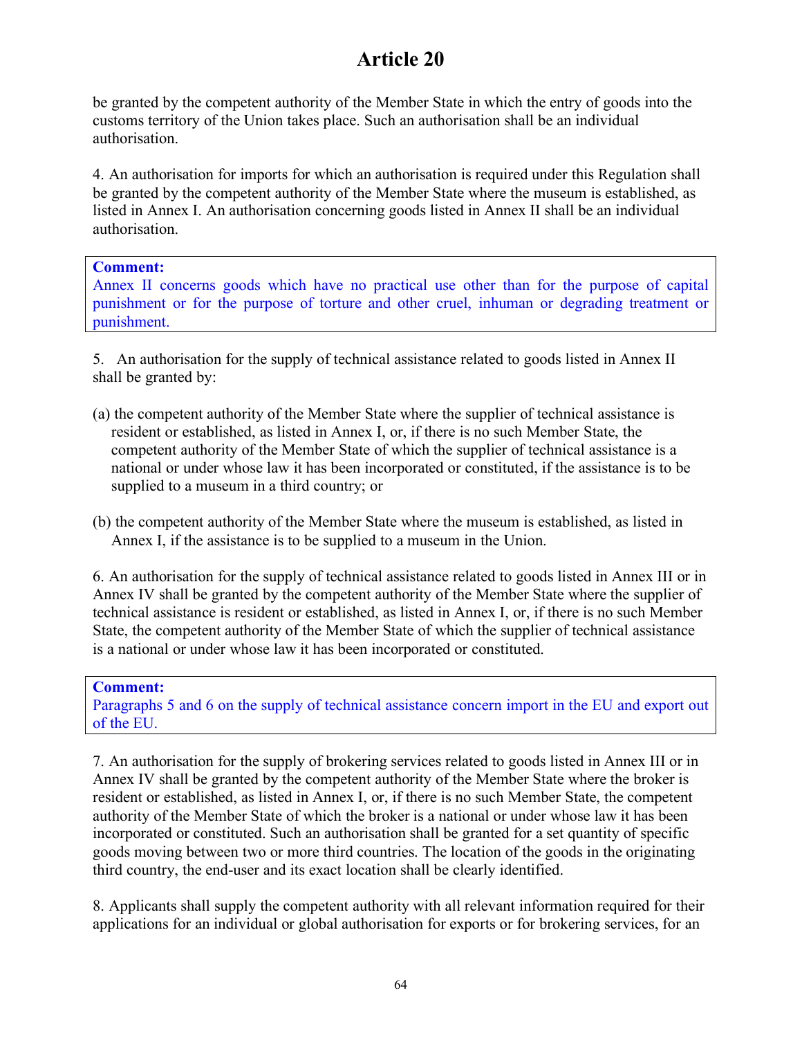# Article 20

be granted by the competent authority of the Member State in which the entry of goods into the customs territory of the Union takes place. Such an authorisation shall be an individual authorisation.

4. An authorisation for imports for which an authorisation is required under this Regulation shall be granted by the competent authority of the Member State where the museum is established, as listed in Annex I. An authorisation concerning goods listed in Annex II shall be an individual authorisation.

> **Comment:**
> Annex II concerns goods which have no practical use other than for the purpose of capital punishment or for the purpose of torture and other cruel, inhuman or degrading treatment or punishment.

5. An authorisation for the supply of technical assistance related to goods listed in Annex II shall be granted by:

(a) the competent authority of the Member State where the supplier of technical assistance is resident or established, as listed in Annex I, or, if there is no such Member State, the competent authority of the Member State of which the supplier of technical assistance is a national or under whose law it has been incorporated or constituted, if the assistance is to be supplied to a museum in a third country; or

(b) the competent authority of the Member State where the museum is established, as listed in Annex I, if the assistance is to be supplied to a museum in the Union.

6. An authorisation for the supply of technical assistance related to goods listed in Annex III or in Annex IV shall be granted by the competent authority of the Member State where the supplier of technical assistance is resident or established, as listed in Annex I, or, if there is no such Member State, the competent authority of the Member State of which the supplier of technical assistance is a national or under whose law it has been incorporated or constituted.

> **Comment:**
> Paragraphs 5 and 6 on the supply of technical assistance concern import in the EU and export out of the EU.

7. An authorisation for the supply of brokering services related to goods listed in Annex III or in Annex IV shall be granted by the competent authority of the Member State where the broker is resident or established, as listed in Annex I, or, if there is no such Member State, the competent authority of the Member State of which the broker is a national or under whose law it has been incorporated or constituted. Such an authorisation shall be granted for a set quantity of specific goods moving between two or more third countries. The location of the goods in the originating third country, the end-user and its exact location shall be clearly identified.

8. Applicants shall supply the competent authority with all relevant information required for their applications for an individual or global authorisation for exports or for brokering services, for an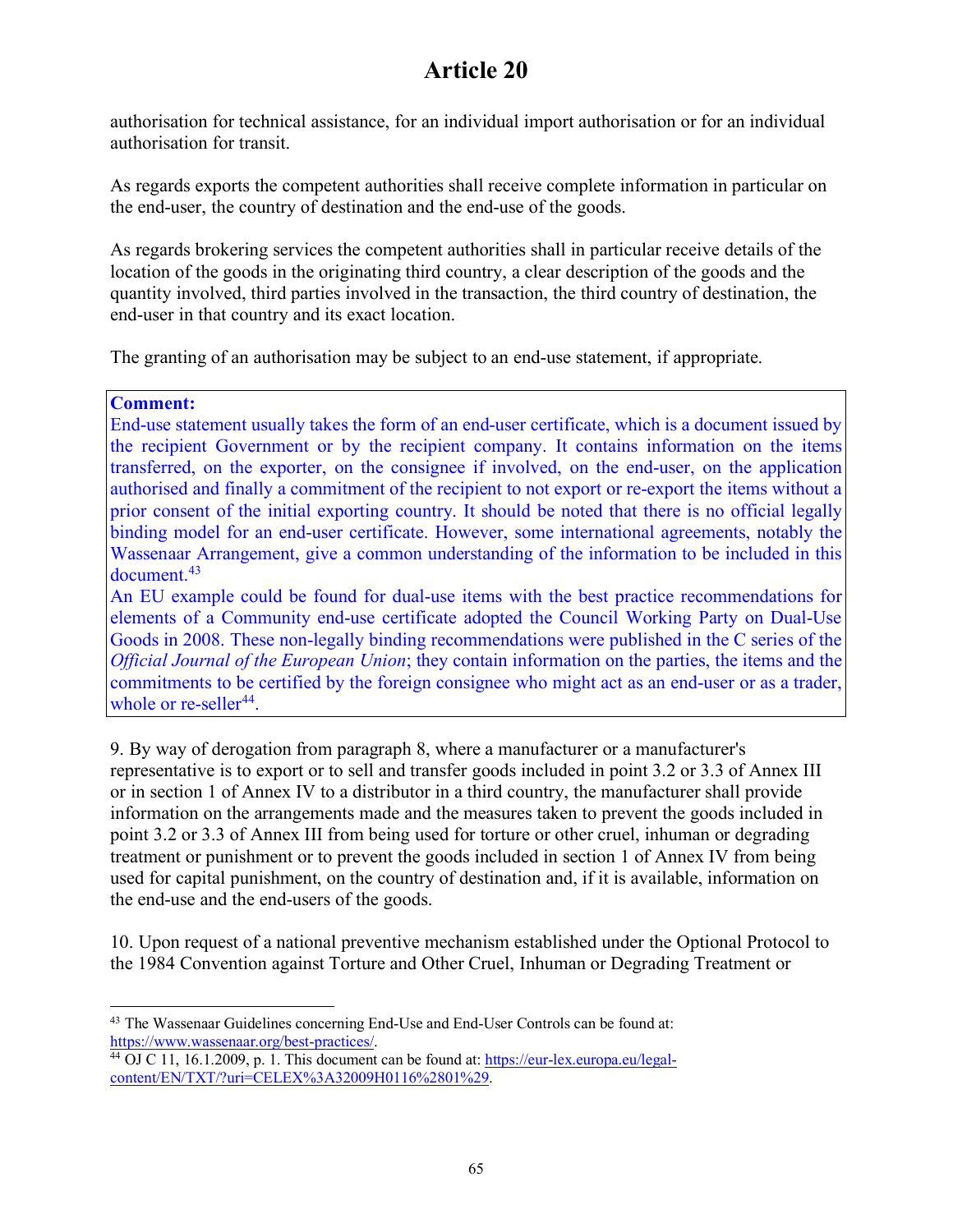# Article 20

authorisation for technical assistance, for an individual import authorisation or for an individual authorisation for transit.

As regards exports the competent authorities shall receive complete information in particular on the end-user, the country of destination and the end-use of the goods.

As regards brokering services the competent authorities shall in particular receive details of the location of the goods in the originating third country, a clear description of the goods and the quantity involved, third parties involved in the transaction, the third country of destination, the end-user in that country and its exact location.

The granting of an authorisation may be subject to an end-use statement, if appropriate.

> **Comment:**
> End-use statement usually takes the form of an end-user certificate, which is a document issued by the recipient Government or by the recipient company. It contains information on the items transferred, on the exporter, on the consignee if involved, on the end-user, on the application authorised and finally a commitment of the recipient to not export or re-export the items without a prior consent of the initial exporting country. It should be noted that there is no official legally binding model for an end-user certificate. However, some international agreements, notably the Wassenaar Arrangement, give a common understanding of the information to be included in this document.[43]
> An EU example could be found for dual-use items with the best practice recommendations for elements of a Community end-use certificate adopted the Council Working Party on Dual-Use Goods in 2008. These non-legally binding recommendations were published in the C series of the *Official Journal of the European Union*; they contain information on the parties, the items and the commitments to be certified by the foreign consignee who might act as an end-user or as a trader, whole or re-seller[44].

9. By way of derogation from paragraph 8, where a manufacturer or a manufacturer's representative is to export or to sell and transfer goods included in point 3.2 or 3.3 of Annex III or in section 1 of Annex IV to a distributor in a third country, the manufacturer shall provide information on the arrangements made and the measures taken to prevent the goods included in point 3.2 or 3.3 of Annex III from being used for torture or other cruel, inhuman or degrading treatment or punishment or to prevent the goods included in section 1 of Annex IV from being used for capital punishment, on the country of destination and, if it is available, information on the end-use and the end-users of the goods.

10. Upon request of a national preventive mechanism established under the Optional Protocol to the 1984 Convention against Torture and Other Cruel, Inhuman or Degrading Treatment or

---

[43] The Wassenaar Guidelines concerning End-Use and End-User Controls can be found at: https://www.wassenaar.org/best-practices/.

[44] OJ C 11, 16.1.2009, p. 1. This document can be found at: https://eur-lex.europa.eu/legal-content/EN/TXT/?uri=CELEX%3A32009H0116%2801%29.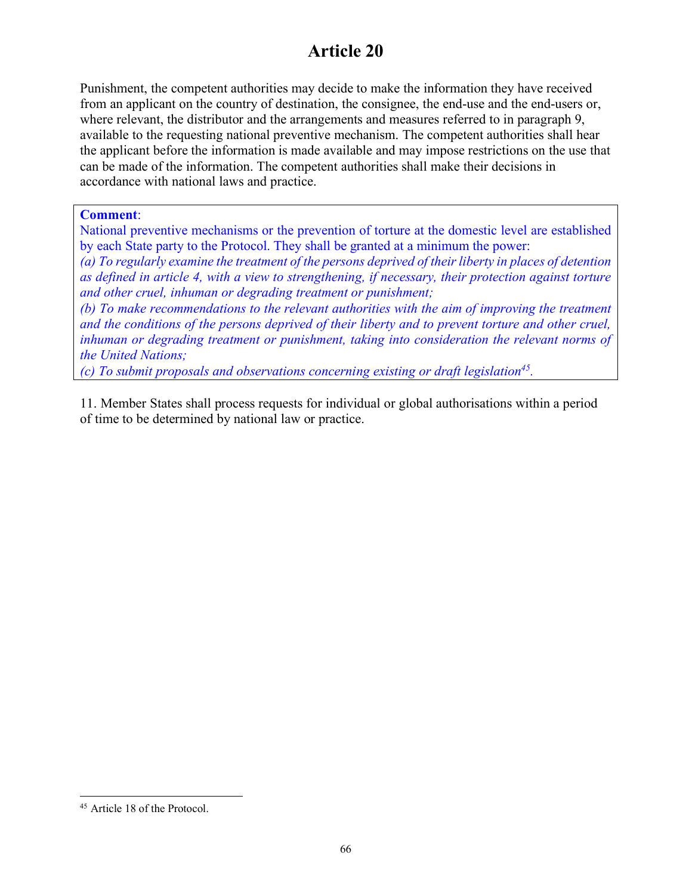# Article 20

Punishment, the competent authorities may decide to make the information they have received from an applicant on the country of destination, the consignee, the end-use and the end-users or, where relevant, the distributor and the arrangements and measures referred to in paragraph 9, available to the requesting national preventive mechanism. The competent authorities shall hear the applicant before the information is made available and may impose restrictions on the use that can be made of the information. The competent authorities shall make their decisions in accordance with national laws and practice.

> **Comment**:
> National preventive mechanisms or the prevention of torture at the domestic level are established by each State party to the Protocol. They shall be granted at a minimum the power:
> *(a) To regularly examine the treatment of the persons deprived of their liberty in places of detention as defined in article 4, with a view to strengthening, if necessary, their protection against torture and other cruel, inhuman or degrading treatment or punishment;*
> *(b) To make recommendations to the relevant authorities with the aim of improving the treatment and the conditions of the persons deprived of their liberty and to prevent torture and other cruel, inhuman or degrading treatment or punishment, taking into consideration the relevant norms of the United Nations;*
> *(c) To submit proposals and observations concerning existing or draft legislation*[45]*.*

11. Member States shall process requests for individual or global authorisations within a period of time to be determined by national law or practice.

---

[45] Article 18 of the Protocol.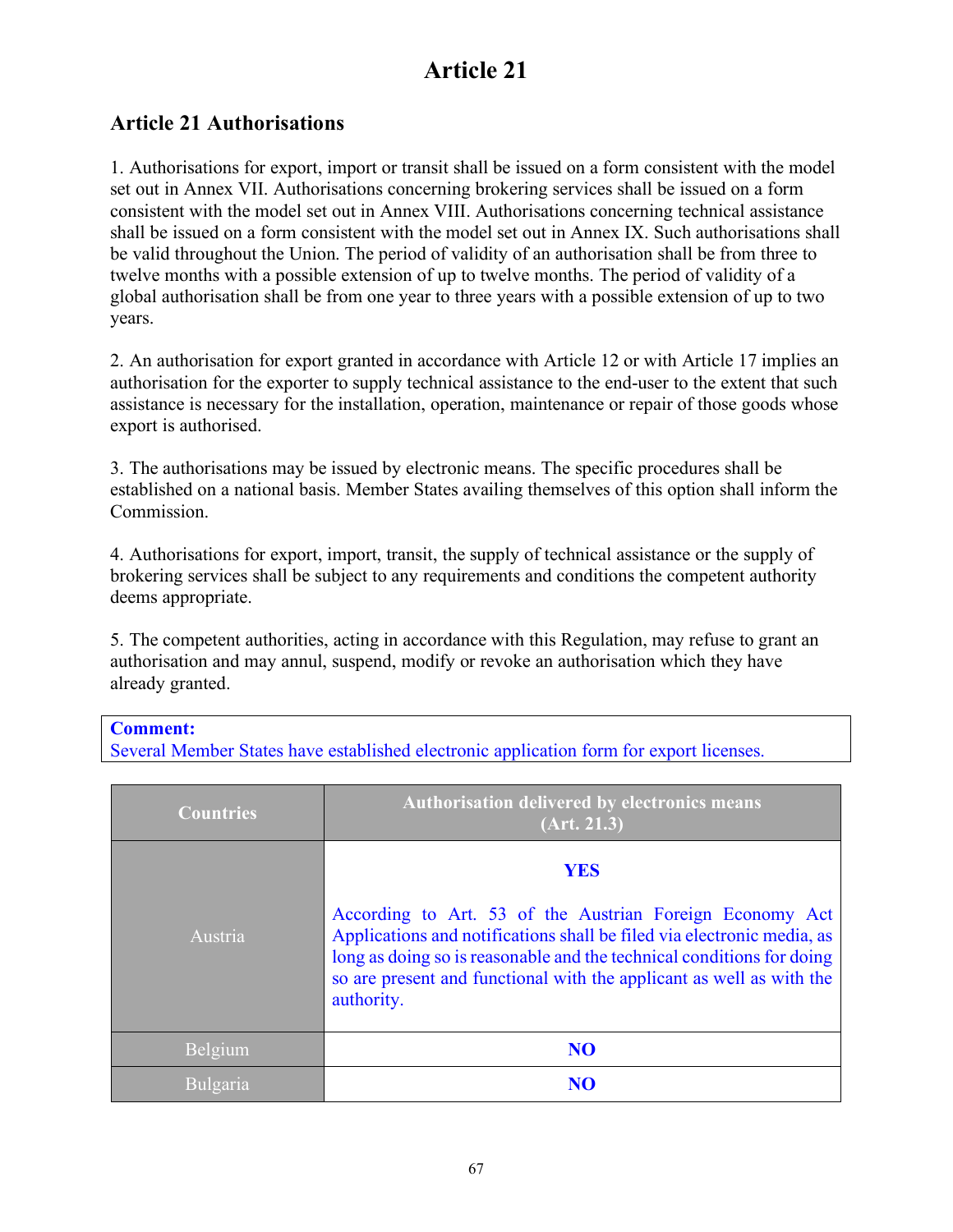# Article 21

## Article 21 Authorisations

1. Authorisations for export, import or transit shall be issued on a form consistent with the model set out in Annex VII. Authorisations concerning brokering services shall be issued on a form consistent with the model set out in Annex VIII. Authorisations concerning technical assistance shall be issued on a form consistent with the model set out in Annex IX. Such authorisations shall be valid throughout the Union. The period of validity of an authorisation shall be from three to twelve months with a possible extension of up to twelve months. The period of validity of a global authorisation shall be from one year to three years with a possible extension of up to two years.

2. An authorisation for export granted in accordance with Article 12 or with Article 17 implies an authorisation for the exporter to supply technical assistance to the end-user to the extent that such assistance is necessary for the installation, operation, maintenance or repair of those goods whose export is authorised.

3. The authorisations may be issued by electronic means. The specific procedures shall be established on a national basis. Member States availing themselves of this option shall inform the Commission.

4. Authorisations for export, import, transit, the supply of technical assistance or the supply of brokering services shall be subject to any requirements and conditions the competent authority deems appropriate.

5. The competent authorities, acting in accordance with this Regulation, may refuse to grant an authorisation and may annul, suspend, modify or revoke an authorisation which they have already granted.

**Comment:**
Several Member States have established electronic application form for export licenses.

| Countries | Authorisation delivered by electronics means (Art. 21.3) |
|---|---|
| Austria | **YES**<br><br>According to Art. 53 of the Austrian Foreign Economy Act Applications and notifications shall be filed via electronic media, as long as doing so is reasonable and the technical conditions for doing so are present and functional with the applicant as well as with the authority. |
| Belgium | **NO** |
| Bulgaria | **NO** |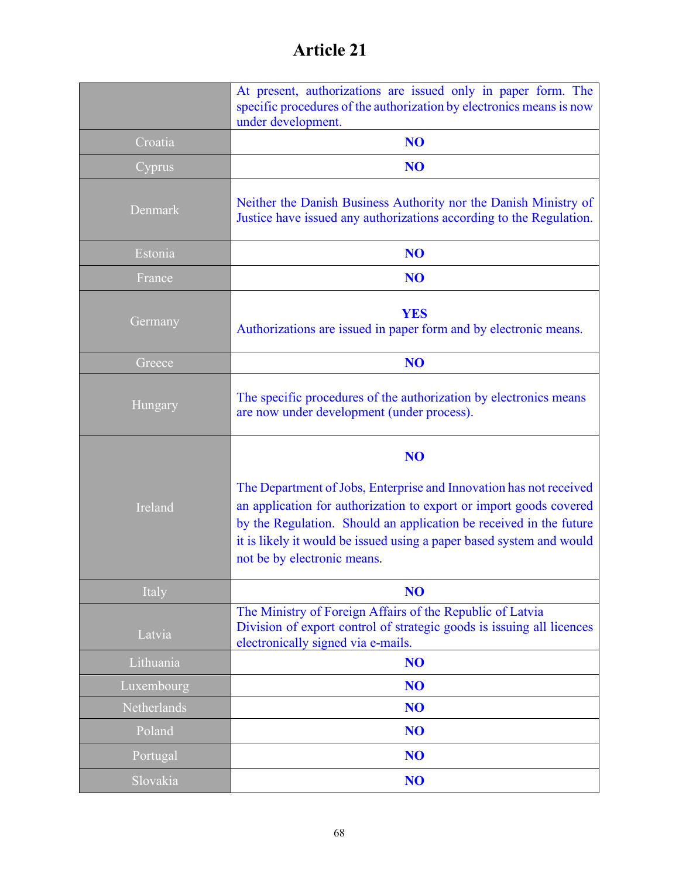# Article 21

| | |
|---|---|
| | At present, authorizations are issued only in paper form. The specific procedures of the authorization by electronics means is now under development. |
| Croatia | **NO** |
| Cyprus | **NO** |
| Denmark | Neither the Danish Business Authority nor the Danish Ministry of Justice have issued any authorizations according to the Regulation. |
| Estonia | **NO** |
| France | **NO** |
| Germany | **YES** Authorizations are issued in paper form and by electronic means. |
| Greece | **NO** |
| Hungary | The specific procedures of the authorization by electronics means are now under development (under process). |
| Ireland | **NO** The Department of Jobs, Enterprise and Innovation has not received an application for authorization to export or import goods covered by the Regulation. Should an application be received in the future it is likely it would be issued using a paper based system and would not be by electronic means. |
| Italy | **NO** |
| Latvia | The Ministry of Foreign Affairs of the Republic of Latvia Division of export control of strategic goods is issuing all licences electronically signed via e-mails. |
| Lithuania | **NO** |
| Luxembourg | **NO** |
| Netherlands | **NO** |
| Poland | **NO** |
| Portugal | **NO** |
| Slovakia | **NO** |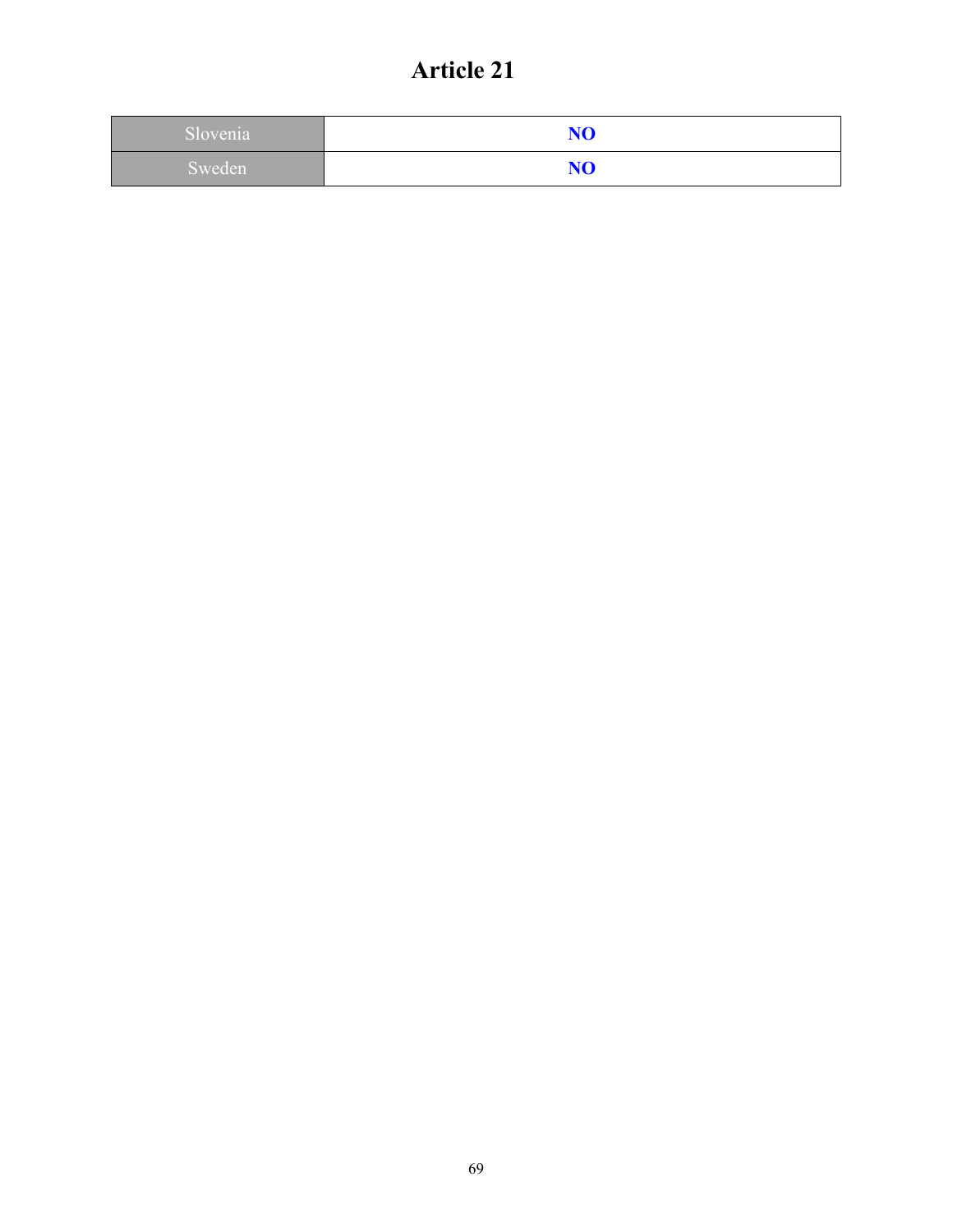# Article 21

| Slovenia | **NO** |
|---|---|
| Sweden | **NO** |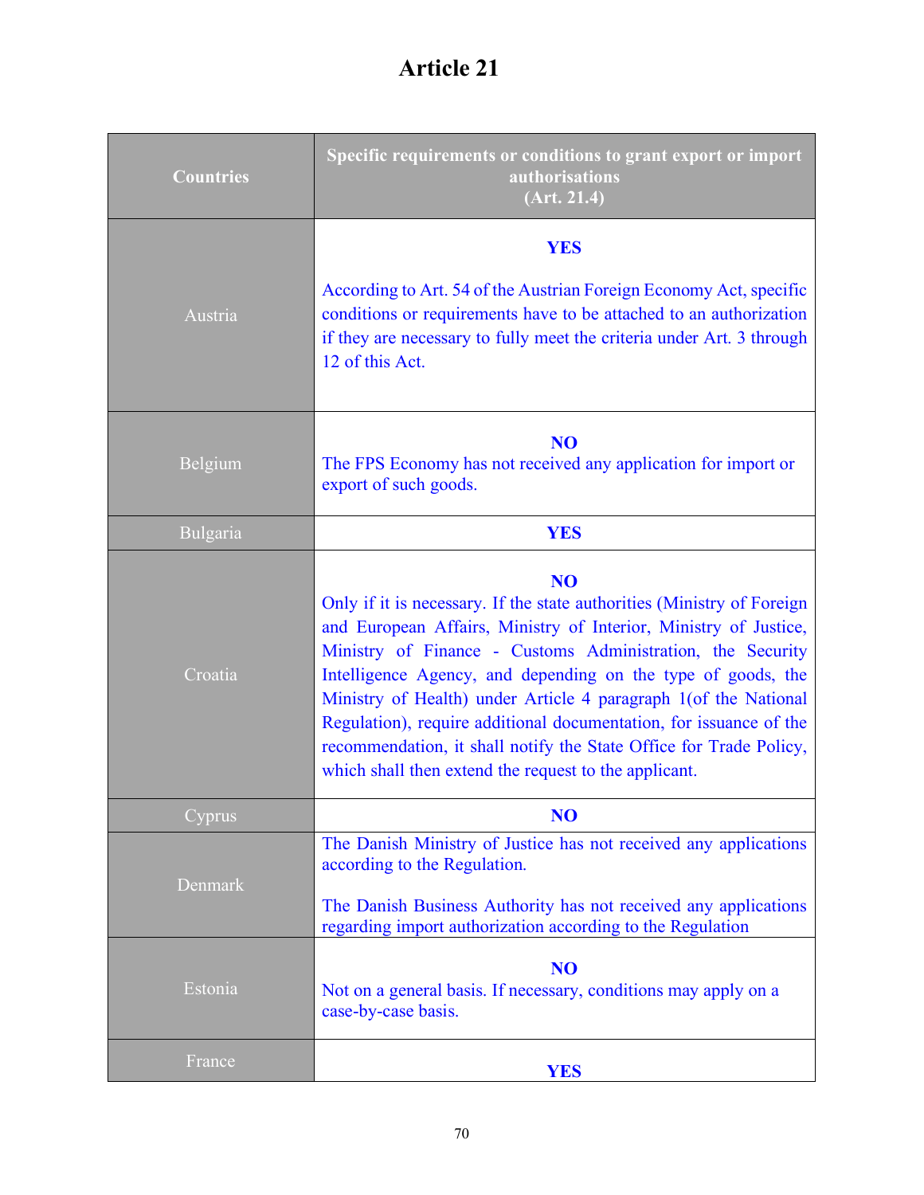# Article 21

| Countries | Specific requirements or conditions to grant export or import authorisations (Art. 21.4) |
|---|---|
| Austria | **YES**<br><br>According to Art. 54 of the Austrian Foreign Economy Act, specific conditions or requirements have to be attached to an authorization if they are necessary to fully meet the criteria under Art. 3 through 12 of this Act. |
| Belgium | **NO**<br>The FPS Economy has not received any application for import or export of such goods. |
| Bulgaria | **YES** |
| Croatia | **NO**<br>Only if it is necessary. If the state authorities (Ministry of Foreign and European Affairs, Ministry of Interior, Ministry of Justice, Ministry of Finance - Customs Administration, the Security Intelligence Agency, and depending on the type of goods, the Ministry of Health) under Article 4 paragraph 1(of the National Regulation), require additional documentation, for issuance of the recommendation, it shall notify the State Office for Trade Policy, which shall then extend the request to the applicant. |
| Cyprus | **NO** |
| Denmark | The Danish Ministry of Justice has not received any applications according to the Regulation.<br><br>The Danish Business Authority has not received any applications regarding import authorization according to the Regulation |
| Estonia | **NO**<br>Not on a general basis. If necessary, conditions may apply on a case-by-case basis. |
| France | **YES** |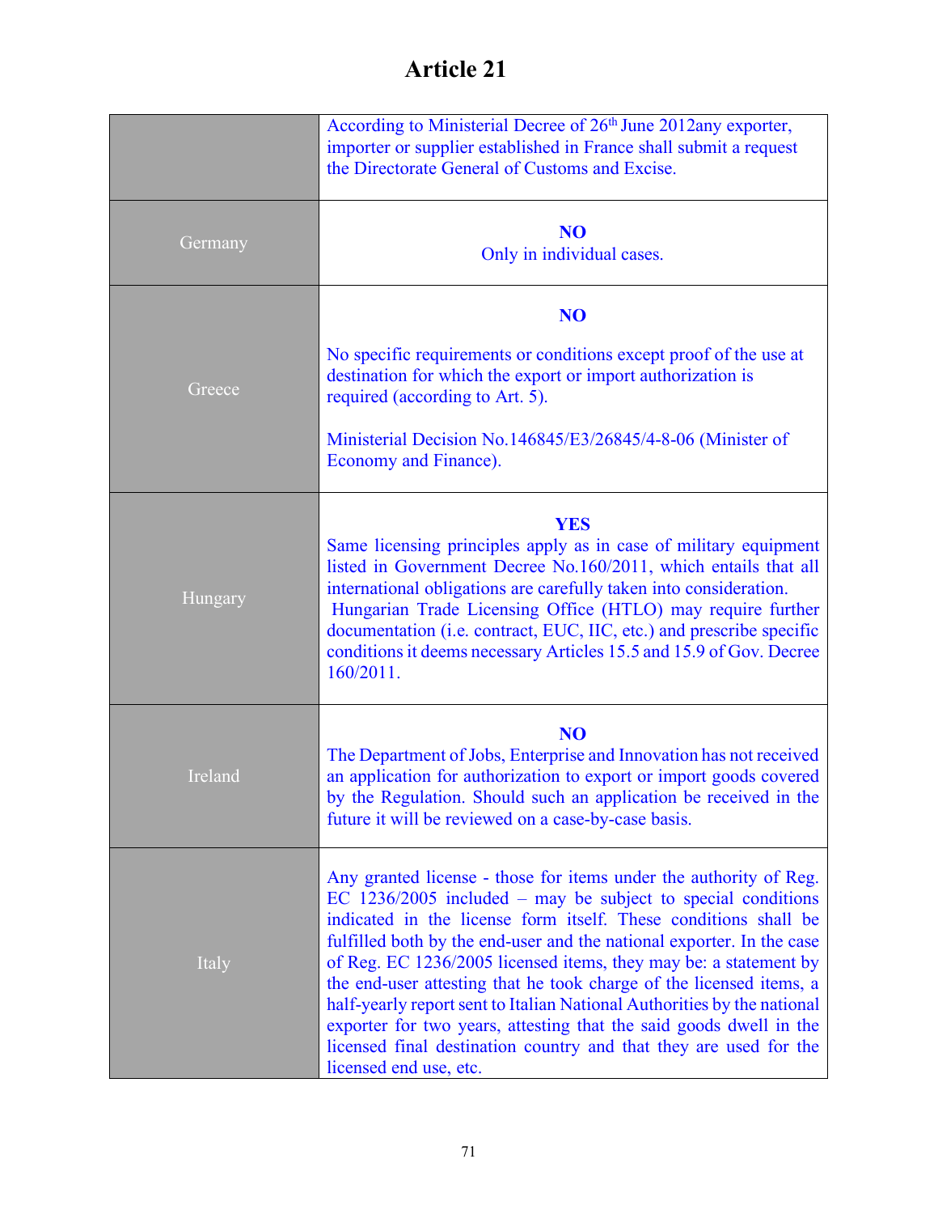# Article 21

| | |
|---|---|
| | According to Ministerial Decree of 26th June 2012any exporter, importer or supplier established in France shall submit a request the Directorate General of Customs and Excise. |
| Germany | **NO**<br>Only in individual cases. |
| Greece | **NO**<br><br>No specific requirements or conditions except proof of the use at destination for which the export or import authorization is required (according to Art. 5).<br><br>Ministerial Decision No.146845/E3/26845/4-8-06 (Minister of Economy and Finance). |
| Hungary | **YES**<br>Same licensing principles apply as in case of military equipment listed in Government Decree No.160/2011, which entails that all international obligations are carefully taken into consideration.<br>Hungarian Trade Licensing Office (HTLO) may require further documentation (i.e. contract, EUC, IIC, etc.) and prescribe specific conditions it deems necessary Articles 15.5 and 15.9 of Gov. Decree 160/2011. |
| Ireland | **NO**<br>The Department of Jobs, Enterprise and Innovation has not received an application for authorization to export or import goods covered by the Regulation. Should such an application be received in the future it will be reviewed on a case-by-case basis. |
| Italy | Any granted license - those for items under the authority of Reg. EC 1236/2005 included – may be subject to special conditions indicated in the license form itself. These conditions shall be fulfilled both by the end-user and the national exporter. In the case of Reg. EC 1236/2005 licensed items, they may be: a statement by the end-user attesting that he took charge of the licensed items, a half-yearly report sent to Italian National Authorities by the national exporter for two years, attesting that the said goods dwell in the licensed final destination country and that they are used for the licensed end use, etc. |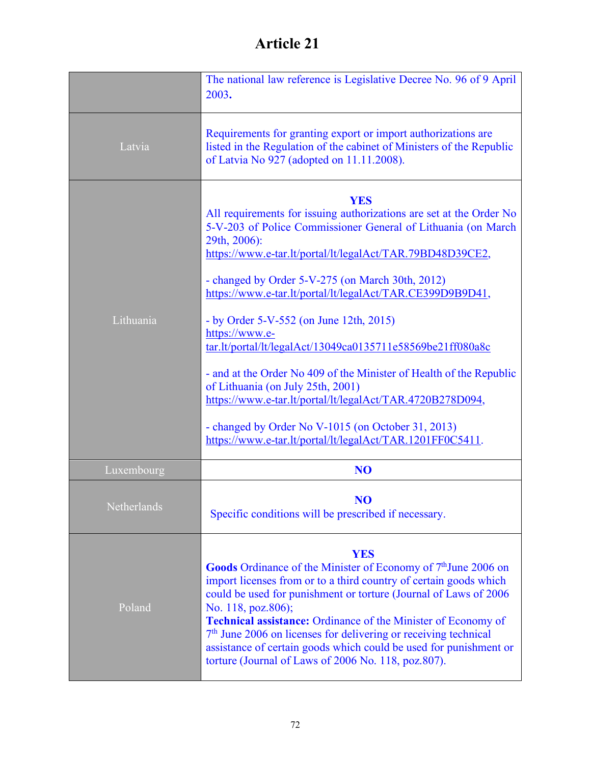# Article 21

| | |
|---|---|
| | The national law reference is Legislative Decree No. 96 of 9 April 2003**.** |
| Latvia | Requirements for granting export or import authorizations are listed in the Regulation of the cabinet of Ministers of the Republic of Latvia No 927 (adopted on 11.11.2008). |
| Lithuania | **YES**<br>All requirements for issuing authorizations are set at the Order No 5-V-203 of Police Commissioner General of Lithuania (on March 29th, 2006): https://www.e-tar.lt/portal/lt/legalAct/TAR.79BD48D39CE2,<br><br>- changed by Order 5-V-275 (on March 30th, 2012) https://www.e-tar.lt/portal/lt/legalAct/TAR.CE399D9B9D41,<br><br>- by Order 5-V-552 (on June 12th, 2015) https://www.e-tar.lt/portal/lt/legalAct/13049ca0135711e58569be21ff080a8c<br><br>- and at the Order No 409 of the Minister of Health of the Republic of Lithuania (on July 25th, 2001) https://www.e-tar.lt/portal/lt/legalAct/TAR.4720B278D094,<br><br>- changed by Order No V-1015 (on October 31, 2013) https://www.e-tar.lt/portal/lt/legalAct/TAR.1201FF0C5411. |
| Luxembourg | **NO** |
| Netherlands | **NO**<br>Specific conditions will be prescribed if necessary. |
| Poland | **YES**<br>**Goods** Ordinance of the Minister of Economy of 7th June 2006 on import licenses from or to a third country of certain goods which could be used for punishment or torture (Journal of Laws of 2006 No. 118, poz.806);<br>**Technical assistance:** Ordinance of the Minister of Economy of 7th June 2006 on licenses for delivering or receiving technical assistance of certain goods which could be used for punishment or torture (Journal of Laws of 2006 No. 118, poz.807). |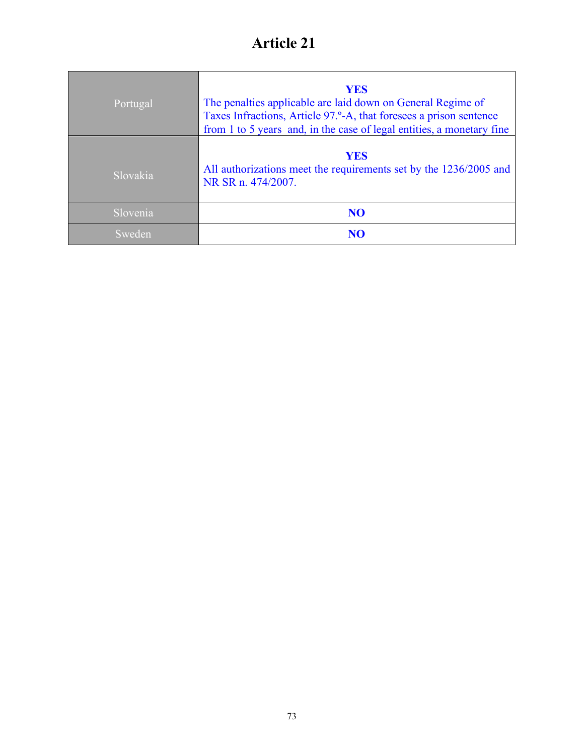# Article 21

| | |
|---|---|
| Portugal | **YES**<br>The penalties applicable are laid down on General Regime of Taxes Infractions, Article 97.º-A, that foresees a prison sentence from 1 to 5 years and, in the case of legal entities, a monetary fine |
| Slovakia | **YES**<br>All authorizations meet the requirements set by the 1236/2005 and NR SR n. 474/2007. |
| Slovenia | **NO** |
| Sweden | **NO** |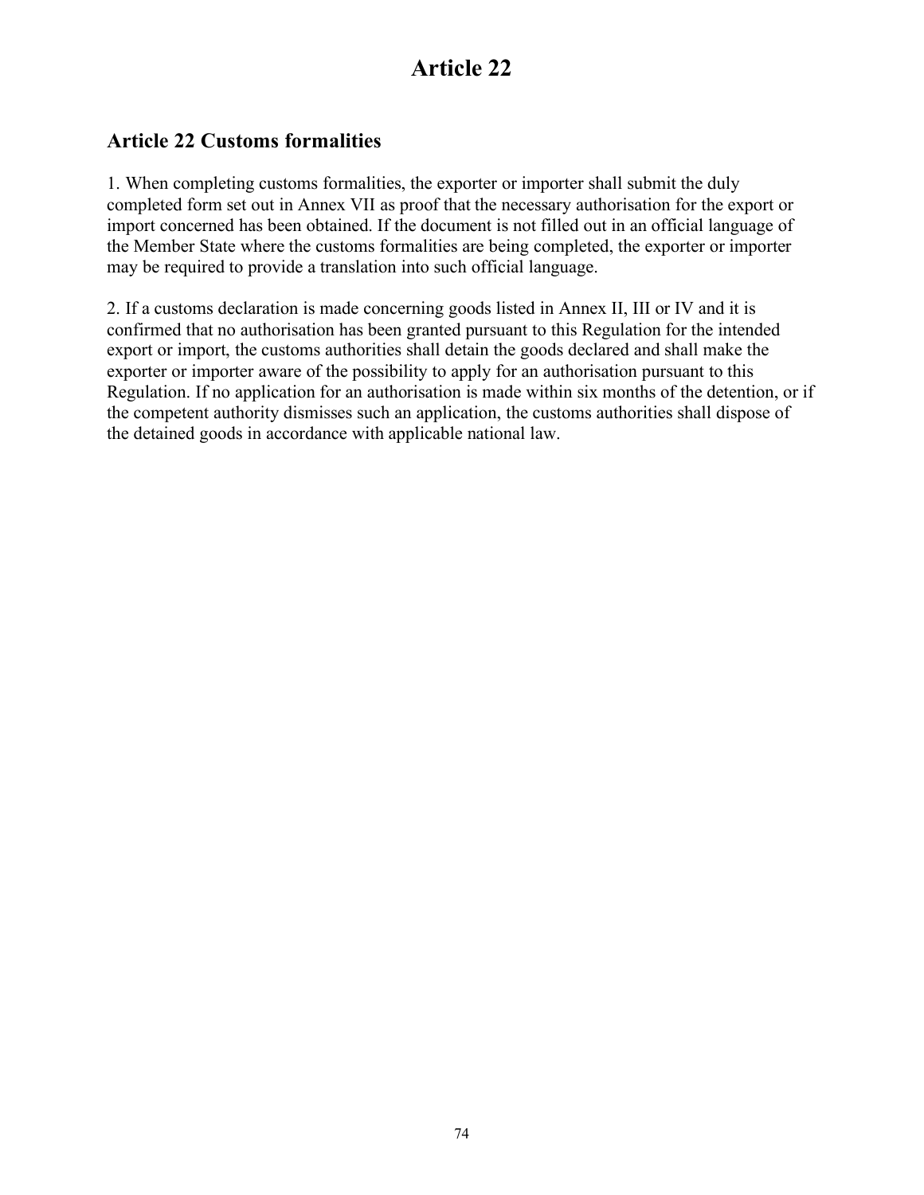# Article 22

## Article 22 Customs formalities

1. When completing customs formalities, the exporter or importer shall submit the duly completed form set out in Annex VII as proof that the necessary authorisation for the export or import concerned has been obtained. If the document is not filled out in an official language of the Member State where the customs formalities are being completed, the exporter or importer may be required to provide a translation into such official language.

2. If a customs declaration is made concerning goods listed in Annex II, III or IV and it is confirmed that no authorisation has been granted pursuant to this Regulation for the intended export or import, the customs authorities shall detain the goods declared and shall make the exporter or importer aware of the possibility to apply for an authorisation pursuant to this Regulation. If no application for an authorisation is made within six months of the detention, or if the competent authority dismisses such an application, the customs authorities shall dispose of the detained goods in accordance with applicable national law.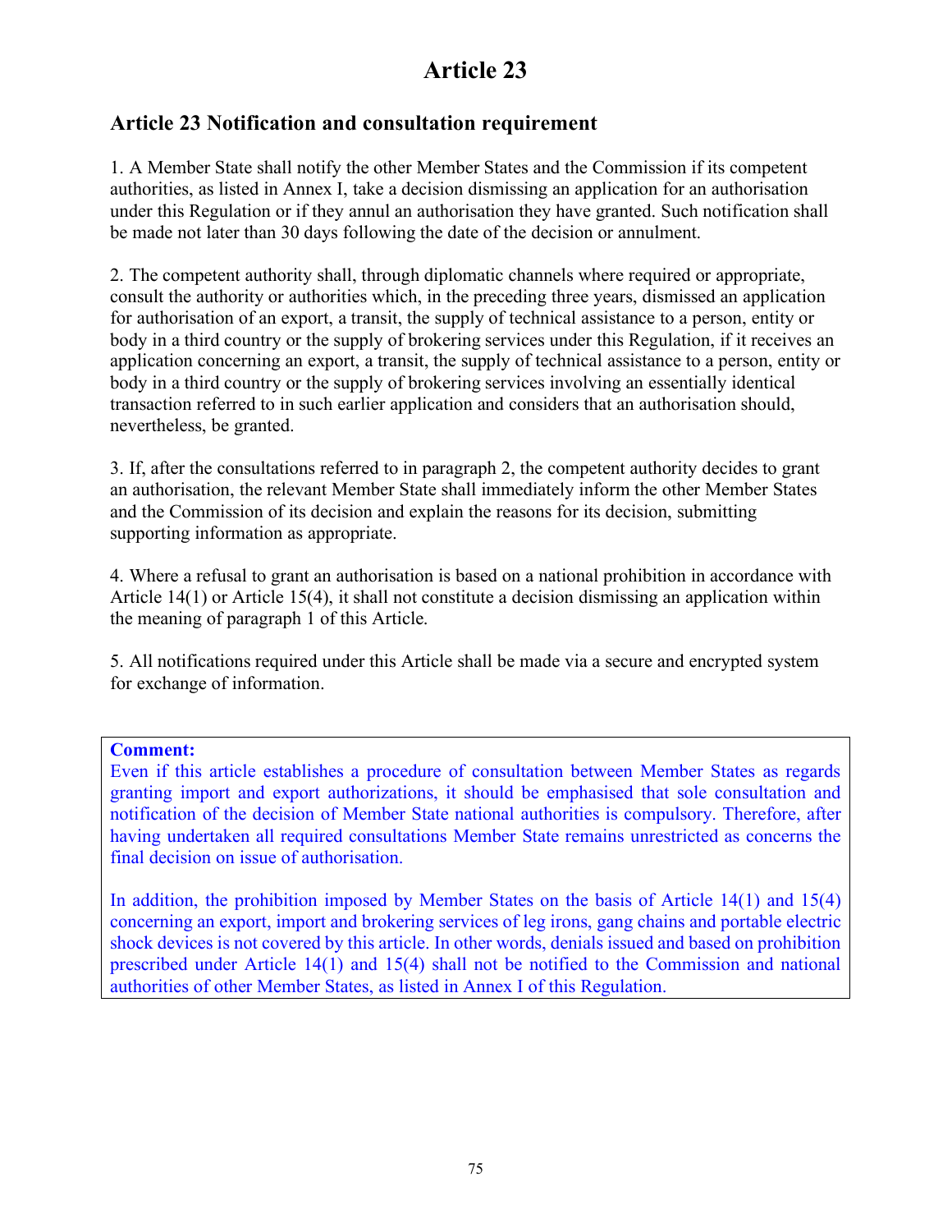# Article 23

## Article 23 Notification and consultation requirement

1. A Member State shall notify the other Member States and the Commission if its competent authorities, as listed in Annex I, take a decision dismissing an application for an authorisation under this Regulation or if they annul an authorisation they have granted. Such notification shall be made not later than 30 days following the date of the decision or annulment.

2. The competent authority shall, through diplomatic channels where required or appropriate, consult the authority or authorities which, in the preceding three years, dismissed an application for authorisation of an export, a transit, the supply of technical assistance to a person, entity or body in a third country or the supply of brokering services under this Regulation, if it receives an application concerning an export, a transit, the supply of technical assistance to a person, entity or body in a third country or the supply of brokering services involving an essentially identical transaction referred to in such earlier application and considers that an authorisation should, nevertheless, be granted.

3. If, after the consultations referred to in paragraph 2, the competent authority decides to grant an authorisation, the relevant Member State shall immediately inform the other Member States and the Commission of its decision and explain the reasons for its decision, submitting supporting information as appropriate.

4. Where a refusal to grant an authorisation is based on a national prohibition in accordance with Article 14(1) or Article 15(4), it shall not constitute a decision dismissing an application within the meaning of paragraph 1 of this Article.

5. All notifications required under this Article shall be made via a secure and encrypted system for exchange of information.

**Comment:**
Even if this article establishes a procedure of consultation between Member States as regards granting import and export authorizations, it should be emphasised that sole consultation and notification of the decision of Member State national authorities is compulsory. Therefore, after having undertaken all required consultations Member State remains unrestricted as concerns the final decision on issue of authorisation.

In addition, the prohibition imposed by Member States on the basis of Article 14(1) and 15(4) concerning an export, import and brokering services of leg irons, gang chains and portable electric shock devices is not covered by this article. In other words, denials issued and based on prohibition prescribed under Article 14(1) and 15(4) shall not be notified to the Commission and national authorities of other Member States, as listed in Annex I of this Regulation.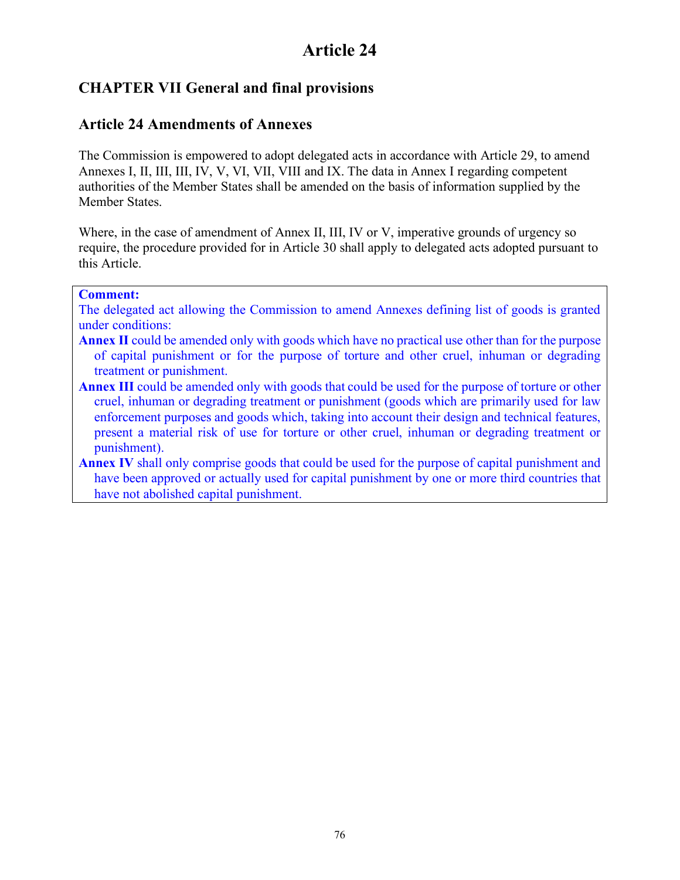# Article 24

## CHAPTER VII General and final provisions

### Article 24 Amendments of Annexes

The Commission is empowered to adopt delegated acts in accordance with Article 29, to amend Annexes I, II, III, III, IV, V, VI, VII, VIII and IX. The data in Annex I regarding competent authorities of the Member States shall be amended on the basis of information supplied by the Member States.

Where, in the case of amendment of Annex II, III, IV or V, imperative grounds of urgency so require, the procedure provided for in Article 30 shall apply to delegated acts adopted pursuant to this Article.

> **Comment:**
> The delegated act allowing the Commission to amend Annexes defining list of goods is granted under conditions:
>
> **Annex II** could be amended only with goods which have no practical use other than for the purpose of capital punishment or for the purpose of torture and other cruel, inhuman or degrading treatment or punishment.
>
> **Annex III** could be amended only with goods that could be used for the purpose of torture or other cruel, inhuman or degrading treatment or punishment (goods which are primarily used for law enforcement purposes and goods which, taking into account their design and technical features, present a material risk of use for torture or other cruel, inhuman or degrading treatment or punishment).
>
> **Annex IV** shall only comprise goods that could be used for the purpose of capital punishment and have been approved or actually used for capital punishment by one or more third countries that have not abolished capital punishment.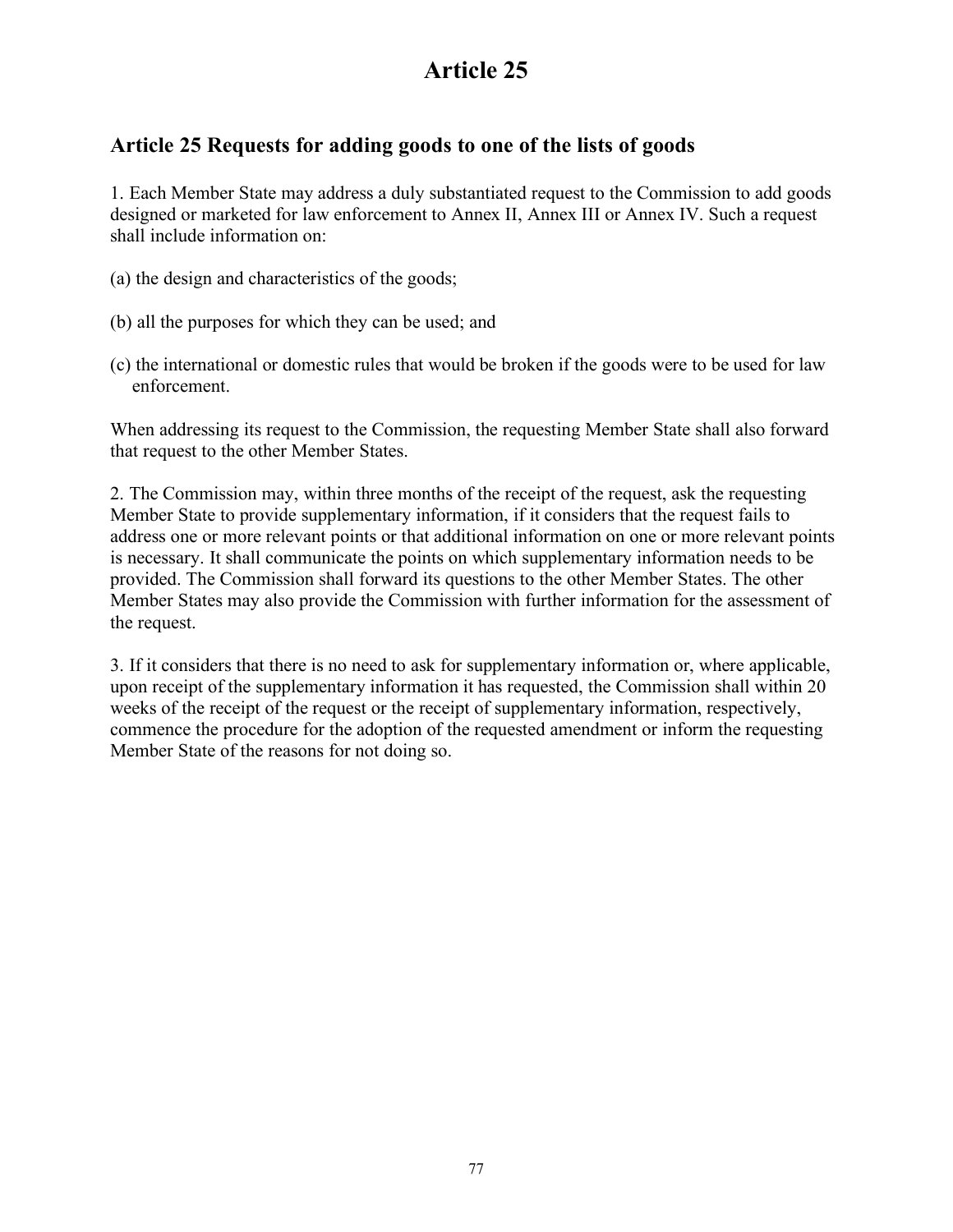# Article 25

## Article 25 Requests for adding goods to one of the lists of goods

1. Each Member State may address a duly substantiated request to the Commission to add goods designed or marketed for law enforcement to Annex II, Annex III or Annex IV. Such a request shall include information on:

(a) the design and characteristics of the goods;

(b) all the purposes for which they can be used; and

(c) the international or domestic rules that would be broken if the goods were to be used for law enforcement.

When addressing its request to the Commission, the requesting Member State shall also forward that request to the other Member States.

2. The Commission may, within three months of the receipt of the request, ask the requesting Member State to provide supplementary information, if it considers that the request fails to address one or more relevant points or that additional information on one or more relevant points is necessary. It shall communicate the points on which supplementary information needs to be provided. The Commission shall forward its questions to the other Member States. The other Member States may also provide the Commission with further information for the assessment of the request.

3. If it considers that there is no need to ask for supplementary information or, where applicable, upon receipt of the supplementary information it has requested, the Commission shall within 20 weeks of the receipt of the request or the receipt of supplementary information, respectively, commence the procedure for the adoption of the requested amendment or inform the requesting Member State of the reasons for not doing so.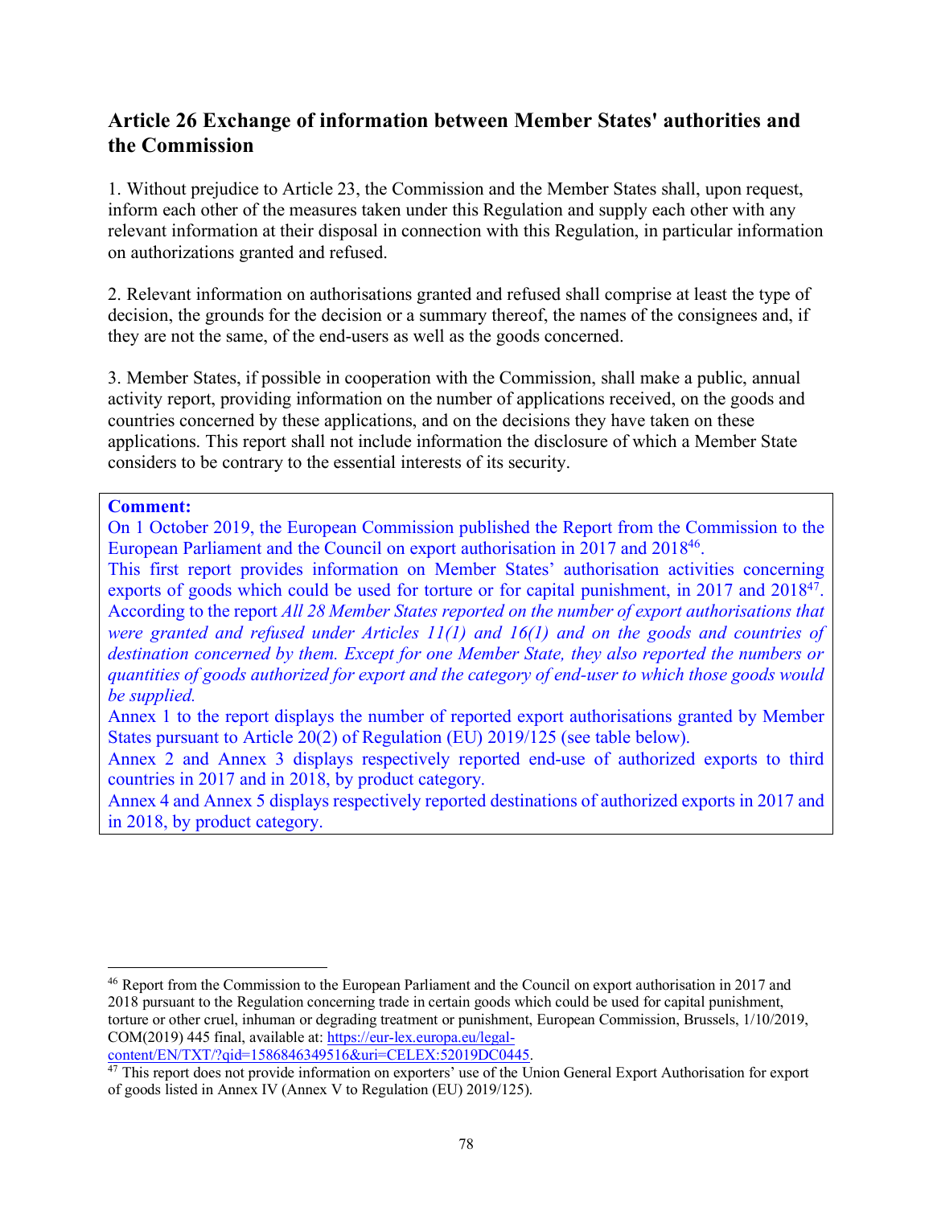## Article 26 Exchange of information between Member States' authorities and the Commission

1. Without prejudice to Article 23, the Commission and the Member States shall, upon request, inform each other of the measures taken under this Regulation and supply each other with any relevant information at their disposal in connection with this Regulation, in particular information on authorizations granted and refused.

2. Relevant information on authorisations granted and refused shall comprise at least the type of decision, the grounds for the decision or a summary thereof, the names of the consignees and, if they are not the same, of the end-users as well as the goods concerned.

3. Member States, if possible in cooperation with the Commission, shall make a public, annual activity report, providing information on the number of applications received, on the goods and countries concerned by these applications, and on the decisions they have taken on these applications. This report shall not include information the disclosure of which a Member State considers to be contrary to the essential interests of its security.

**Comment:**

On 1 October 2019, the European Commission published the Report from the Commission to the European Parliament and the Council on export authorisation in 2017 and 2018[46].

This first report provides information on Member States' authorisation activities concerning exports of goods which could be used for torture or for capital punishment, in 2017 and 2018[47]. According to the report *All 28 Member States reported on the number of export authorisations that were granted and refused under Articles 11(1) and 16(1) and on the goods and countries of destination concerned by them. Except for one Member State, they also reported the numbers or quantities of goods authorized for export and the category of end-user to which those goods would be supplied.*

Annex 1 to the report displays the number of reported export authorisations granted by Member States pursuant to Article 20(2) of Regulation (EU) 2019/125 (see table below).

Annex 2 and Annex 3 displays respectively reported end-use of authorized exports to third countries in 2017 and in 2018, by product category.

Annex 4 and Annex 5 displays respectively reported destinations of authorized exports in 2017 and in 2018, by product category.

---

[46] Report from the Commission to the European Parliament and the Council on export authorisation in 2017 and 2018 pursuant to the Regulation concerning trade in certain goods which could be used for capital punishment, torture or other cruel, inhuman or degrading treatment or punishment, European Commission, Brussels, 1/10/2019, COM(2019) 445 final, available at: https://eur-lex.europa.eu/legal-content/EN/TXT/?qid=1586846349516&uri=CELEX:52019DC0445.

[47] This report does not provide information on exporters' use of the Union General Export Authorisation for export of goods listed in Annex IV (Annex V to Regulation (EU) 2019/125).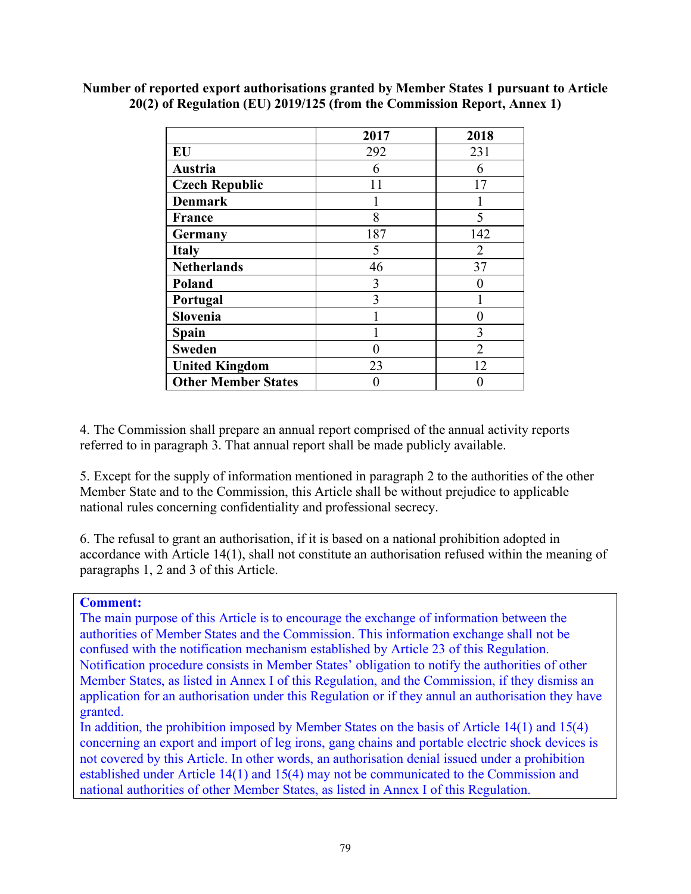**Number of reported export authorisations granted by Member States 1 pursuant to Article 20(2) of Regulation (EU) 2019/125 (from the Commission Report, Annex 1)**

| | 2017 | 2018 |
|---|---|---|
| **EU** | 292 | 231 |
| **Austria** | 6 | 6 |
| **Czech Republic** | 11 | 17 |
| **Denmark** | 1 | 1 |
| **France** | 8 | 5 |
| **Germany** | 187 | 142 |
| **Italy** | 5 | 2 |
| **Netherlands** | 46 | 37 |
| **Poland** | 3 | 0 |
| **Portugal** | 3 | 1 |
| **Slovenia** | 1 | 0 |
| **Spain** | 1 | 3 |
| **Sweden** | 0 | 2 |
| **United Kingdom** | 23 | 12 |
| **Other Member States** | 0 | 0 |

4. The Commission shall prepare an annual report comprised of the annual activity reports referred to in paragraph 3. That annual report shall be made publicly available.

5. Except for the supply of information mentioned in paragraph 2 to the authorities of the other Member State and to the Commission, this Article shall be without prejudice to applicable national rules concerning confidentiality and professional secrecy.

6. The refusal to grant an authorisation, if it is based on a national prohibition adopted in accordance with Article 14(1), shall not constitute an authorisation refused within the meaning of paragraphs 1, 2 and 3 of this Article.

**Comment:**
The main purpose of this Article is to encourage the exchange of information between the authorities of Member States and the Commission. This information exchange shall not be confused with the notification mechanism established by Article 23 of this Regulation. Notification procedure consists in Member States' obligation to notify the authorities of other Member States, as listed in Annex I of this Regulation, and the Commission, if they dismiss an application for an authorisation under this Regulation or if they annul an authorisation they have granted.
In addition, the prohibition imposed by Member States on the basis of Article 14(1) and 15(4) concerning an export and import of leg irons, gang chains and portable electric shock devices is not covered by this Article. In other words, an authorisation denial issued under a prohibition established under Article 14(1) and 15(4) may not be communicated to the Commission and national authorities of other Member States, as listed in Annex I of this Regulation.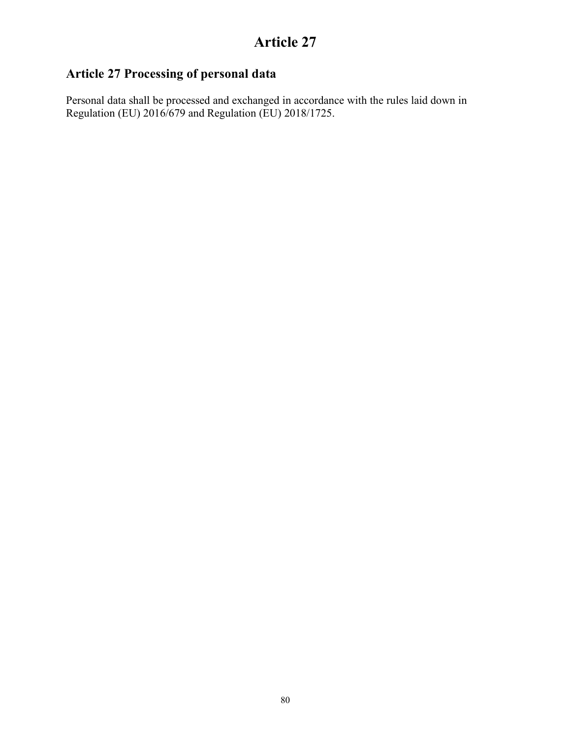# Article 27

## Article 27 Processing of personal data

Personal data shall be processed and exchanged in accordance with the rules laid down in Regulation (EU) 2016/679 and Regulation (EU) 2018/1725.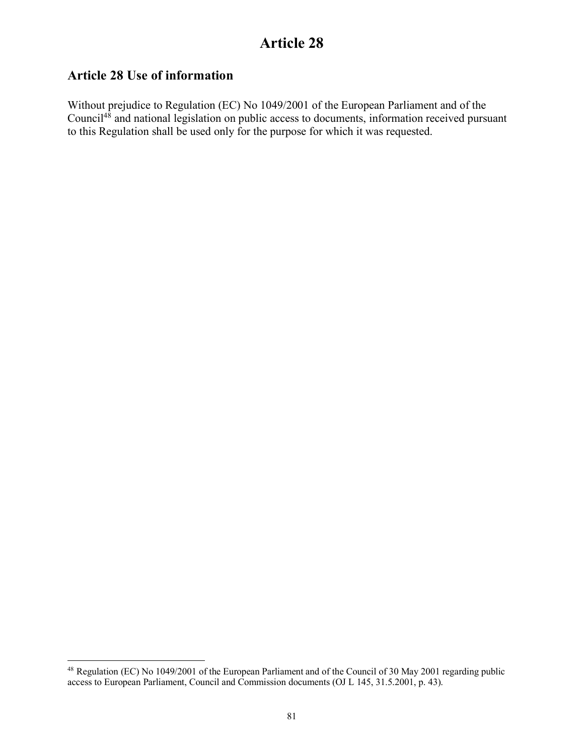# Article 28

## Article 28 Use of information

Without prejudice to Regulation (EC) No 1049/2001 of the European Parliament and of the Council[48] and national legislation on public access to documents, information received pursuant to this Regulation shall be used only for the purpose for which it was requested.

---

[48] Regulation (EC) No 1049/2001 of the European Parliament and of the Council of 30 May 2001 regarding public access to European Parliament, Council and Commission documents (OJ L 145, 31.5.2001, p. 43).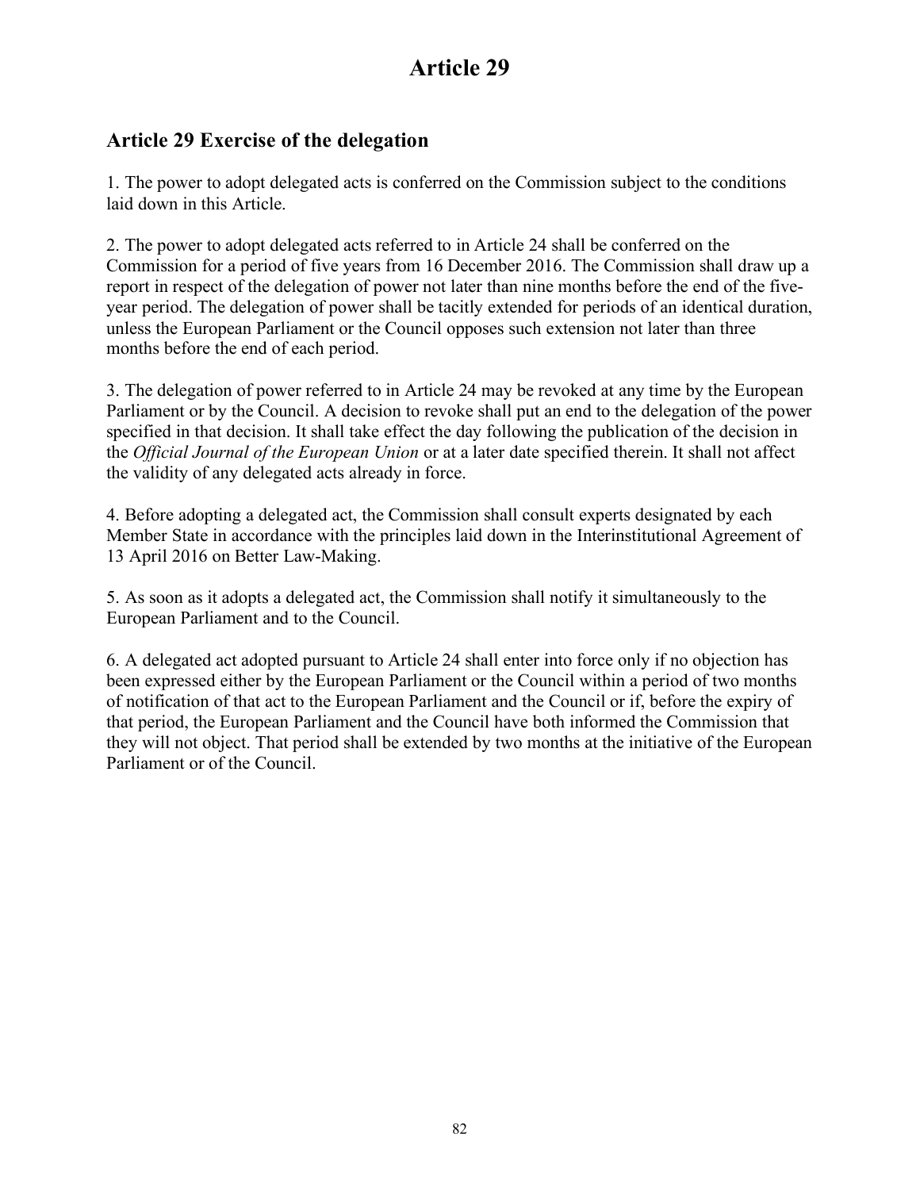# Article 29

## Article 29 Exercise of the delegation

1. The power to adopt delegated acts is conferred on the Commission subject to the conditions laid down in this Article.

2. The power to adopt delegated acts referred to in Article 24 shall be conferred on the Commission for a period of five years from 16 December 2016. The Commission shall draw up a report in respect of the delegation of power not later than nine months before the end of the five-year period. The delegation of power shall be tacitly extended for periods of an identical duration, unless the European Parliament or the Council opposes such extension not later than three months before the end of each period.

3. The delegation of power referred to in Article 24 may be revoked at any time by the European Parliament or by the Council. A decision to revoke shall put an end to the delegation of the power specified in that decision. It shall take effect the day following the publication of the decision in the *Official Journal of the European Union* or at a later date specified therein. It shall not affect the validity of any delegated acts already in force.

4. Before adopting a delegated act, the Commission shall consult experts designated by each Member State in accordance with the principles laid down in the Interinstitutional Agreement of 13 April 2016 on Better Law-Making.

5. As soon as it adopts a delegated act, the Commission shall notify it simultaneously to the European Parliament and to the Council.

6. A delegated act adopted pursuant to Article 24 shall enter into force only if no objection has been expressed either by the European Parliament or the Council within a period of two months of notification of that act to the European Parliament and the Council or if, before the expiry of that period, the European Parliament and the Council have both informed the Commission that they will not object. That period shall be extended by two months at the initiative of the European Parliament or of the Council.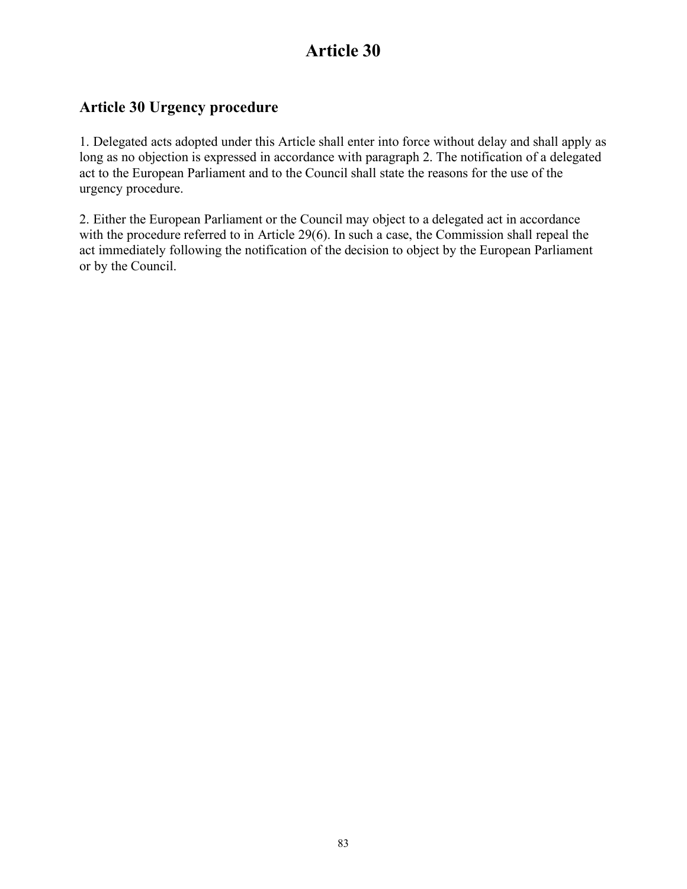# Article 30

## Article 30 Urgency procedure

1. Delegated acts adopted under this Article shall enter into force without delay and shall apply as long as no objection is expressed in accordance with paragraph 2. The notification of a delegated act to the European Parliament and to the Council shall state the reasons for the use of the urgency procedure.

2. Either the European Parliament or the Council may object to a delegated act in accordance with the procedure referred to in Article 29(6). In such a case, the Commission shall repeal the act immediately following the notification of the decision to object by the European Parliament or by the Council.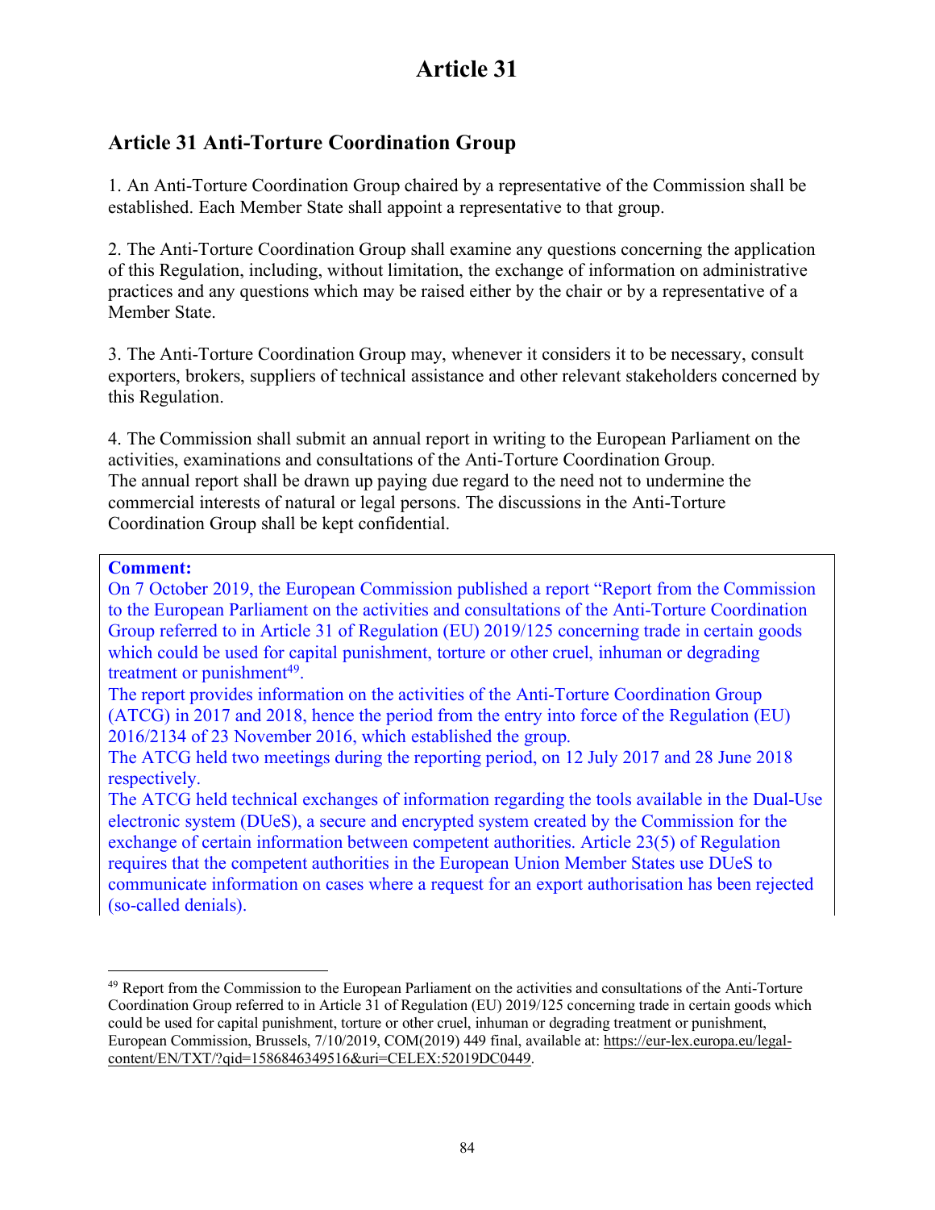# Article 31

## Article 31 Anti-Torture Coordination Group

1. An Anti-Torture Coordination Group chaired by a representative of the Commission shall be established. Each Member State shall appoint a representative to that group.

2. The Anti-Torture Coordination Group shall examine any questions concerning the application of this Regulation, including, without limitation, the exchange of information on administrative practices and any questions which may be raised either by the chair or by a representative of a Member State.

3. The Anti-Torture Coordination Group may, whenever it considers it to be necessary, consult exporters, brokers, suppliers of technical assistance and other relevant stakeholders concerned by this Regulation.

4. The Commission shall submit an annual report in writing to the European Parliament on the activities, examinations and consultations of the Anti-Torture Coordination Group. The annual report shall be drawn up paying due regard to the need not to undermine the commercial interests of natural or legal persons. The discussions in the Anti-Torture Coordination Group shall be kept confidential.

**Comment:**

On 7 October 2019, the European Commission published a report "Report from the Commission to the European Parliament on the activities and consultations of the Anti-Torture Coordination Group referred to in Article 31 of Regulation (EU) 2019/125 concerning trade in certain goods which could be used for capital punishment, torture or other cruel, inhuman or degrading treatment or punishment[49].

The report provides information on the activities of the Anti-Torture Coordination Group (ATCG) in 2017 and 2018, hence the period from the entry into force of the Regulation (EU) 2016/2134 of 23 November 2016, which established the group.

The ATCG held two meetings during the reporting period, on 12 July 2017 and 28 June 2018 respectively.

The ATCG held technical exchanges of information regarding the tools available in the Dual-Use electronic system (DUeS), a secure and encrypted system created by the Commission for the exchange of certain information between competent authorities. Article 23(5) of Regulation requires that the competent authorities in the European Union Member States use DUeS to communicate information on cases where a request for an export authorisation has been rejected (so-called denials).

---

[49] Report from the Commission to the European Parliament on the activities and consultations of the Anti-Torture Coordination Group referred to in Article 31 of Regulation (EU) 2019/125 concerning trade in certain goods which could be used for capital punishment, torture or other cruel, inhuman or degrading treatment or punishment, European Commission, Brussels, 7/10/2019, COM(2019) 449 final, available at: https://eur-lex.europa.eu/legal-content/EN/TXT/?qid=1586846349516&uri=CELEX:52019DC0449.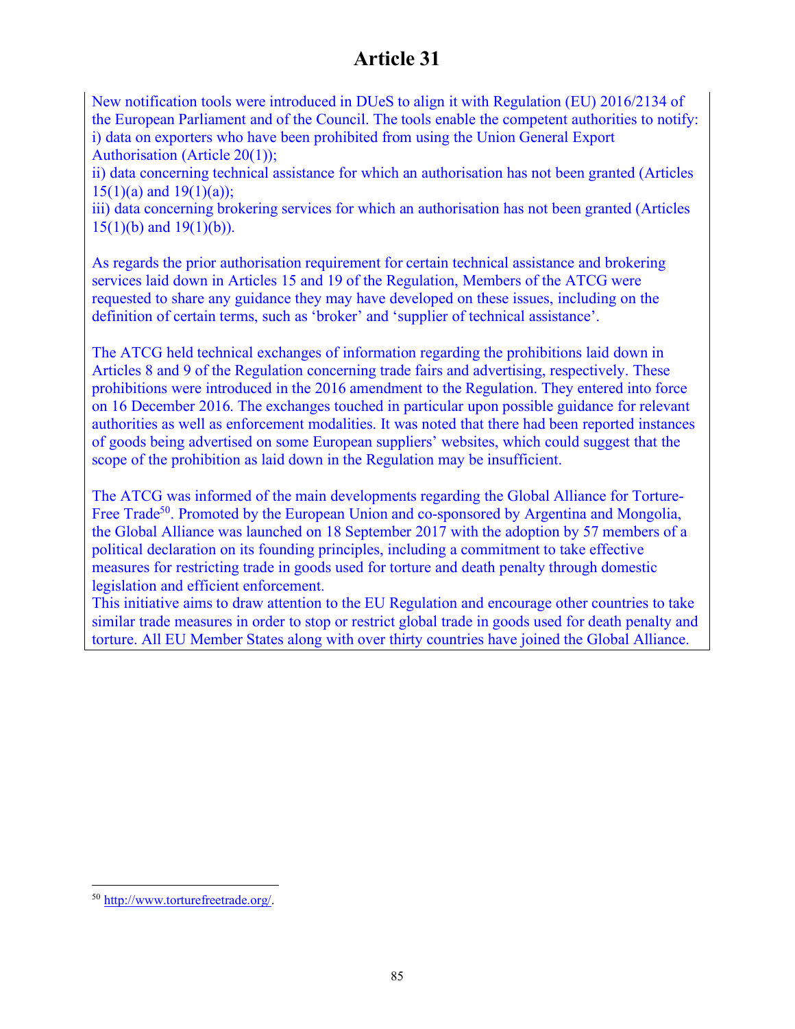# Article 31

New notification tools were introduced in DUeS to align it with Regulation (EU) 2016/2134 of the European Parliament and of the Council. The tools enable the competent authorities to notify:
i) data on exporters who have been prohibited from using the Union General Export Authorisation (Article 20(1));
ii) data concerning technical assistance for which an authorisation has not been granted (Articles 15(1)(a) and 19(1)(a));
iii) data concerning brokering services for which an authorisation has not been granted (Articles 15(1)(b) and 19(1)(b)).

As regards the prior authorisation requirement for certain technical assistance and brokering services laid down in Articles 15 and 19 of the Regulation, Members of the ATCG were requested to share any guidance they may have developed on these issues, including on the definition of certain terms, such as 'broker' and 'supplier of technical assistance'.

The ATCG held technical exchanges of information regarding the prohibitions laid down in Articles 8 and 9 of the Regulation concerning trade fairs and advertising, respectively. These prohibitions were introduced in the 2016 amendment to the Regulation. They entered into force on 16 December 2016. The exchanges touched in particular upon possible guidance for relevant authorities as well as enforcement modalities. It was noted that there had been reported instances of goods being advertised on some European suppliers' websites, which could suggest that the scope of the prohibition as laid down in the Regulation may be insufficient.

The ATCG was informed of the main developments regarding the Global Alliance for Torture-Free Trade[50]. Promoted by the European Union and co-sponsored by Argentina and Mongolia, the Global Alliance was launched on 18 September 2017 with the adoption by 57 members of a political declaration on its founding principles, including a commitment to take effective measures for restricting trade in goods used for torture and death penalty through domestic legislation and efficient enforcement.
This initiative aims to draw attention to the EU Regulation and encourage other countries to take similar trade measures in order to stop or restrict global trade in goods used for death penalty and torture. All EU Member States along with over thirty countries have joined the Global Alliance.

[50] http://www.torturefreetrade.org/.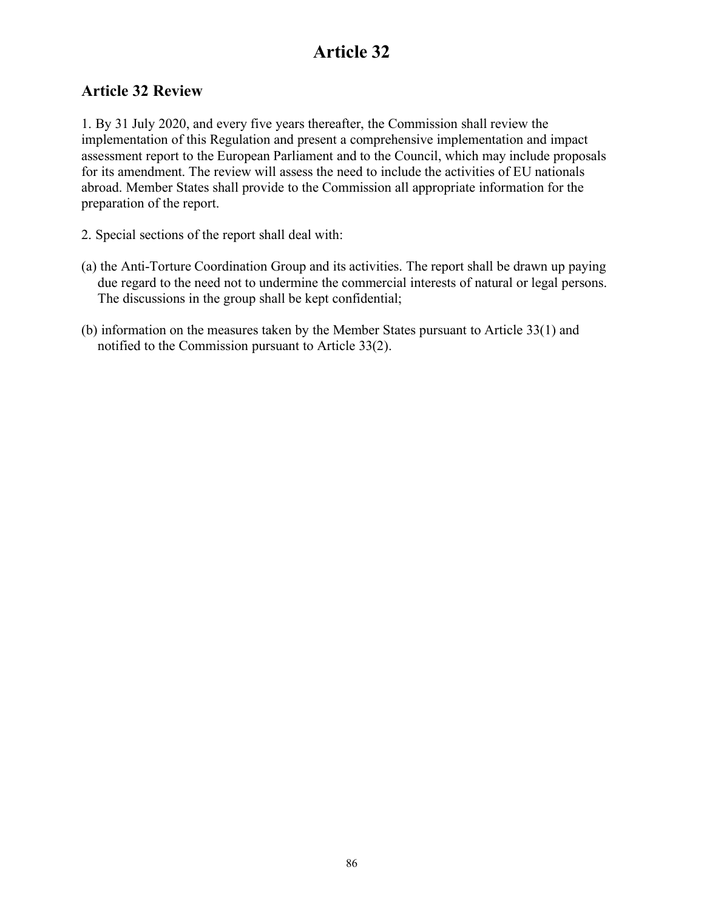# Article 32

## Article 32 Review

1. By 31 July 2020, and every five years thereafter, the Commission shall review the implementation of this Regulation and present a comprehensive implementation and impact assessment report to the European Parliament and to the Council, which may include proposals for its amendment. The review will assess the need to include the activities of EU nationals abroad. Member States shall provide to the Commission all appropriate information for the preparation of the report.

2. Special sections of the report shall deal with:

(a) the Anti-Torture Coordination Group and its activities. The report shall be drawn up paying due regard to the need not to undermine the commercial interests of natural or legal persons. The discussions in the group shall be kept confidential;

(b) information on the measures taken by the Member States pursuant to Article 33(1) and notified to the Commission pursuant to Article 33(2).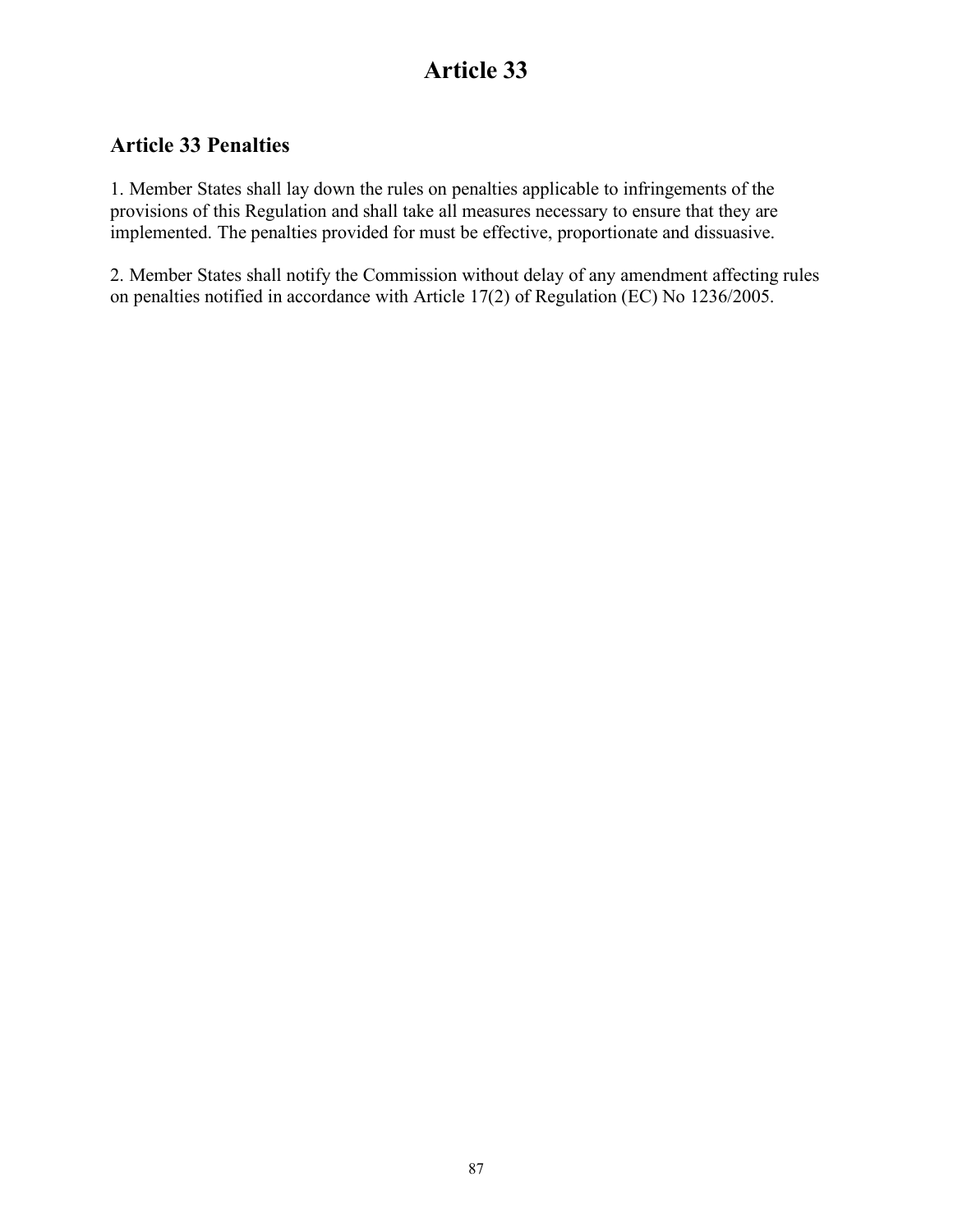# Article 33

## Article 33 Penalties

1. Member States shall lay down the rules on penalties applicable to infringements of the provisions of this Regulation and shall take all measures necessary to ensure that they are implemented. The penalties provided for must be effective, proportionate and dissuasive.

2. Member States shall notify the Commission without delay of any amendment affecting rules on penalties notified in accordance with Article 17(2) of Regulation (EC) No 1236/2005.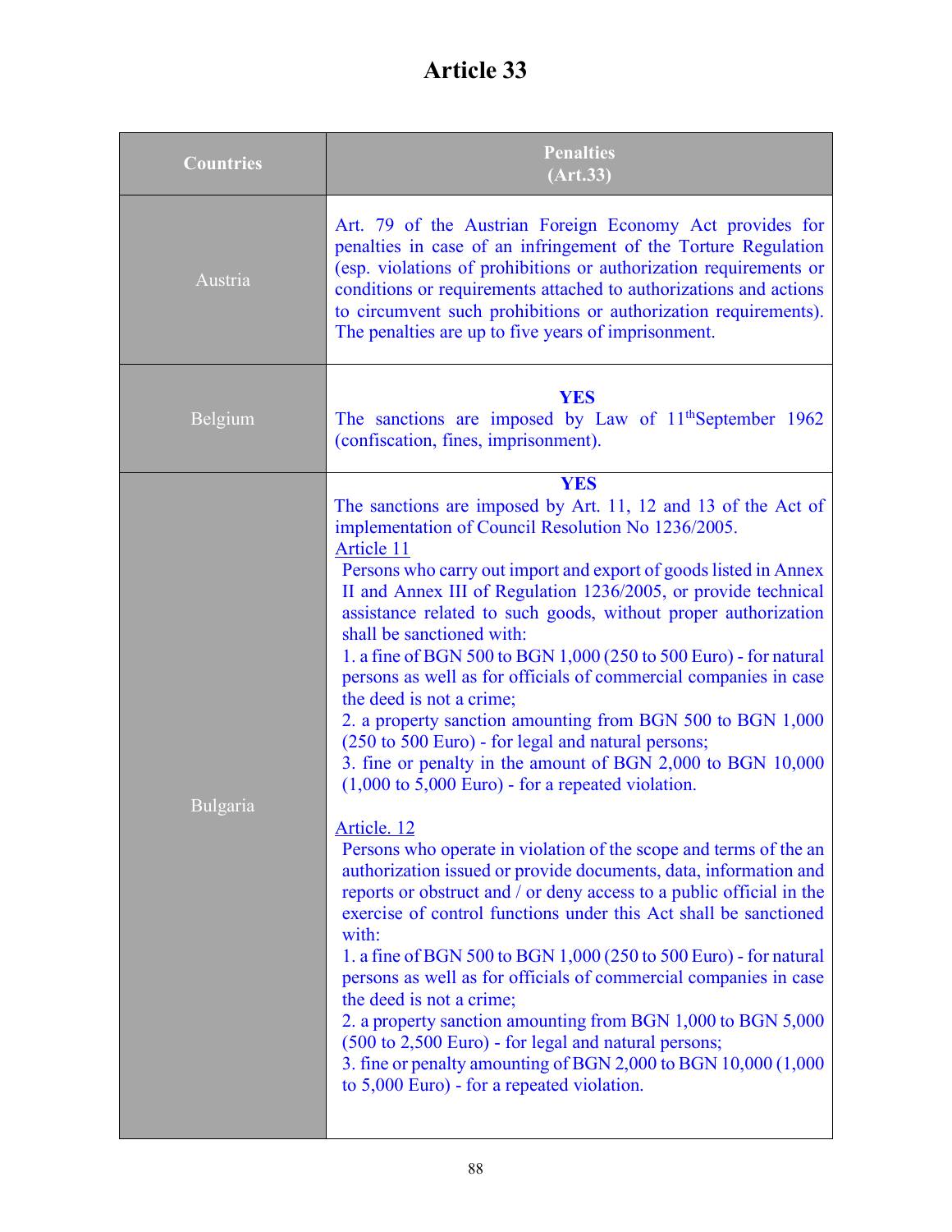# Article 33

| Countries | Penalties (Art.33) |
|---|---|
| Austria | Art. 79 of the Austrian Foreign Economy Act provides for penalties in case of an infringement of the Torture Regulation (esp. violations of prohibitions or authorization requirements or conditions or requirements attached to authorizations and actions to circumvent such prohibitions or authorization requirements). The penalties are up to five years of imprisonment. |
| Belgium | **YES**<br>The sanctions are imposed by Law of 11th September 1962 (confiscation, fines, imprisonment). |
| Bulgaria | **YES**<br>The sanctions are imposed by Art. 11, 12 and 13 of the Act of implementation of Council Resolution No 1236/2005.<br>Article 11<br>Persons who carry out import and export of goods listed in Annex II and Annex III of Regulation 1236/2005, or provide technical assistance related to such goods, without proper authorization shall be sanctioned with:<br>1. a fine of BGN 500 to BGN 1,000 (250 to 500 Euro) - for natural persons as well as for officials of commercial companies in case the deed is not a crime;<br>2. a property sanction amounting from BGN 500 to BGN 1,000 (250 to 500 Euro) - for legal and natural persons;<br>3. fine or penalty in the amount of BGN 2,000 to BGN 10,000 (1,000 to 5,000 Euro) - for a repeated violation.<br><br>Article. 12<br>Persons who operate in violation of the scope and terms of the an authorization issued or provide documents, data, information and reports or obstruct and / or deny access to a public official in the exercise of control functions under this Act shall be sanctioned with:<br>1. a fine of BGN 500 to BGN 1,000 (250 to 500 Euro) - for natural persons as well as for officials of commercial companies in case the deed is not a crime;<br>2. a property sanction amounting from BGN 1,000 to BGN 5,000 (500 to 2,500 Euro) - for legal and natural persons;<br>3. fine or penalty amounting of BGN 2,000 to BGN 10,000 (1,000 to 5,000 Euro) - for a repeated violation. |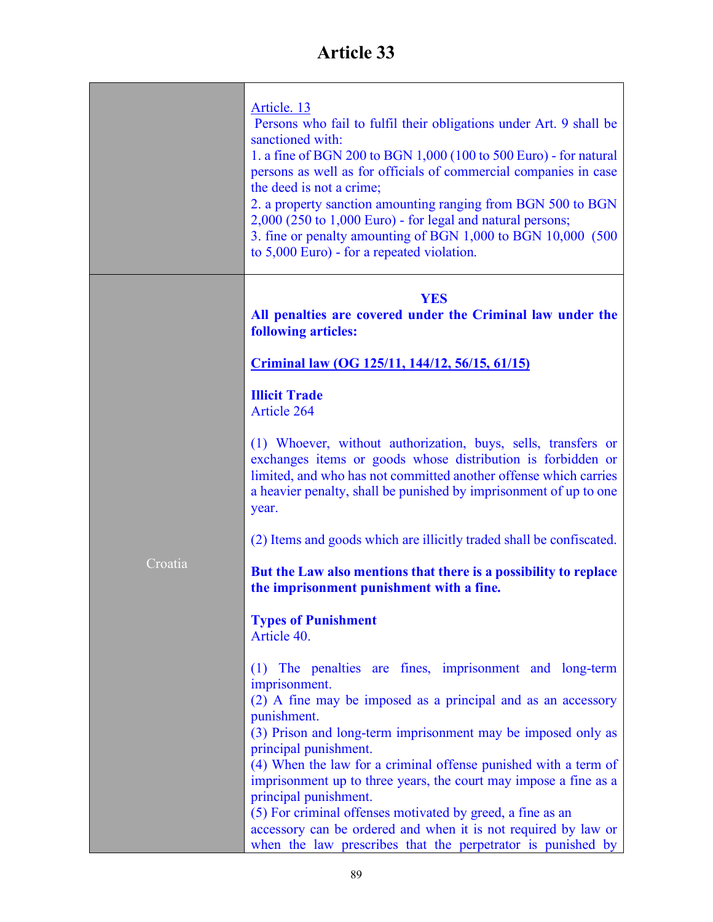# Article 33

| | |
|---|---|
| | Article. 13<br>Persons who fail to fulfil their obligations under Art. 9 shall be sanctioned with:<br>1. a fine of BGN 200 to BGN 1,000 (100 to 500 Euro) - for natural persons as well as for officials of commercial companies in case the deed is not a crime;<br>2. a property sanction amounting ranging from BGN 500 to BGN 2,000 (250 to 1,000 Euro) - for legal and natural persons;<br>3. fine or penalty amounting of BGN 1,000 to BGN 10,000 (500 to 5,000 Euro) - for a repeated violation. |
| Croatia | **YES**<br>**All penalties are covered under the Criminal law under the following articles:**<br><br>**Criminal law (OG 125/11, 144/12, 56/15, 61/15)**<br><br>**Illicit Trade**<br>Article 264<br><br>(1) Whoever, without authorization, buys, sells, transfers or exchanges items or goods whose distribution is forbidden or limited, and who has not committed another offense which carries a heavier penalty, shall be punished by imprisonment of up to one year.<br><br>(2) Items and goods which are illicitly traded shall be confiscated.<br><br>**But the Law also mentions that there is a possibility to replace the imprisonment punishment with a fine.**<br><br>**Types of Punishment**<br>Article 40.<br><br>(1) The penalties are fines, imprisonment and long-term imprisonment.<br>(2) A fine may be imposed as a principal and as an accessory punishment.<br>(3) Prison and long-term imprisonment may be imposed only as principal punishment.<br>(4) When the law for a criminal offense punished with a term of imprisonment up to three years, the court may impose a fine as a principal punishment.<br>(5) For criminal offenses motivated by greed, a fine as an accessory can be ordered and when it is not required by law or when the law prescribes that the perpetrator is punished by |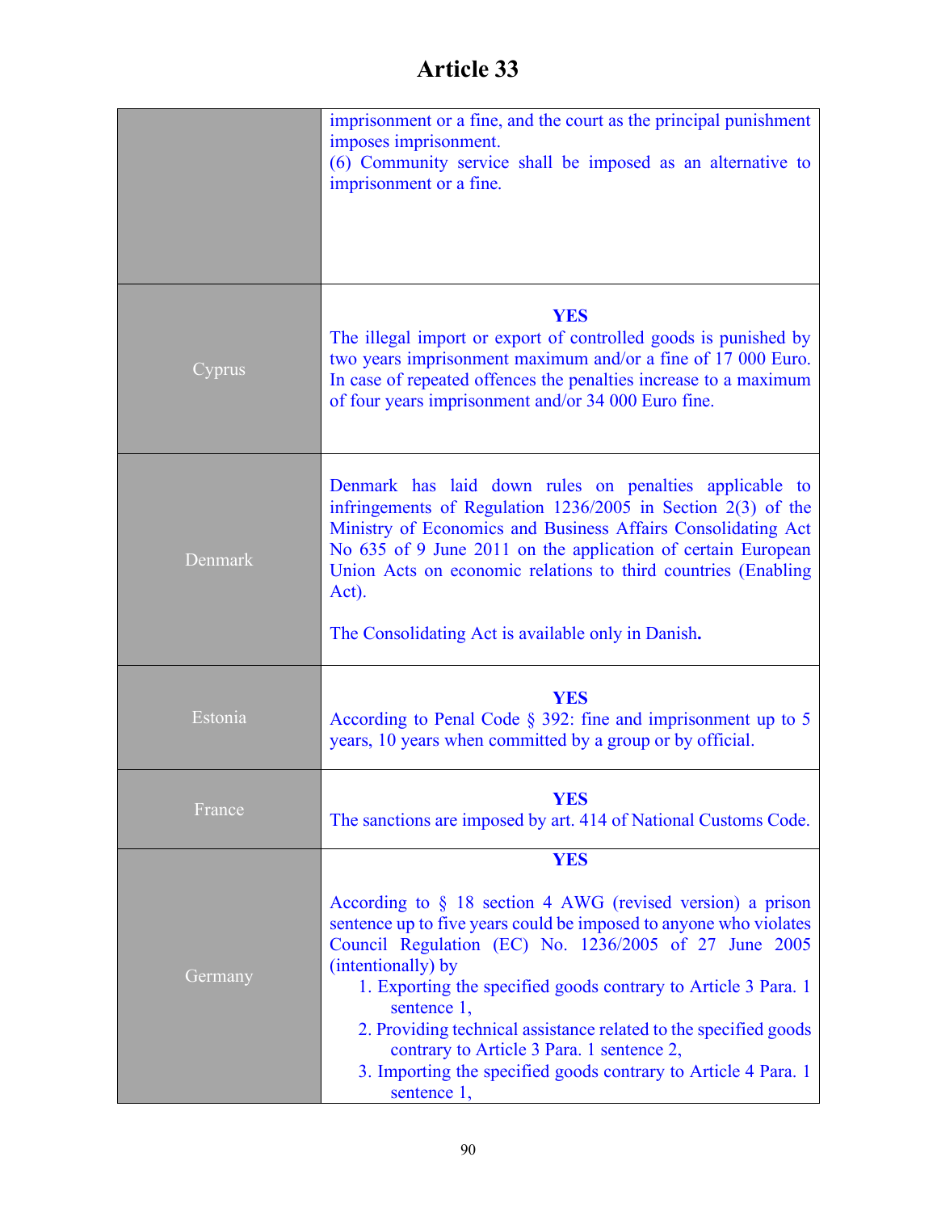# Article 33

| | |
|---|---|
| | imprisonment or a fine, and the court as the principal punishment imposes imprisonment.<br>(6) Community service shall be imposed as an alternative to imprisonment or a fine. |
| Cyprus | **YES**<br>The illegal import or export of controlled goods is punished by two years imprisonment maximum and/or a fine of 17 000 Euro. In case of repeated offences the penalties increase to a maximum of four years imprisonment and/or 34 000 Euro fine. |
| Denmark | Denmark has laid down rules on penalties applicable to infringements of Regulation 1236/2005 in Section 2(3) of the Ministry of Economics and Business Affairs Consolidating Act No 635 of 9 June 2011 on the application of certain European Union Acts on economic relations to third countries (Enabling Act).<br><br>The Consolidating Act is available only in Danish**.** |
| Estonia | **YES**<br>According to Penal Code § 392: fine and imprisonment up to 5 years, 10 years when committed by a group or by official. |
| France | **YES**<br>The sanctions are imposed by art. 414 of National Customs Code. |
| Germany | **YES**<br><br>According to § 18 section 4 AWG (revised version) a prison sentence up to five years could be imposed to anyone who violates Council Regulation (EC) No. 1236/2005 of 27 June 2005 (intentionally) by<br>1. Exporting the specified goods contrary to Article 3 Para. 1 sentence 1,<br>2. Providing technical assistance related to the specified goods contrary to Article 3 Para. 1 sentence 2,<br>3. Importing the specified goods contrary to Article 4 Para. 1 sentence 1, |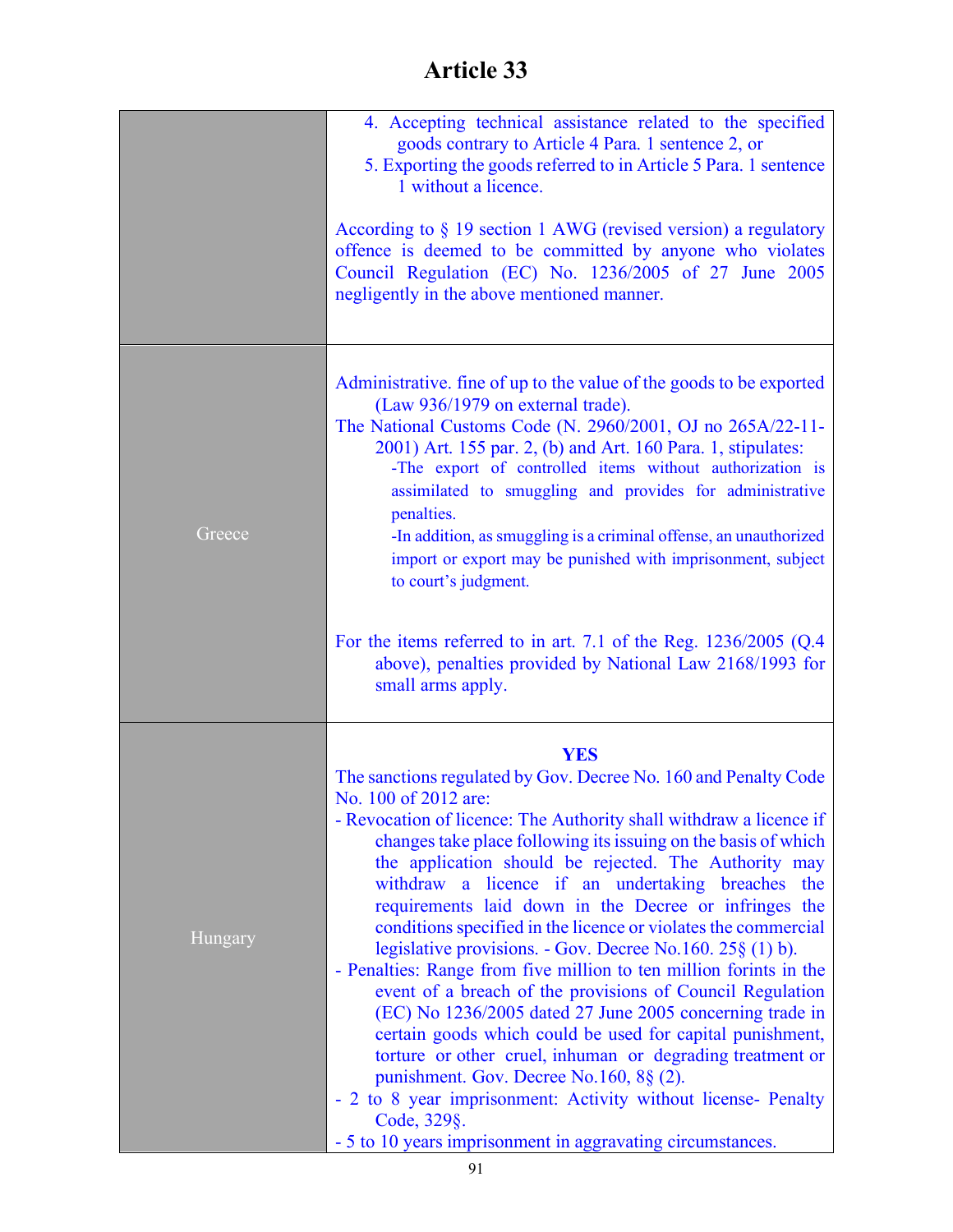# Article 33

| | |
|---|---|
| | 4. Accepting technical assistance related to the specified goods contrary to Article 4 Para. 1 sentence 2, or<br>5. Exporting the goods referred to in Article 5 Para. 1 sentence 1 without a licence.<br><br>According to § 19 section 1 AWG (revised version) a regulatory offence is deemed to be committed by anyone who violates Council Regulation (EC) No. 1236/2005 of 27 June 2005 negligently in the above mentioned manner. |
| Greece | Administrative. fine of up to the value of the goods to be exported (Law 936/1979 on external trade).<br>The National Customs Code (N. 2960/2001, OJ no 265A/22-11-2001) Art. 155 par. 2, (b) and Art. 160 Para. 1, stipulates:<br>-The export of controlled items without authorization is assimilated to smuggling and provides for administrative penalties.<br>-In addition, as smuggling is a criminal offense, an unauthorized import or export may be punished with imprisonment, subject to court's judgment.<br><br>For the items referred to in art. 7.1 of the Reg. 1236/2005 (Q.4 above), penalties provided by National Law 2168/1993 for small arms apply. |
| Hungary | **YES**<br>The sanctions regulated by Gov. Decree No. 160 and Penalty Code No. 100 of 2012 are:<br>- Revocation of licence: The Authority shall withdraw a licence if changes take place following its issuing on the basis of which the application should be rejected. The Authority may withdraw a licence if an undertaking breaches the requirements laid down in the Decree or infringes the conditions specified in the licence or violates the commercial legislative provisions. - Gov. Decree No.160. 25§ (1) b).<br>- Penalties: Range from five million to ten million forints in the event of a breach of the provisions of Council Regulation (EC) No 1236/2005 dated 27 June 2005 concerning trade in certain goods which could be used for capital punishment, torture or other cruel, inhuman or degrading treatment or punishment. Gov. Decree No.160, 8§ (2).<br>- 2 to 8 year imprisonment: Activity without license- Penalty Code, 329§.<br>- 5 to 10 years imprisonment in aggravating circumstances. |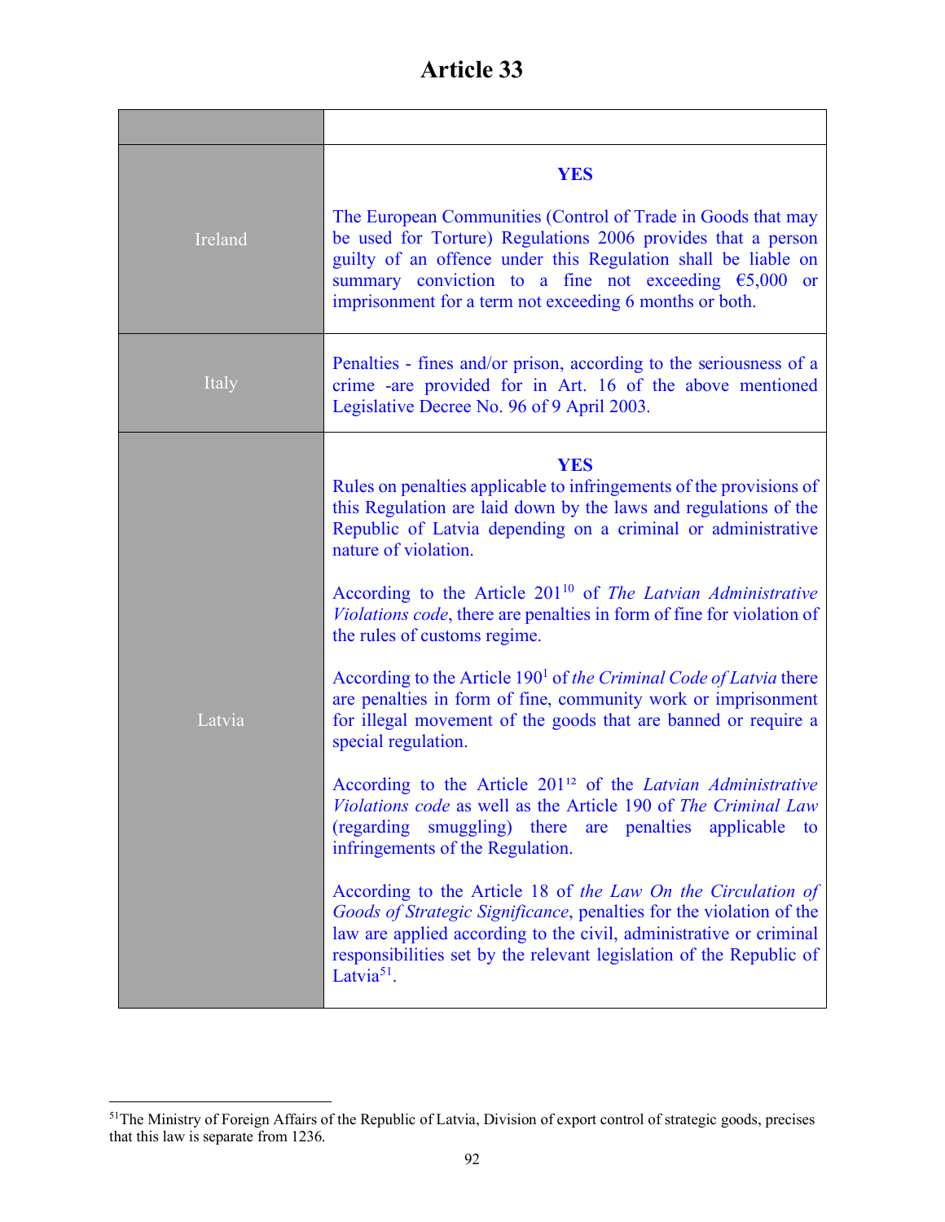# Article 33

| | |
|---|---|
| Ireland | **YES**<br><br>The European Communities (Control of Trade in Goods that may be used for Torture) Regulations 2006 provides that a person guilty of an offence under this Regulation shall be liable on summary conviction to a fine not exceeding €5,000 or imprisonment for a term not exceeding 6 months or both. |
| Italy | Penalties - fines and/or prison, according to the seriousness of a crime -are provided for in Art. 16 of the above mentioned Legislative Decree No. 96 of 9 April 2003. |
| Latvia | **YES**<br>Rules on penalties applicable to infringements of the provisions of this Regulation are laid down by the laws and regulations of the Republic of Latvia depending on a criminal or administrative nature of violation.<br><br>According to the Article 201[10] of *The Latvian Administrative Violations code*, there are penalties in form of fine for violation of the rules of customs regime.<br><br>According to the Article 190[1] of *the Criminal Code of Latvia* there are penalties in form of fine, community work or imprisonment for illegal movement of the goods that are banned or require a special regulation.<br><br>According to the Article 201[12] of the *Latvian Administrative Violations code* as well as the Article 190 of *The Criminal Law* (regarding smuggling) there are penalties applicable to infringements of the Regulation.<br><br>According to the Article 18 of *the Law On the Circulation of Goods of Strategic Significance*, penalties for the violation of the law are applied according to the civil, administrative or criminal responsibilities set by the relevant legislation of the Republic of Latvia[51]. |

[51]The Ministry of Foreign Affairs of the Republic of Latvia, Division of export control of strategic goods, precises that this law is separate from 1236.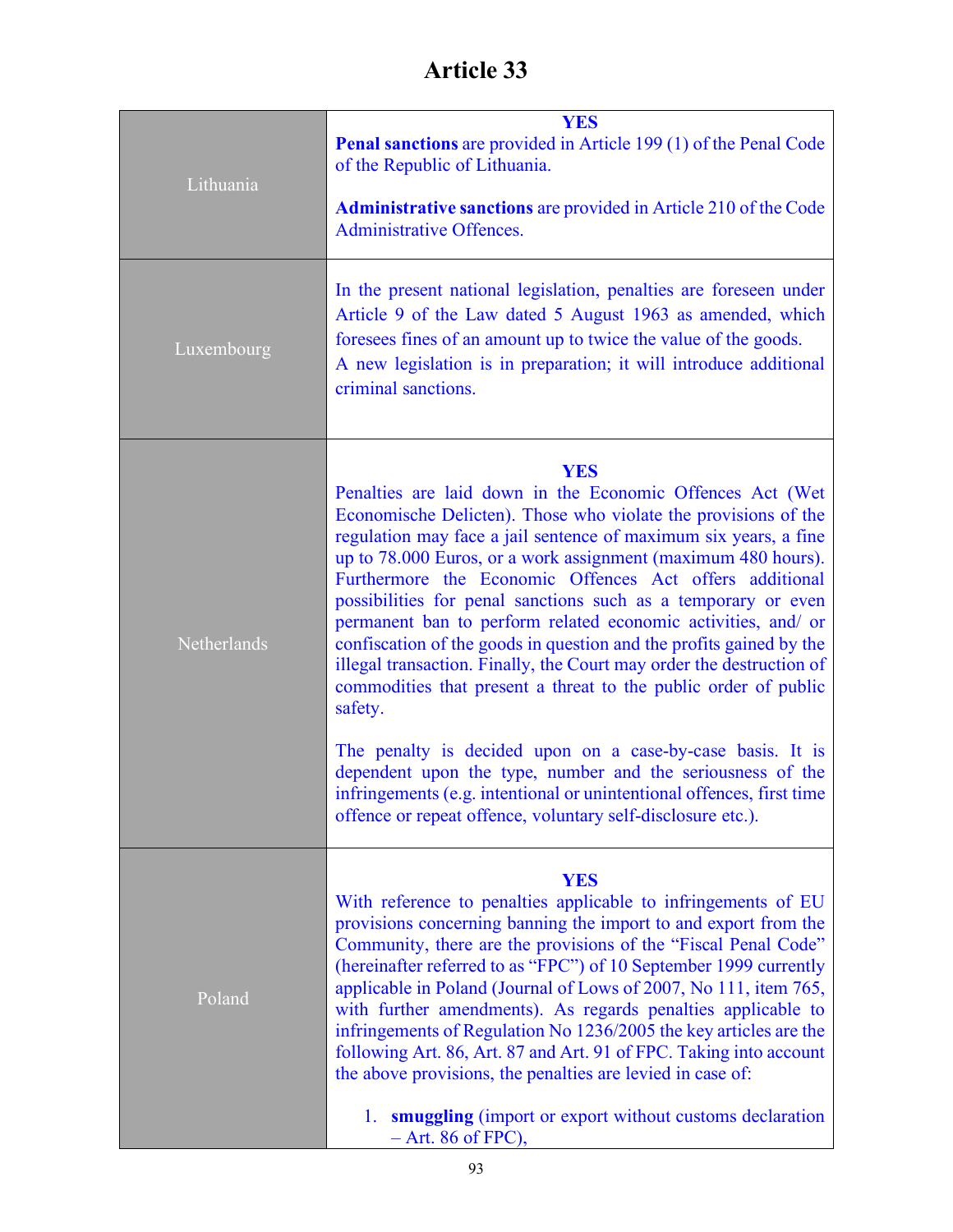# Article 33

| | |
|---|---|
| Lithuania | **YES**<br>**Penal sanctions** are provided in Article 199 (1) of the Penal Code of the Republic of Lithuania.<br><br>**Administrative sanctions** are provided in Article 210 of the Code Administrative Offences. |
| Luxembourg | In the present national legislation, penalties are foreseen under Article 9 of the Law dated 5 August 1963 as amended, which foresees fines of an amount up to twice the value of the goods.<br>A new legislation is in preparation; it will introduce additional criminal sanctions. |
| Netherlands | **YES**<br>Penalties are laid down in the Economic Offences Act (Wet Economische Delicten). Those who violate the provisions of the regulation may face a jail sentence of maximum six years, a fine up to 78.000 Euros, or a work assignment (maximum 480 hours). Furthermore the Economic Offences Act offers additional possibilities for penal sanctions such as a temporary or even permanent ban to perform related economic activities, and/ or confiscation of the goods in question and the profits gained by the illegal transaction. Finally, the Court may order the destruction of commodities that present a threat to the public order of public safety.<br><br>The penalty is decided upon on a case-by-case basis. It is dependent upon the type, number and the seriousness of the infringements (e.g. intentional or unintentional offences, first time offence or repeat offence, voluntary self-disclosure etc.). |
| Poland | **YES**<br>With reference to penalties applicable to infringements of EU provisions concerning banning the import to and export from the Community, there are the provisions of the "Fiscal Penal Code" (hereinafter referred to as "FPC") of 10 September 1999 currently applicable in Poland (Journal of Lows of 2007, No 111, item 765, with further amendments). As regards penalties applicable to infringements of Regulation No 1236/2005 the key articles are the following Art. 86, Art. 87 and Art. 91 of FPC. Taking into account the above provisions, the penalties are levied in case of:<br><br>1. **smuggling** (import or export without customs declaration – Art. 86 of FPC), |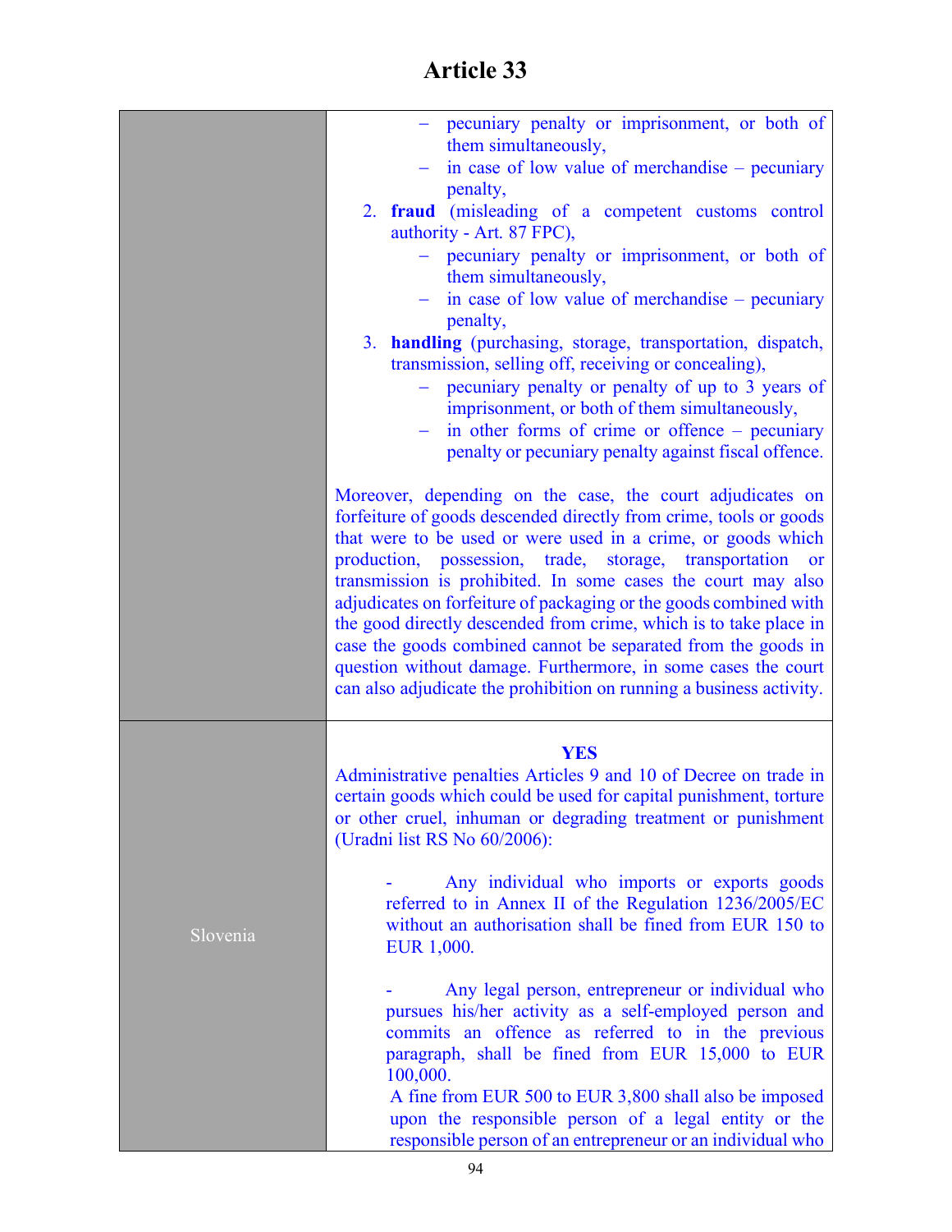# Article 33

| | |
|---|---|
| | – pecuniary penalty or imprisonment, or both of them simultaneously,<br>– in case of low value of merchandise – pecuniary penalty,<br>2. **fraud** (misleading of a competent customs control authority - Art. 87 FPC),<br>– pecuniary penalty or imprisonment, or both of them simultaneously,<br>– in case of low value of merchandise – pecuniary penalty,<br>3. **handling** (purchasing, storage, transportation, dispatch, transmission, selling off, receiving or concealing),<br>– pecuniary penalty or penalty of up to 3 years of imprisonment, or both of them simultaneously,<br>– in other forms of crime or offence – pecuniary penalty or pecuniary penalty against fiscal offence.<br><br>Moreover, depending on the case, the court adjudicates on forfeiture of goods descended directly from crime, tools or goods that were to be used or were used in a crime, or goods which production, possession, trade, storage, transportation or transmission is prohibited. In some cases the court may also adjudicates on forfeiture of packaging or the goods combined with the good directly descended from crime, which is to take place in case the goods combined cannot be separated from the goods in question without damage. Furthermore, in some cases the court can also adjudicate the prohibition on running a business activity. |
| Slovenia | **YES**<br>Administrative penalties Articles 9 and 10 of Decree on trade in certain goods which could be used for capital punishment, torture or other cruel, inhuman or degrading treatment or punishment (Uradni list RS No 60/2006):<br><br>- Any individual who imports or exports goods referred to in Annex II of the Regulation 1236/2005/EC without an authorisation shall be fined from EUR 150 to EUR 1,000.<br><br>- Any legal person, entrepreneur or individual who pursues his/her activity as a self-employed person and commits an offence as referred to in the previous paragraph, shall be fined from EUR 15,000 to EUR 100,000.<br>A fine from EUR 500 to EUR 3,800 shall also be imposed upon the responsible person of a legal entity or the responsible person of an entrepreneur or an individual who |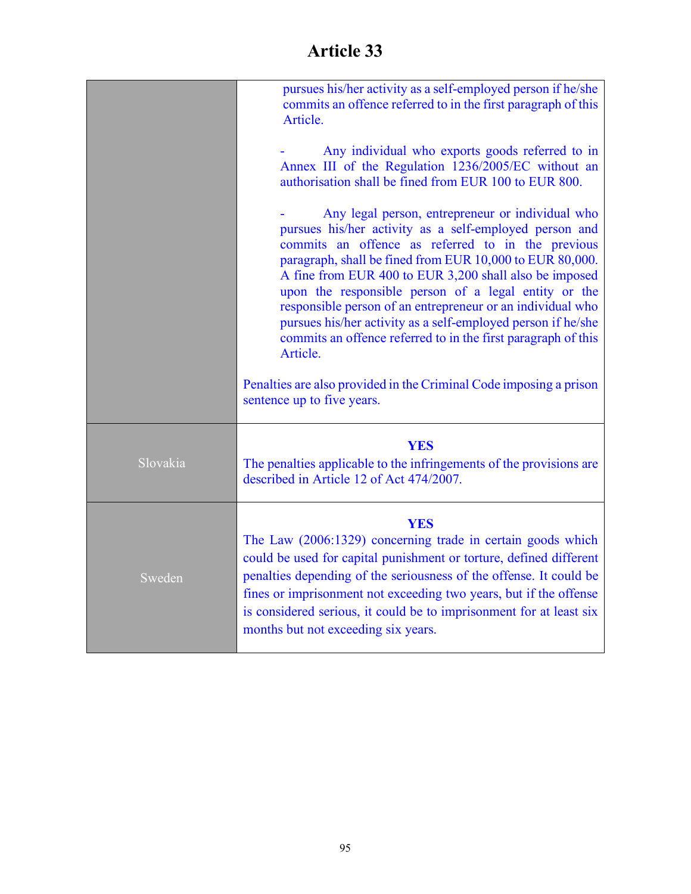# Article 33

| | |
|---|---|
| | pursues his/her activity as a self-employed person if he/she commits an offence referred to in the first paragraph of this Article.<br><br>- Any individual who exports goods referred to in Annex III of the Regulation 1236/2005/EC without an authorisation shall be fined from EUR 100 to EUR 800.<br><br>- Any legal person, entrepreneur or individual who pursues his/her activity as a self-employed person and commits an offence as referred to in the previous paragraph, shall be fined from EUR 10,000 to EUR 80,000. A fine from EUR 400 to EUR 3,200 shall also be imposed upon the responsible person of a legal entity or the responsible person of an entrepreneur or an individual who pursues his/her activity as a self-employed person if he/she commits an offence referred to in the first paragraph of this Article.<br><br>Penalties are also provided in the Criminal Code imposing a prison sentence up to five years. |
| Slovakia | **YES**<br>The penalties applicable to the infringements of the provisions are described in Article 12 of Act 474/2007. |
| Sweden | **YES**<br>The Law (2006:1329) concerning trade in certain goods which could be used for capital punishment or torture, defined different penalties depending of the seriousness of the offense. It could be fines or imprisonment not exceeding two years, but if the offense is considered serious, it could be to imprisonment for at least six months but not exceeding six years. |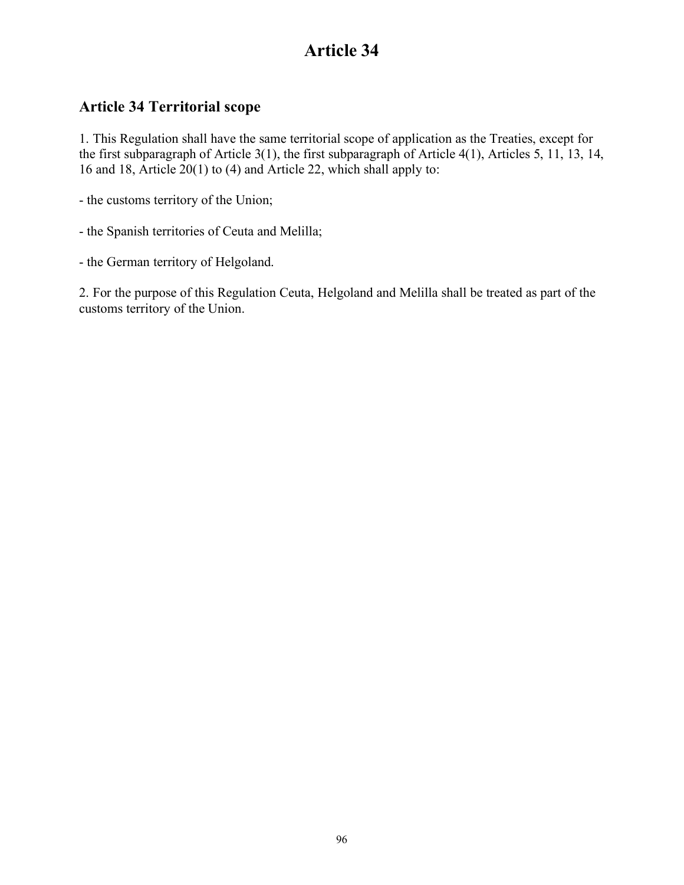# Article 34

## Article 34 Territorial scope

1. This Regulation shall have the same territorial scope of application as the Treaties, except for the first subparagraph of Article 3(1), the first subparagraph of Article 4(1), Articles 5, 11, 13, 14, 16 and 18, Article 20(1) to (4) and Article 22, which shall apply to:

- the customs territory of the Union;

- the Spanish territories of Ceuta and Melilla;

- the German territory of Helgoland.

2. For the purpose of this Regulation Ceuta, Helgoland and Melilla shall be treated as part of the customs territory of the Union.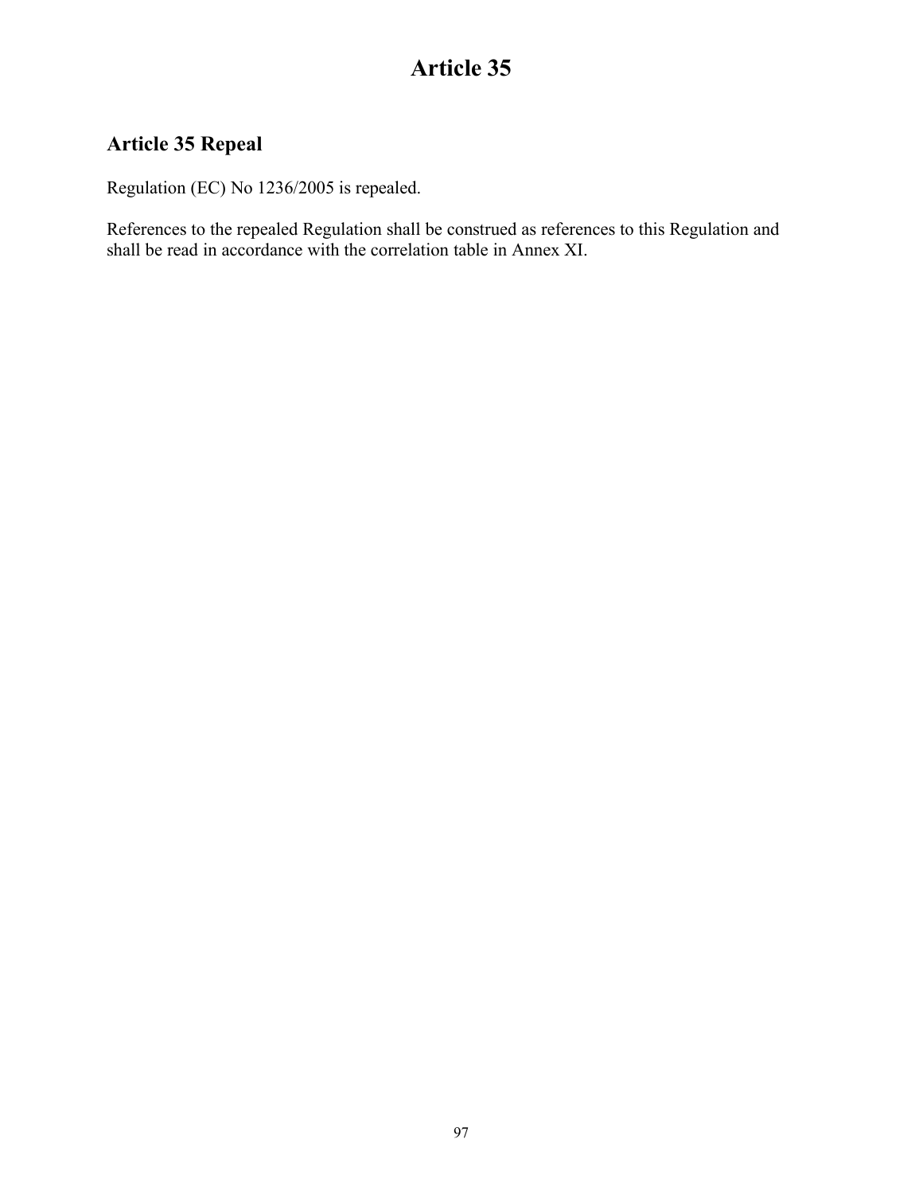# Article 35

## Article 35 Repeal

Regulation (EC) No 1236/2005 is repealed.

References to the repealed Regulation shall be construed as references to this Regulation and shall be read in accordance with the correlation table in Annex XI.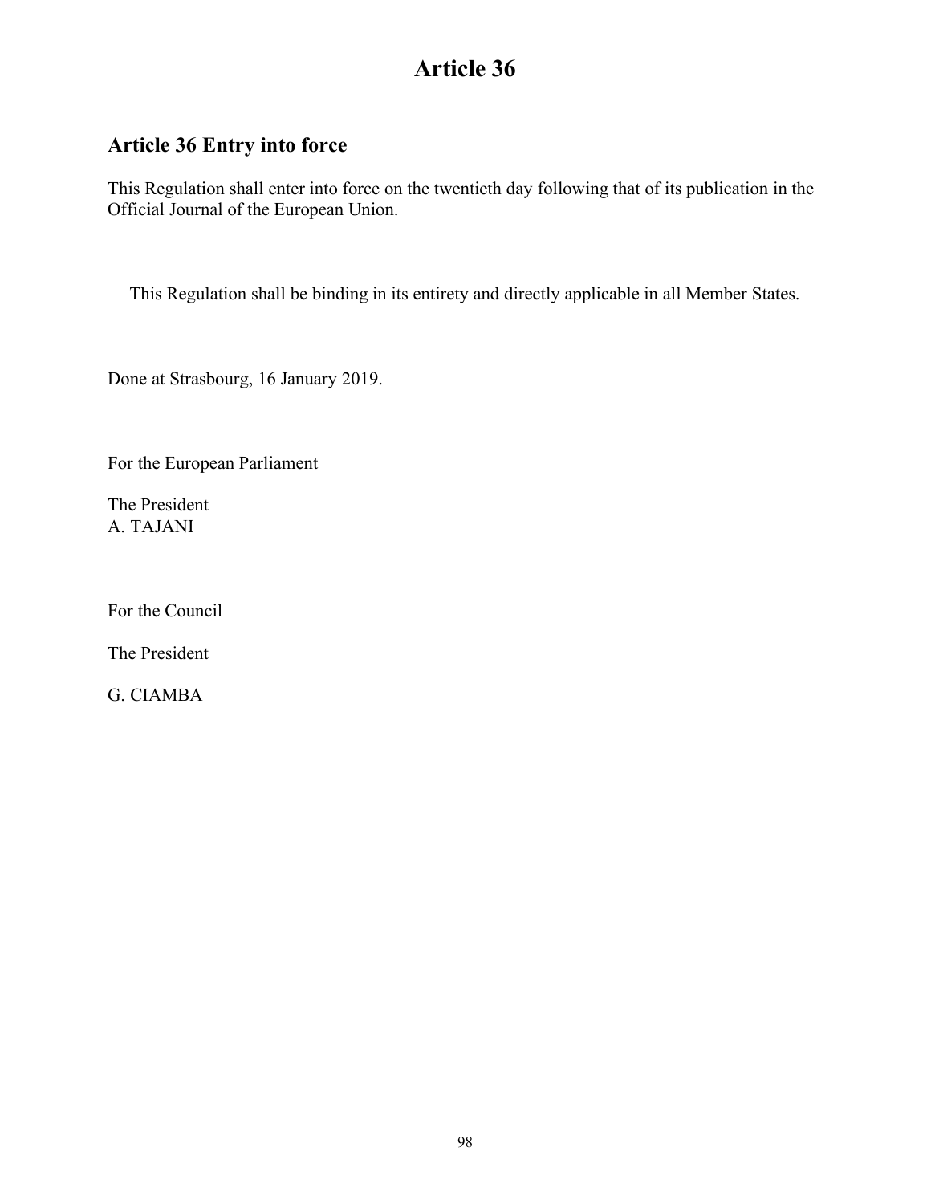# Article 36

## Article 36 Entry into force

This Regulation shall enter into force on the twentieth day following that of its publication in the Official Journal of the European Union.

This Regulation shall be binding in its entirety and directly applicable in all Member States.

Done at Strasbourg, 16 January 2019.

For the European Parliament

The President
A. TAJANI

For the Council

The President

G. CIAMBA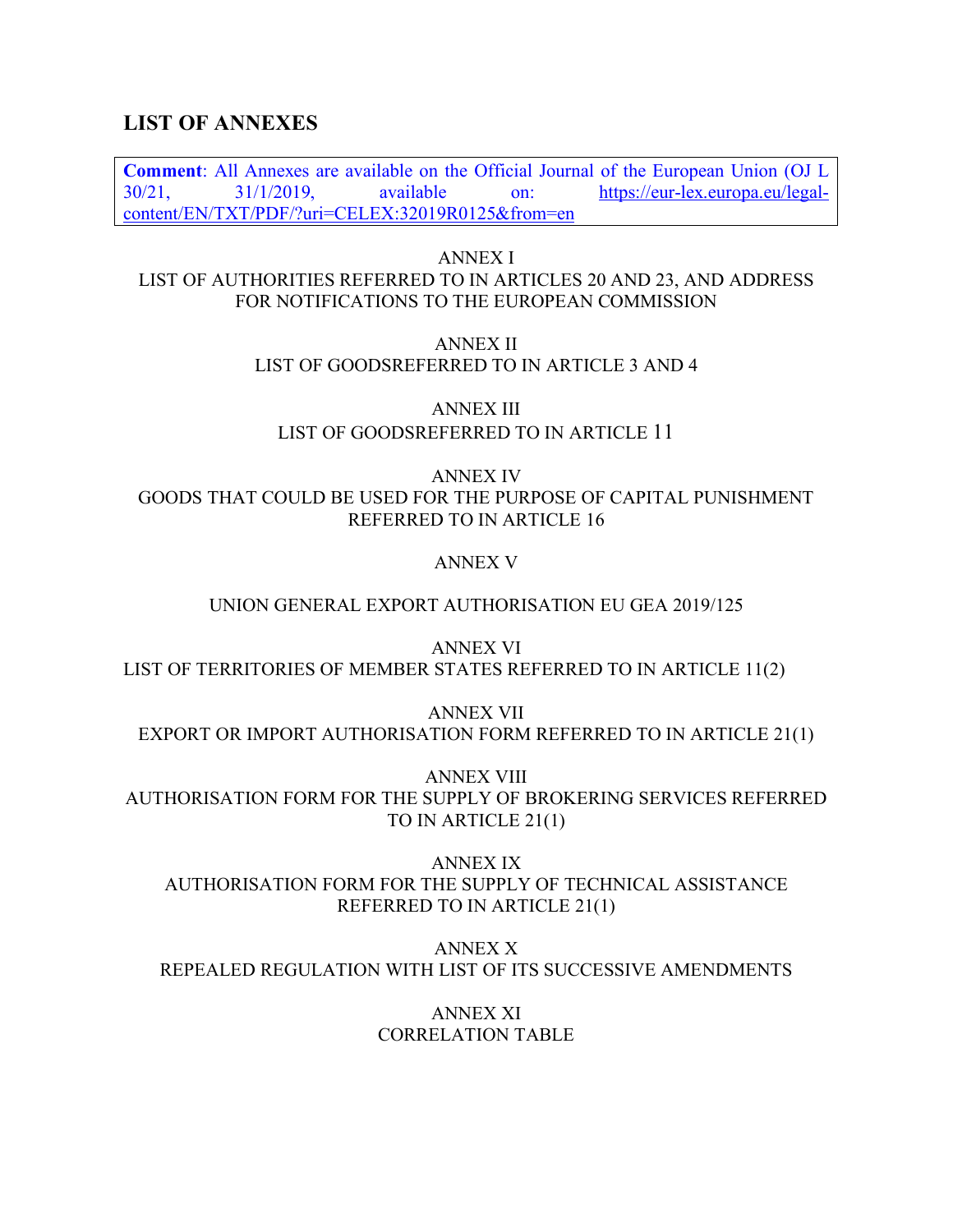## LIST OF ANNEXES

**Comment**: All Annexes are available on the Official Journal of the European Union (OJ L 30/21, 31/1/2019, available on: https://eur-lex.europa.eu/legal-content/EN/TXT/PDF/?uri=CELEX:32019R0125&from=en

ANNEX I
LIST OF AUTHORITIES REFERRED TO IN ARTICLES 20 AND 23, AND ADDRESS FOR NOTIFICATIONS TO THE EUROPEAN COMMISSION

ANNEX II
LIST OF GOODSREFERRED TO IN ARTICLE 3 AND 4

ANNEX III
LIST OF GOODSREFERRED TO IN ARTICLE 11

ANNEX IV
GOODS THAT COULD BE USED FOR THE PURPOSE OF CAPITAL PUNISHMENT REFERRED TO IN ARTICLE 16

ANNEX V

UNION GENERAL EXPORT AUTHORISATION EU GEA 2019/125

ANNEX VI
LIST OF TERRITORIES OF MEMBER STATES REFERRED TO IN ARTICLE 11(2)

ANNEX VII
EXPORT OR IMPORT AUTHORISATION FORM REFERRED TO IN ARTICLE 21(1)

ANNEX VIII
AUTHORISATION FORM FOR THE SUPPLY OF BROKERING SERVICES REFERRED TO IN ARTICLE 21(1)

ANNEX IX
AUTHORISATION FORM FOR THE SUPPLY OF TECHNICAL ASSISTANCE REFERRED TO IN ARTICLE 21(1)

ANNEX X
REPEALED REGULATION WITH LIST OF ITS SUCCESSIVE AMENDMENTS

ANNEX XI
CORRELATION TABLE